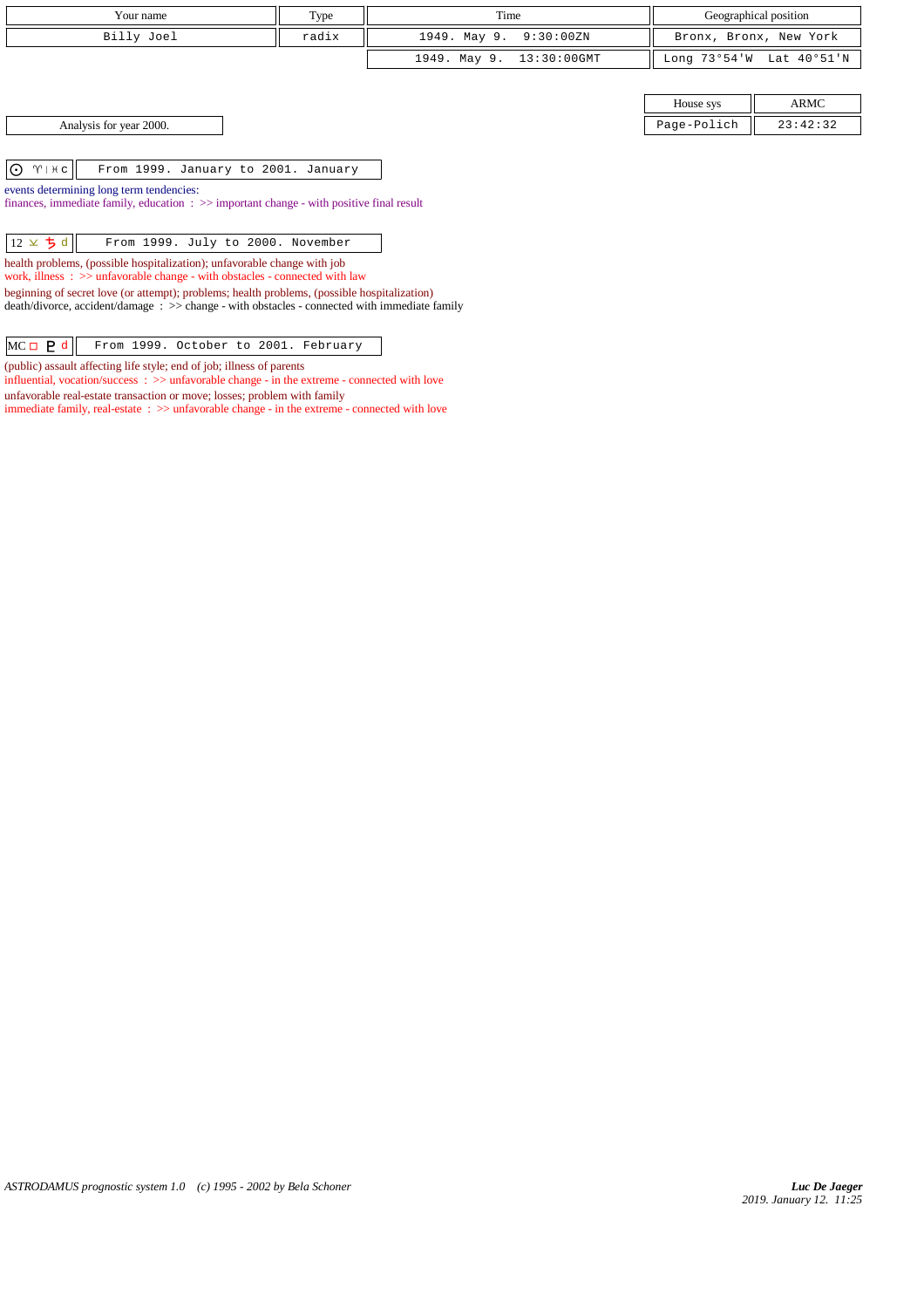| Your name | Type | Time | Geographical position |
| --- | --- | --- | --- |
| Billy Joel | radix | 1949. May 9. 9:30:00ZN | Bronx, Bronx, New York |
| | | 1949. May 9. 13:30:00GMT | Long 73°54'W Lat 40°51'N |

| House sys | ARMC |
| --- | --- |
| Page-Polich | 23:42:32 |

Analysis for year 2000.

| ☉ ♈ \| ♓ c | From 1999. January to 2001. January |
| --- | --- |

events determining long term tendencies:
finances, immediate family, education : >> important change - with positive final result

| 12 ⊻ ♄ d | From 1999. July to 2000. November |
| --- | --- |

health problems, (possible hospitalization); unfavorable change with job
work, illness : >> unfavorable change - with obstacles - connected with law

beginning of secret love (or attempt); problems; health problems, (possible hospitalization)
death/divorce, accident/damage : >> change - with obstacles - connected with immediate family

| MC □ ♇ d | From 1999. October to 2001. February |
| --- | --- |

(public) assault affecting life style; end of job; illness of parents
influential, vocation/success : >> unfavorable change - in the extreme - connected with love

unfavorable real-estate transaction or move; losses; problem with family
immediate family, real-estate : >> unfavorable change - in the extreme - connected with love

*ASTRODAMUS prognostic system 1.0 (c) 1995 - 2002 by Bela Schoner*

*Luc De Jaeger*
2019. January 12. 11:25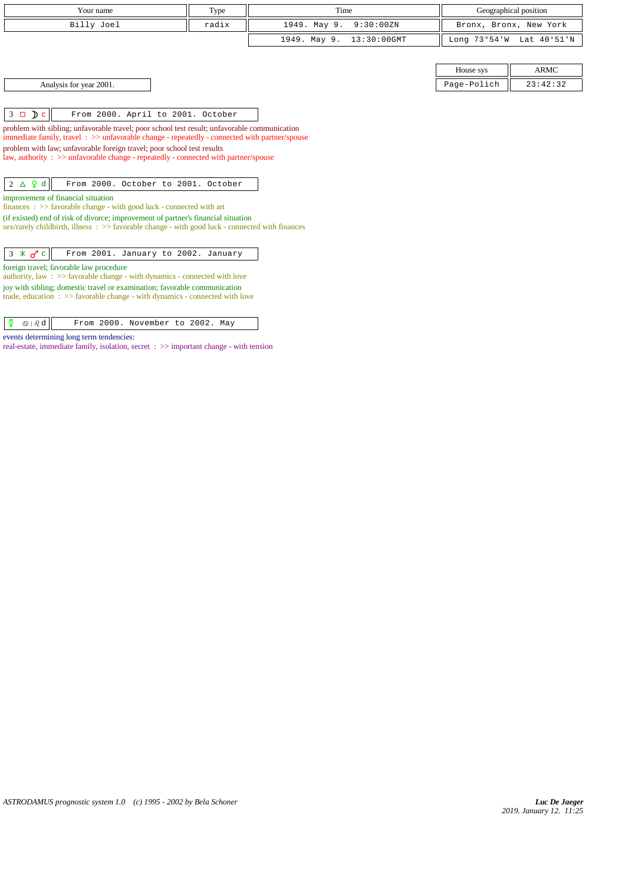| Your name | Type | Time | Geographical position |
|---|---|---|---|
| Billy Joel | radix | 1949. May 9. 9:30:00ZN | Bronx, Bronx, New York |
| | | 1949. May 9. 13:30:00GMT | Long 73°54'W Lat 40°51'N |

| House sys | ARMC |
|---|---|
| Page-Polich | 23:42:32 |

Analysis for year 2001.

**3 □ ☽ c** — From 2000. April to 2001. October

problem with sibling; unfavorable travel; poor school test result; unfavorable communication
immediate family, travel : >> unfavorable change - repeatedly - connected with partner/spouse
problem with law; unfavorable foreign travel; poor school test results
law, authority : >> unfavorable change - repeatedly - connected with partner/spouse

**2 △ ♀ d** — From 2000. October to 2001. October

improvement of financial situation
finances : >> favorable change - with good luck - connected with art
(if existed) end of risk of divorce; improvement of partner's financial situation
sex/rarely childbirth, illness : >> favorable change - with good luck - connected with finances

**3 ✶ ♂ c** — From 2001. January to 2002. January

foreign travel; favorable law procedure
authority, law : >> favorable change - with dynamics - connected with love
joy with sibling; domestic travel or examination; favorable communication
trade, education : >> favorable change - with dynamics - connected with love

**☿ ♋ | ♌ d** — From 2000. November to 2002. May

events determining long term tendencies:
real-estate, immediate family, isolation, secret : >> important change - with tension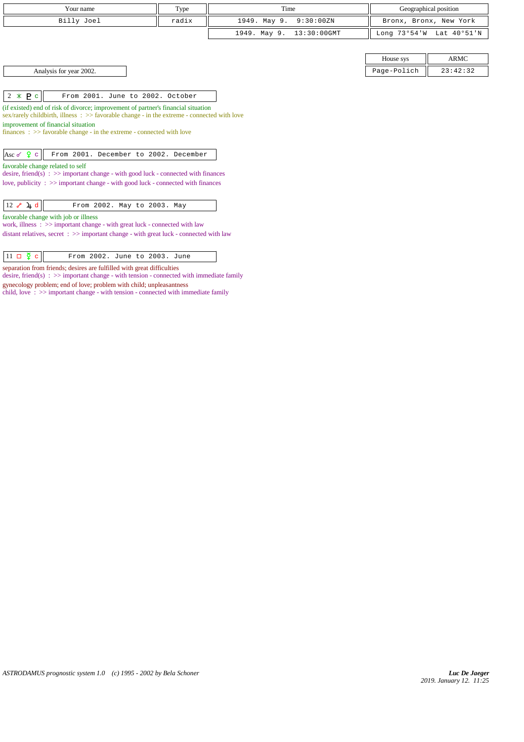| Your name | Type | Time | Geographical position |
| --- | --- | --- | --- |
| Billy Joel | radix | 1949. May 9. 9:30:00ZN | Bronx, Bronx, New York |
| | | 1949. May 9. 13:30:00GMT | Long 73°54'W Lat 40°51'N |

| House sys | ARMC |
| --- | --- |
| Page-Polich | 23:42:32 |

Analysis for year 2002.

| 2 ⚹ ♇ c | From 2001. June to 2002. October |
| --- | --- |

(if existed) end of risk of divorce; improvement of partner's financial situation
sex/rarely childbirth, illness : >> favorable change - in the extreme - connected with love
improvement of financial situation
finances : >> favorable change - in the extreme - connected with love

| Asc ☌ ♀ c | From 2001. December to 2002. December |
| --- | --- |

favorable change related to self
desire, friend(s) : >> important change - with good luck - connected with finances
love, publicity : >> important change - with good luck - connected with finances

| 12 ☍ ♃ d | From 2002. May to 2003. May |
| --- | --- |

favorable change with job or illness
work, illness : >> important change - with great luck - connected with law
distant relatives, secret : >> important change - with great luck - connected with law

| 11 □ ☿ c | From 2002. June to 2003. June |
| --- | --- |

separation from friends; desires are fulfilled with great difficulties
desire, friend(s) : >> important change - with tension - connected with immediate family
gynecology problem; end of love; problem with child; unpleasantness
child, love : >> important change - with tension - connected with immediate family

*ASTRODAMUS prognostic system 1.0 (c) 1995 - 2002 by Bela Schoner*

*Luc De Jaeger*
*2019. January 12. 11:25*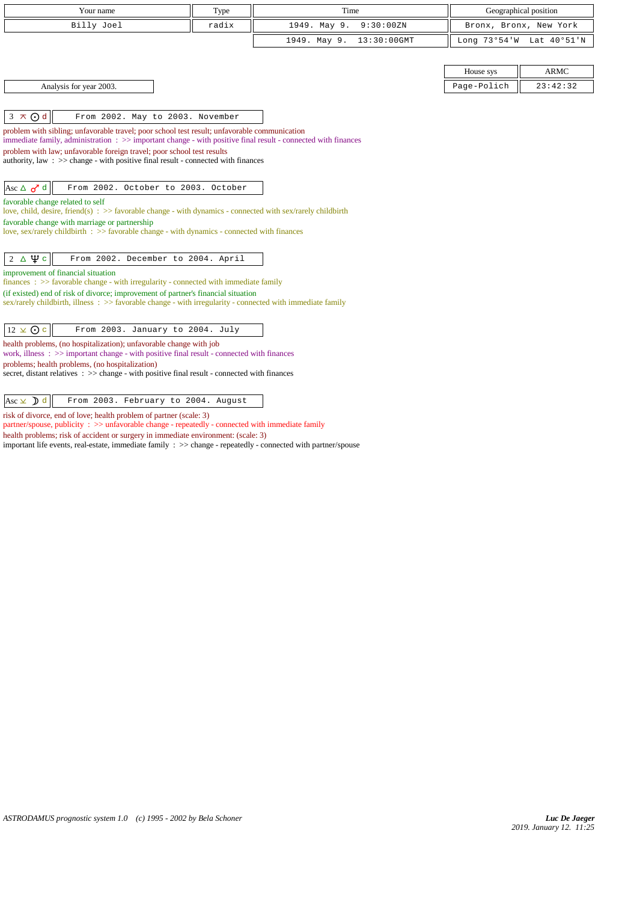| Your name | Type | Time | Geographical position |
|---|---|---|---|
| Billy Joel | radix | 1949. May 9. 9:30:00ZN | Bronx, Bronx, New York |
| | | 1949. May 9. 13:30:00GMT | Long 73°54'W Lat 40°51'N |

| House sys | ARMC |
|---|---|
| Page-Polich | 23:42:32 |

Analysis for year 2003.

**3 ⊼ ☉ d** — From 2002. May to 2003. November

problem with sibling; unfavorable travel; poor school test result; unfavorable communication
immediate family, administration : >> important change - with positive final result - connected with finances
problem with law; unfavorable foreign travel; poor school test results
authority, law : >> change - with positive final result - connected with finances

**Asc △ ♂ d** — From 2002. October to 2003. October

favorable change related to self
love, child, desire, friend(s) : >> favorable change - with dynamics - connected with sex/rarely childbirth
favorable change with marriage or partnership
love, sex/rarely childbirth : >> favorable change - with dynamics - connected with finances

**2 △ ♆ c** — From 2002. December to 2004. April

improvement of financial situation
finances : >> favorable change - with irregularity - connected with immediate family
(if existed) end of risk of divorce; improvement of partner's financial situation
sex/rarely childbirth, illness : >> favorable change - with irregularity - connected with immediate family

**12 ⊻ ☉ c** — From 2003. January to 2004. July

health problems, (no hospitalization); unfavorable change with job
work, illness : >> important change - with positive final result - connected with finances
problems; health problems, (no hospitalization)
secret, distant relatives : >> change - with positive final result - connected with finances

**Asc ⊻ ☽ d** — From 2003. February to 2004. August

risk of divorce, end of love; health problem of partner (scale: 3)
partner/spouse, publicity : >> unfavorable change - repeatedly - connected with immediate family
health problems; risk of accident or surgery in immediate environment: (scale: 3)
important life events, real-estate, immediate family : >> change - repeatedly - connected with partner/spouse

*ASTRODAMUS prognostic system 1.0 (c) 1995 - 2002 by Bela Schoner*

*Luc De Jaeger*
2019. January 12. 11:25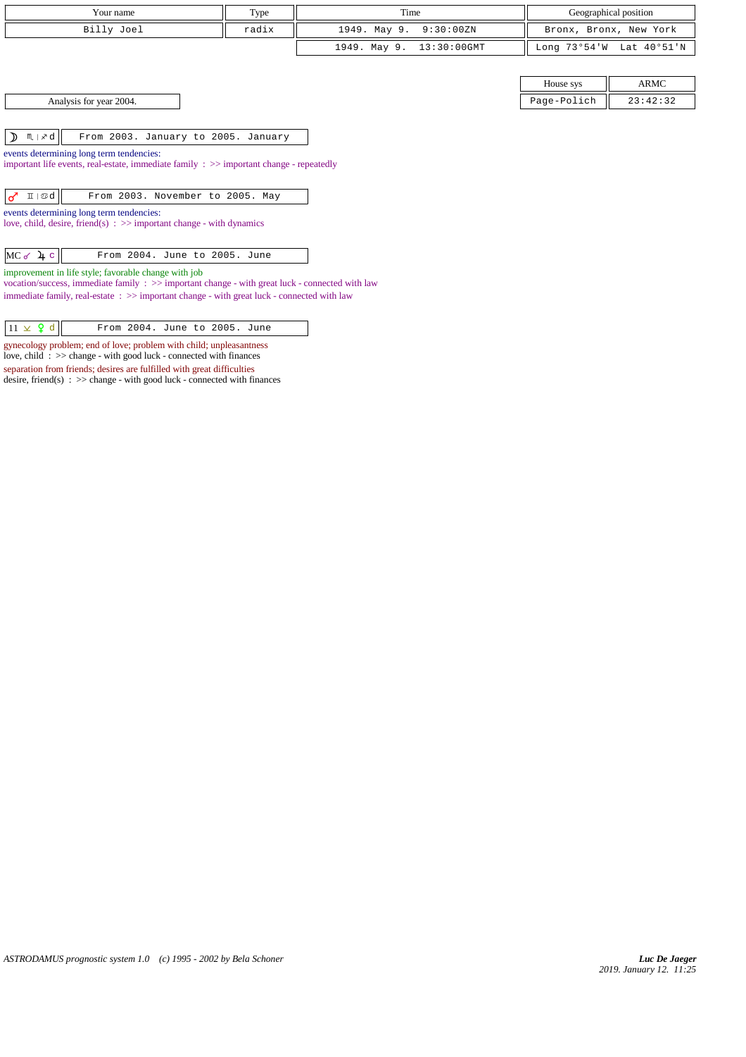| Your name | Type | Time | Geographical position |
|---|---|---|---|
| Billy Joel | radix | 1949. May 9. 9:30:00ZN | Bronx, Bronx, New York |
| | | 1949. May 9. 13:30:00GMT | Long 73°54'W Lat 40°51'N |

| House sys | ARMC |
|---|---|
| Page-Polich | 23:42:32 |

Analysis for year 2004.

| ☽ ♏ \| ♐ d | From 2003. January to 2005. January |
|---|---|

events determining long term tendencies:
important life events, real-estate, immediate family : >> important change - repeatedly

| ♂ ♊ \| ♋ d | From 2003. November to 2005. May |
|---|---|

events determining long term tendencies:
love, child, desire, friend(s) : >> important change - with dynamics

| MC ☌ ♃ c | From 2004. June to 2005. June |
|---|---|

improvement in life style; favorable change with job
vocation/success, immediate family : >> important change - with great luck - connected with law
immediate family, real-estate : >> important change - with great luck - connected with law

| 11 ⊻ ♀ d | From 2004. June to 2005. June |
|---|---|

gynecology problem; end of love; problem with child; unpleasantness
love, child : >> change - with good luck - connected with finances
separation from friends; desires are fulfilled with great difficulties
desire, friend(s) : >> change - with good luck - connected with finances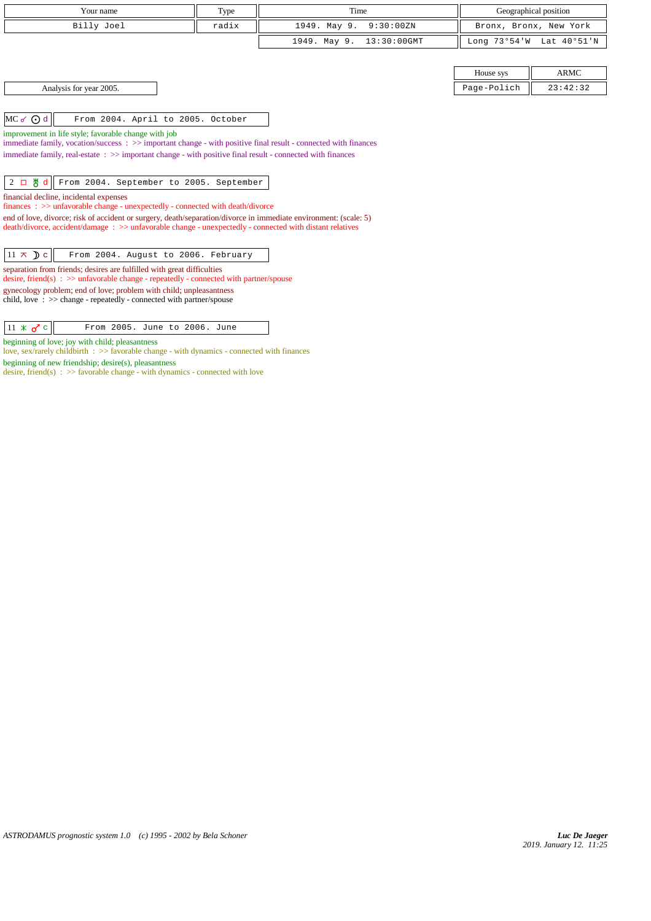| Your name | Type | Time | Geographical position |
|---|---|---|---|
| Billy Joel | radix | 1949. May 9. 9:30:00ZN | Bronx, Bronx, New York |
| | | 1949. May 9. 13:30:00GMT | Long 73°54'W Lat 40°51'N |

| House sys | ARMC |
|---|---|
| Page-Polich | 23:42:32 |

Analysis for year 2005.

| MC ☌ ☉ d | From 2004. April to 2005. October |
|---|---|

improvement in life style; favorable change with job
immediate family, vocation/success : >> important change - with positive final result - connected with finances
immediate family, real-estate : >> important change - with positive final result - connected with finances

| 2 □ ♅ d | From 2004. September to 2005. September |
|---|---|

financial decline, incidental expenses
finances : >> unfavorable change - unexpectedly - connected with death/divorce
end of love, divorce; risk of accident or surgery, death/separation/divorce in immediate environment: (scale: 5)
death/divorce, accident/damage : >> unfavorable change - unexpectedly - connected with distant relatives

| 11 ⊼ ☽ c | From 2004. August to 2006. February |
|---|---|

separation from friends; desires are fulfilled with great difficulties
desire, friend(s) : >> unfavorable change - repeatedly - connected with partner/spouse
gynecology problem; end of love; problem with child; unpleasantness
child, love : >> change - repeatedly - connected with partner/spouse

| 11 ⚹ ♂ c | From 2005. June to 2006. June |
|---|---|

beginning of love; joy with child; pleasantness
love, sex/rarely childbirth : >> favorable change - with dynamics - connected with finances
beginning of new friendship; desire(s), pleasantness
desire, friend(s) : >> favorable change - with dynamics - connected with love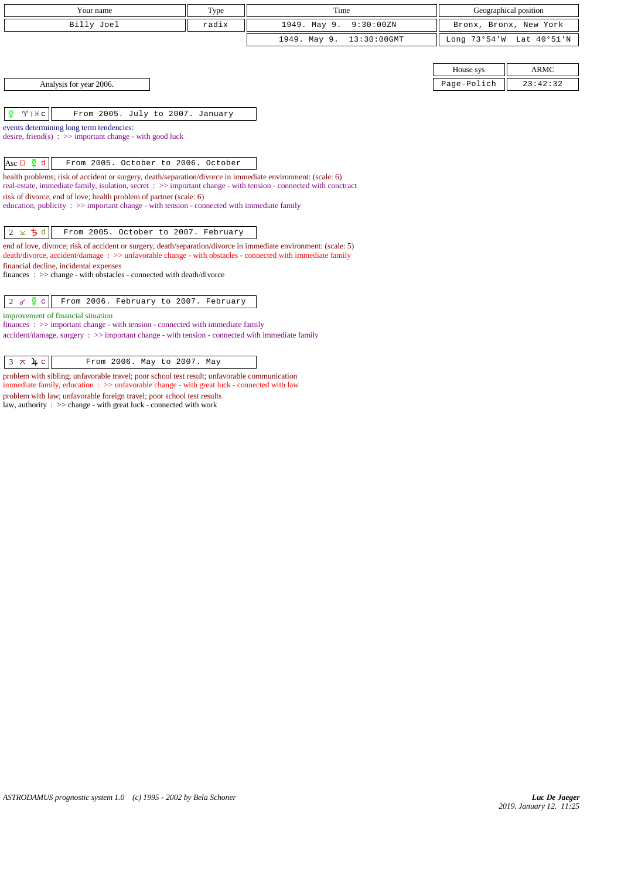| Your name | Type | Time | Geographical position |
| --- | --- | --- | --- |
| Billy Joel | radix | 1949. May 9. 9:30:00ZN | Bronx, Bronx, New York |
| | | 1949. May 9. 13:30:00GMT | Long 73°54'W Lat 40°51'N |

| House sys | ARMC |
| --- | --- |
| Page-Polich | 23:42:32 |

Analysis for year 2006.

| ♀ ♈ \| ♓ c | From 2005. July to 2007. January |
| --- | --- |

events determining long term tendencies:
desire, friend(s) : >> important change - with good luck

| Asc □ ☿ d | From 2005. October to 2006. October |
| --- | --- |

health problems; risk of accident or surgery, death/separation/divorce in immediate environment: (scale: 6)
real-estate, immediate family, isolation, secret : >> important change - with tension - connected with conctract
risk of divorce, end of love; health problem of partner (scale: 6)
education, publicity : >> important change - with tension - connected with immediate family

| 2 ⚺ ♄ d | From 2005. October to 2007. February |
| --- | --- |

end of love, divorce; risk of accident or surgery, death/separation/divorce in immediate environment: (scale: 5)
death/divorce, accident/damage : >> unfavorable change - with obstacles - connected with immediate family
financial decline, incidental expenses
finances : >> change - with obstacles - connected with death/divorce

| 2 ☍ ☿ c | From 2006. February to 2007. February |
| --- | --- |

improvement of financial situation
finances : >> important change - with tension - connected with immediate family
accident/damage, surgery : >> important change - with tension - connected with immediate family

| 3 ⚻ ♃ c | From 2006. May to 2007. May |
| --- | --- |

problem with sibling; unfavorable travel; poor school test result; unfavorable communication
immediate family, education : >> unfavorable change - with great luck - connected with law
problem with law; unfavorable foreign travel; poor school test results
law, authority : >> change - with great luck - connected with work

*ASTRODAMUS prognostic system 1.0 (c) 1995 - 2002 by Bela Schoner*

***Luc De Jaeger***
*2019. January 12. 11:25*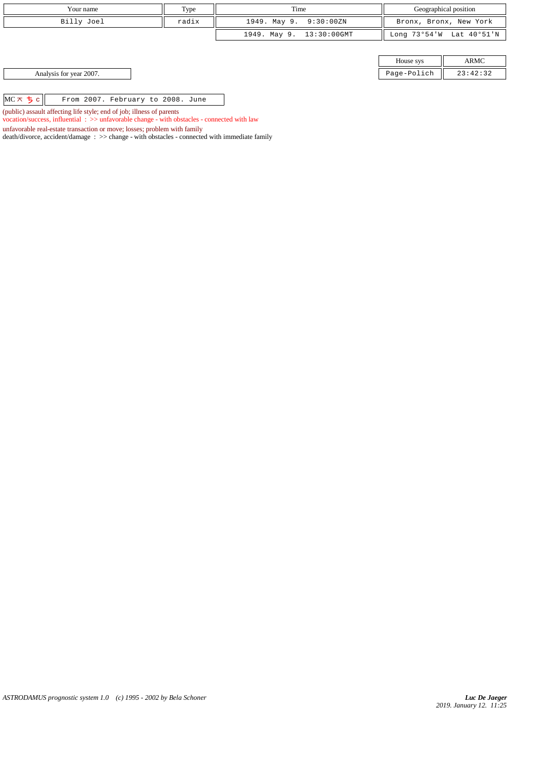| Your name | Type | Time | Geographical position |
|---|---|---|---|
| Billy Joel | radix | 1949. May 9. 9:30:00ZN | Bronx, Bronx, New York |
| | | 1949. May 9. 13:30:00GMT | Long 73°54'W Lat 40°51'N |

| House sys | ARMC |
|---|---|
| Page-Polich | 23:42:32 |

Analysis for year 2007.

| MC ⊼ ♄ c | From 2007. February to 2008. June |
|---|---|

(public) assault affecting life style; end of job; illness of parents
vocation/success, influential : >> unfavorable change - with obstacles - connected with law

unfavorable real-estate transaction or move; losses; problem with family
death/divorce, accident/damage : >> change - with obstacles - connected with immediate family

*ASTRODAMUS prognostic system 1.0 (c) 1995 - 2002 by Bela Schoner*

***Luc De Jaeger***
*2019. January 12. 11:25*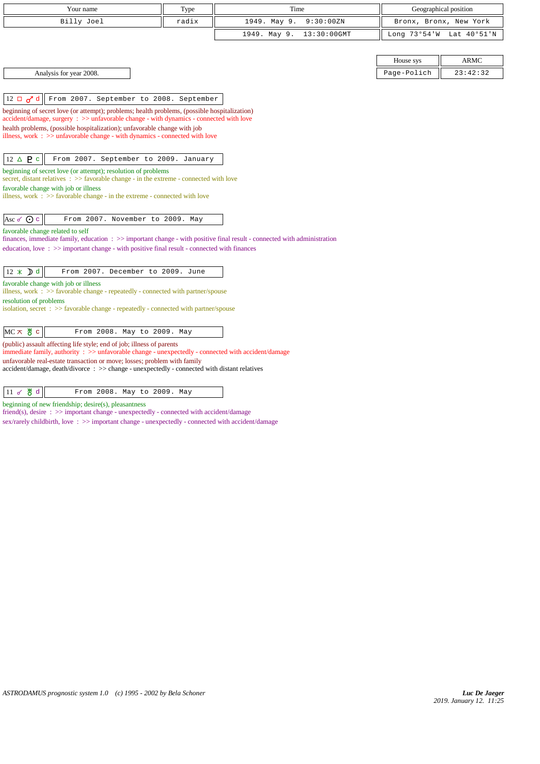| Your name | Type | Time | Geographical position |
|---|---|---|---|
| Billy Joel | radix | 1949. May 9. 9:30:00ZN | Bronx, Bronx, New York |
| | | 1949. May 9. 13:30:00GMT | Long 73°54'W Lat 40°51'N |

| House sys | ARMC |
|---|---|
| Page-Polich | 23:42:32 |

Analysis for year 2008.

**12 □ ♂ d** — From 2007. September to 2008. September

beginning of secret love (or attempt); problems; health problems, (possible hospitalization)
accident/damage, surgery : >> unfavorable change - with dynamics - connected with love
health problems, (possible hospitalization); unfavorable change with job
illness, work : >> unfavorable change - with dynamics - connected with love

**12 △ ♇ c** — From 2007. September to 2009. January

beginning of secret love (or attempt); resolution of problems
secret, distant relatives : >> favorable change - in the extreme - connected with love
favorable change with job or illness
illness, work : >> favorable change - in the extreme - connected with love

**Asc ☌ ☉ c** — From 2007. November to 2009. May

favorable change related to self
finances, immediate family, education : >> important change - with positive final result - connected with administration
education, love : >> important change - with positive final result - connected with finances

**12 ⚹ ☽ d** — From 2007. December to 2009. June

favorable change with job or illness
illness, work : >> favorable change - repeatedly - connected with partner/spouse
resolution of problems
isolation, secret : >> favorable change - repeatedly - connected with partner/spouse

**MC ⚻ ♅ c** — From 2008. May to 2009. May

(public) assault affecting life style; end of job; illness of parents
immediate family, authority : >> unfavorable change - unexpectedly - connected with accident/damage
unfavorable real-estate transaction or move; losses; problem with family
accident/damage, death/divorce : >> change - unexpectedly - connected with distant relatives

**11 ☌ ♅ d** — From 2008. May to 2009. May

beginning of new friendship; desire(s), pleasantness
friend(s), desire : >> important change - unexpectedly - connected with accident/damage
sex/rarely childbirth, love : >> important change - unexpectedly - connected with accident/damage

*ASTRODAMUS prognostic system 1.0 (c) 1995 - 2002 by Bela Schoner*

*Luc De Jaeger*
2019. January 12. 11:25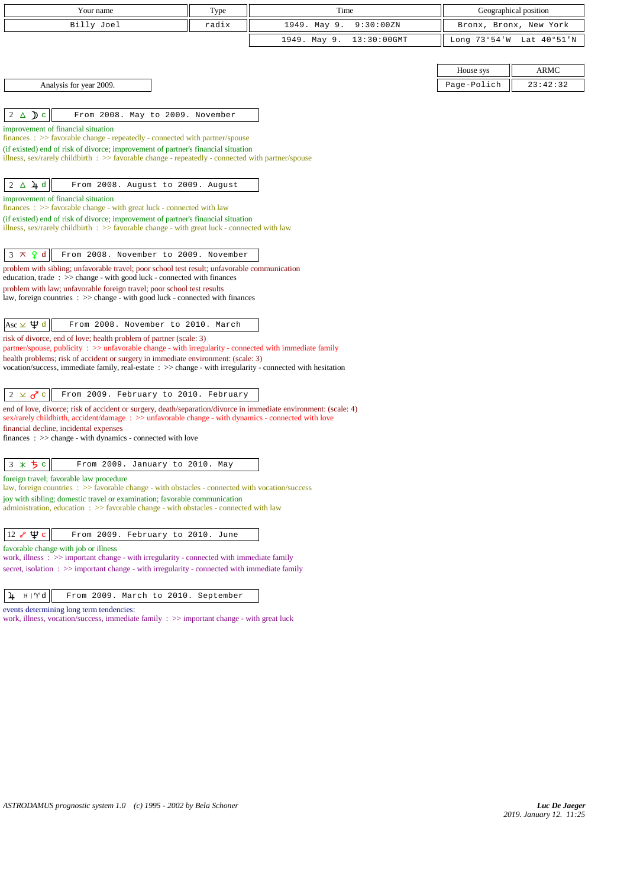| Your name | Type | Time | Geographical position |
|---|---|---|---|
| Billy Joel | radix | 1949. May 9. 9:30:00ZN | Bronx, Bronx, New York |
| | | 1949. May 9. 13:30:00GMT | Long 73°54'W Lat 40°51'N |

| House sys | ARMC |
|---|---|
| Page-Polich | 23:42:32 |

Analysis for year 2009.

**2 △ ☽ c** — From 2008. May to 2009. November

improvement of financial situation
finances : >> favorable change - repeatedly - connected with partner/spouse
(if existed) end of risk of divorce; improvement of partner's financial situation
illness, sex/rarely childbirth : >> favorable change - repeatedly - connected with partner/spouse

**2 △ ♃ d** — From 2008. August to 2009. August

improvement of financial situation
finances : >> favorable change - with great luck - connected with law
(if existed) end of risk of divorce; improvement of partner's financial situation
illness, sex/rarely childbirth : >> favorable change - with great luck - connected with law

**3 ⚻ ♀ d** — From 2008. November to 2009. November

problem with sibling; unfavorable travel; poor school test result; unfavorable communication
education, trade : >> change - with good luck - connected with finances
problem with law; unfavorable foreign travel; poor school test results
law, foreign countries : >> change - with good luck - connected with finances

**Asc ⚺ ♆ d** — From 2008. November to 2010. March

risk of divorce, end of love; health problem of partner (scale: 3)
partner/spouse, publicity : >> unfavorable change - with irregularity - connected with immediate family
health problems; risk of accident or surgery in immediate environment: (scale: 3)
vocation/success, immediate family, real-estate : >> change - with irregularity - connected with hesitation

**2 ⚺ ♂ c** — From 2009. February to 2010. February

end of love, divorce; risk of accident or surgery, death/separation/divorce in immediate environment: (scale: 4)
sex/rarely childbirth, accident/damage : >> unfavorable change - with dynamics - connected with love
financial decline, incidental expenses
finances : >> change - with dynamics - connected with love

**3 ⚹ ♄ c** — From 2009. January to 2010. May

foreign travel; favorable law procedure
law, foreign countries : >> favorable change - with obstacles - connected with vocation/success
joy with sibling; domestic travel or examination; favorable communication
administration, education : >> favorable change - with obstacles - connected with law

**12 ☍ ♆ c** — From 2009. February to 2010. June

favorable change with job or illness
work, illness : >> important change - with irregularity - connected with immediate family
secret, isolation : >> important change - with irregularity - connected with immediate family

**♃ ♓ | ♈ d** — From 2009. March to 2010. September

events determining long term tendencies:
work, illness, vocation/success, immediate family : >> important change - with great luck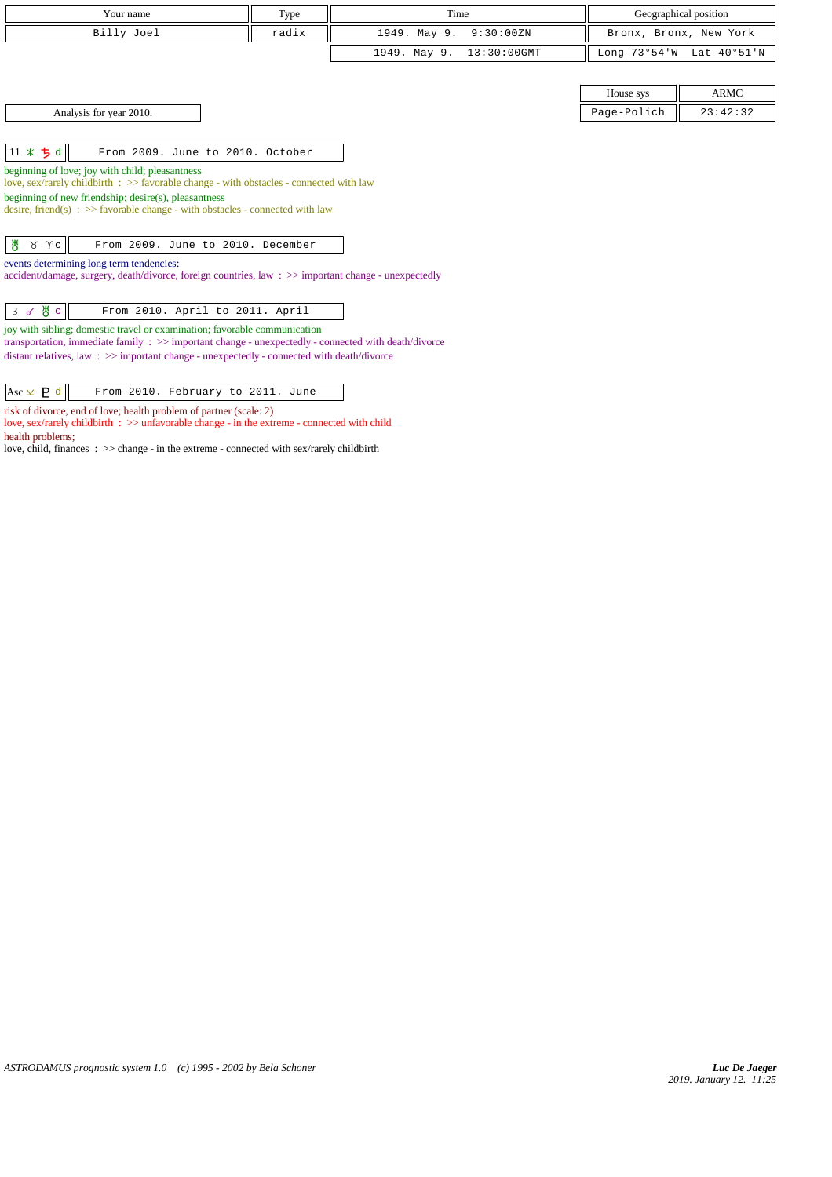| Your name | Type | Time | Geographical position |
|---|---|---|---|
| Billy Joel | radix | 1949. May 9. 9:30:00ZN | Bronx, Bronx, New York |
| | | 1949. May 9. 13:30:00GMT | Long 73°54'W Lat 40°51'N |

| House sys | ARMC |
|---|---|
| Page-Polich | 23:42:32 |

Analysis for year 2010.

**11 ⚹ ♄ d** — From 2009. June to 2010. October

beginning of love; joy with child; pleasantness
love, sex/rarely childbirth : >> favorable change - with obstacles - connected with law
beginning of new friendship; desire(s), pleasantness
desire, friend(s) : >> favorable change - with obstacles - connected with law

**♅ ♉|♈c** — From 2009. June to 2010. December

events determining long term tendencies:
accident/damage, surgery, death/divorce, foreign countries, law : >> important change - unexpectedly

**3 ☍ ♅ c** — From 2010. April to 2011. April

joy with sibling; domestic travel or examination; favorable communication
transportation, immediate family : >> important change - unexpectedly - connected with death/divorce
distant relatives, law : >> important change - unexpectedly - connected with death/divorce

**Asc ⚺ ♇ d** — From 2010. February to 2011. June

risk of divorce, end of love; health problem of partner (scale: 2)
love, sex/rarely childbirth : >> unfavorable change - in the extreme - connected with child
health problems;
love, child, finances : >> change - in the extreme - connected with sex/rarely childbirth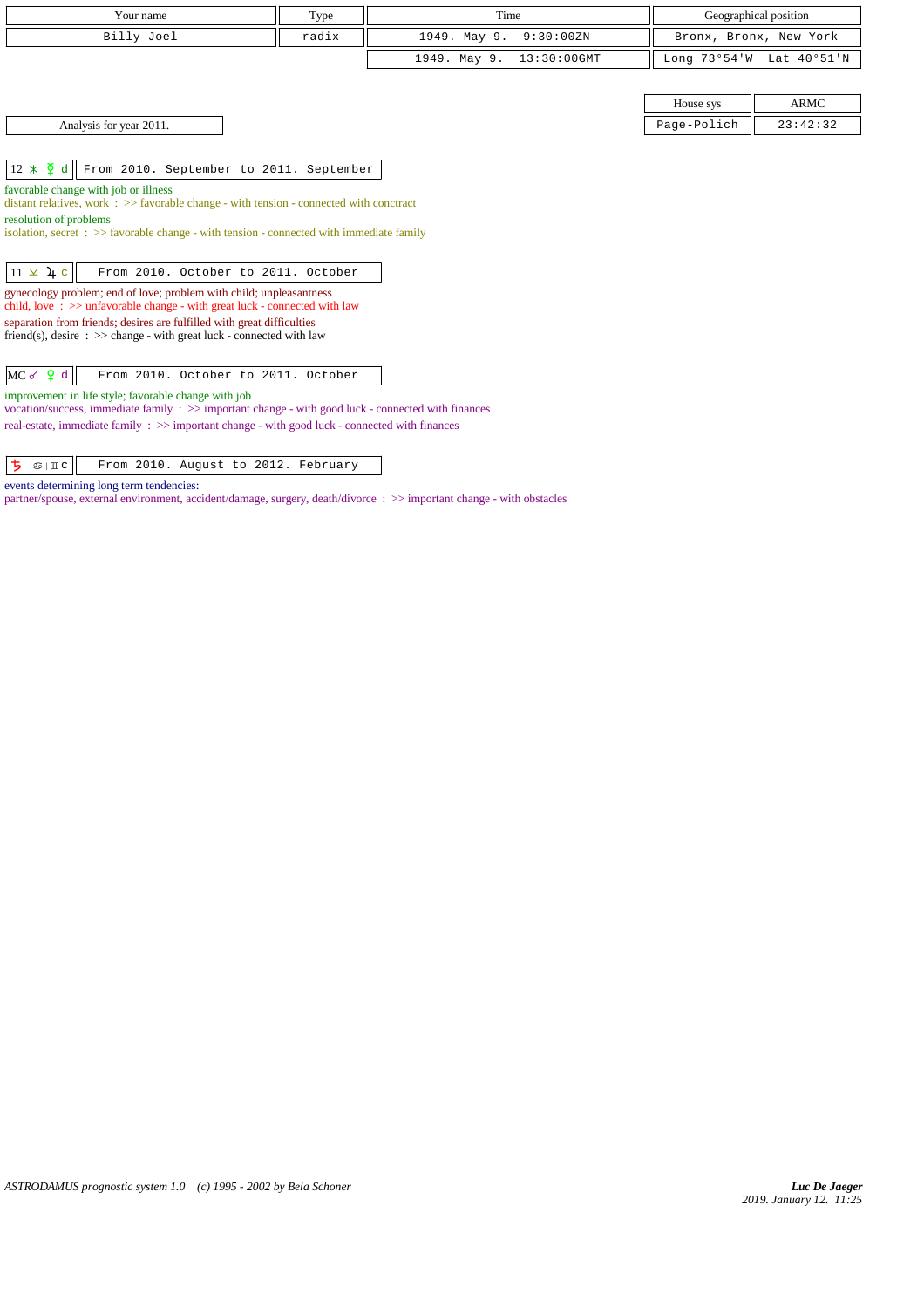| Your name | Type | Time | Geographical position |
| --- | --- | --- | --- |
| Billy Joel | radix | 1949. May 9. 9:30:00ZN | Bronx, Bronx, New York |
| | | 1949. May 9. 13:30:00GMT | Long 73°54'W Lat 40°51'N |

| House sys | ARMC |
| --- | --- |
| Page-Polich | 23:42:32 |

Analysis for year 2011.

12 ⚹ ☿ d | From 2010. September to 2011. September

favorable change with job or illness
distant relatives, work : >> favorable change - with tension - connected with conctract
resolution of problems
isolation, secret : >> favorable change - with tension - connected with immediate family

11 ⚺ ♃ c | From 2010. October to 2011. October

gynecology problem; end of love; problem with child; unpleasantness
child, love : >> unfavorable change - with great luck - connected with law
separation from friends; desires are fulfilled with great difficulties
friend(s), desire : >> change - with great luck - connected with law

MC ☌ ♀ d | From 2010. October to 2011. October

improvement in life style; favorable change with job
vocation/success, immediate family : >> important change - with good luck - connected with finances
real-estate, immediate family : >> important change - with good luck - connected with finances

♄ ♋ | ♊ c | From 2010. August to 2012. February

events determining long term tendencies:
partner/spouse, external environment, accident/damage, surgery, death/divorce : >> important change - with obstacles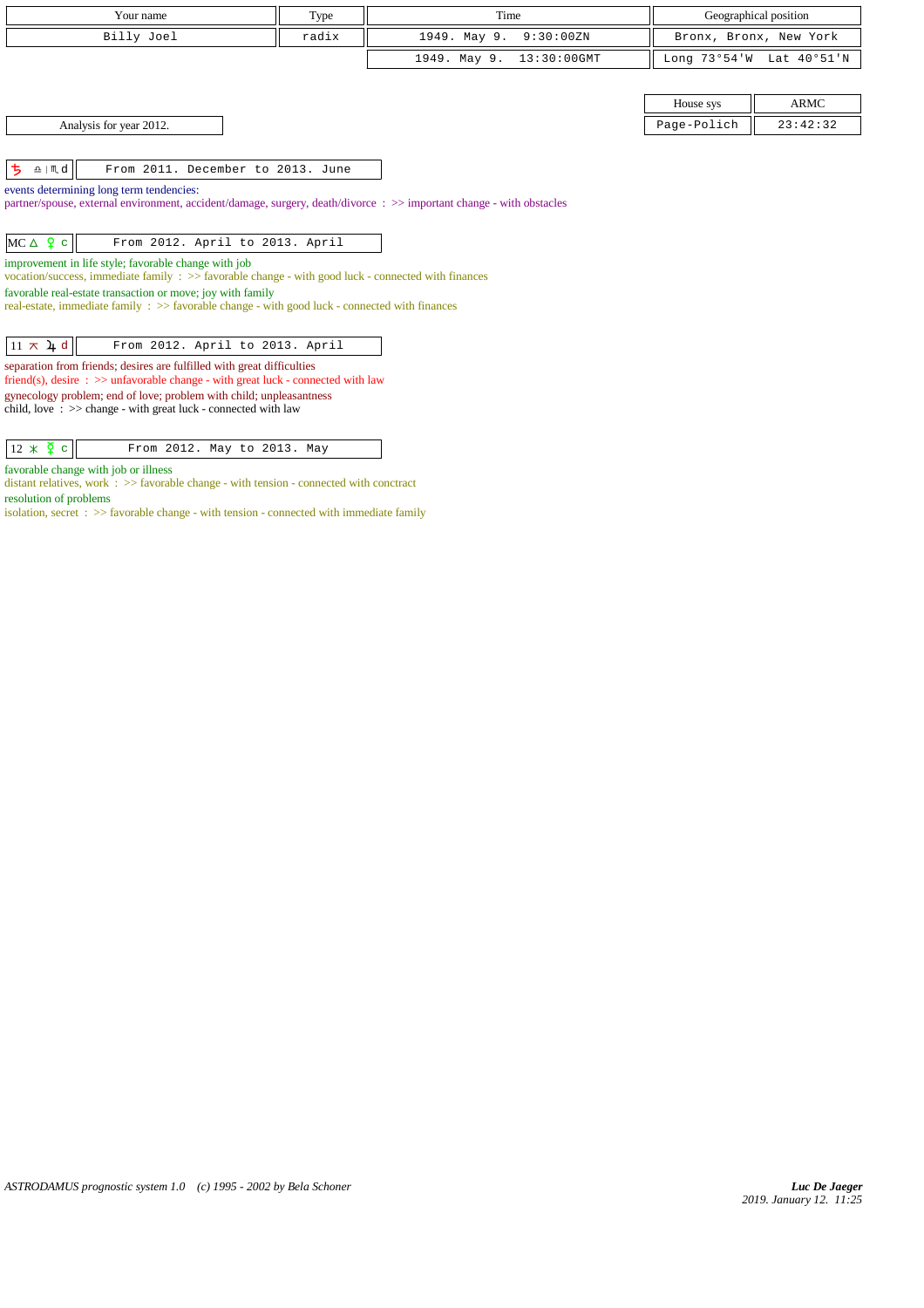| Your name | Type | Time | Geographical position |
| --- | --- | --- | --- |
| Billy Joel | radix | 1949. May 9. 9:30:00ZN | Bronx, Bronx, New York |
| | | 1949. May 9. 13:30:00GMT | Long 73°54'W Lat 40°51'N |

| House sys | ARMC |
| --- | --- |
| Page-Polich | 23:42:32 |

Analysis for year 2012.

| ♄ ♎ \| ♏ d | From 2011. December to 2013. June |
| --- | --- |

events determining long term tendencies:
partner/spouse, external environment, accident/damage, surgery, death/divorce : >> important change - with obstacles

| MC △ ♀ c | From 2012. April to 2013. April |
| --- | --- |

improvement in life style; favorable change with job
vocation/success, immediate family : >> favorable change - with good luck - connected with finances
favorable real-estate transaction or move; joy with family
real-estate, immediate family : >> favorable change - with good luck - connected with finances

| 11 ⚻ ♃ d | From 2012. April to 2013. April |
| --- | --- |

separation from friends; desires are fulfilled with great difficulties
friend(s), desire : >> unfavorable change - with great luck - connected with law
gynecology problem; end of love; problem with child; unpleasantness
child, love : >> change - with great luck - connected with law

| 12 ⚹ ☿ c | From 2012. May to 2013. May |
| --- | --- |

favorable change with job or illness
distant relatives, work : >> favorable change - with tension - connected with conctract
resolution of problems
isolation, secret : >> favorable change - with tension - connected with immediate family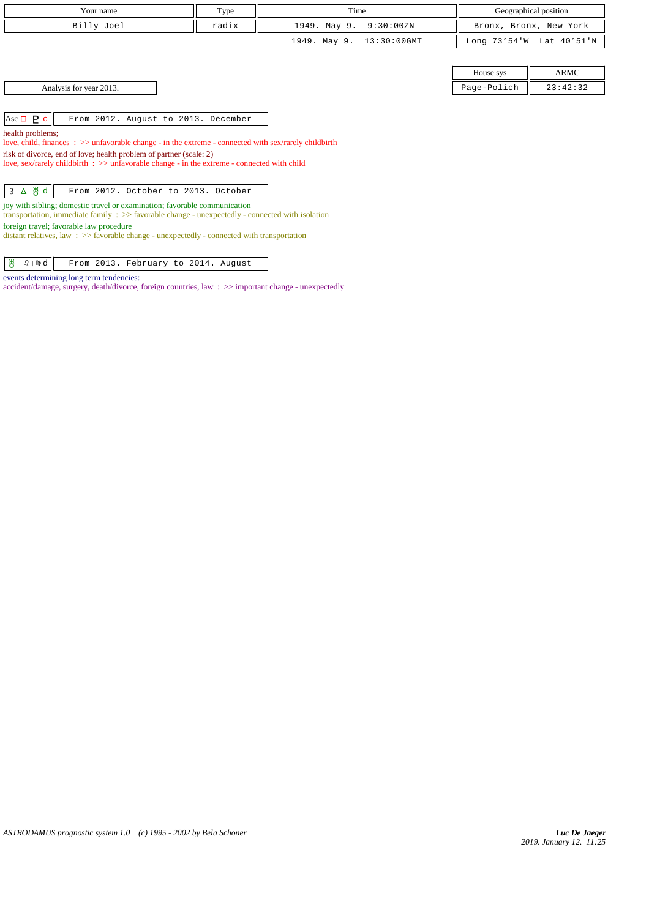| Your name | Type | Time | Geographical position |
|---|---|---|---|
| Billy Joel | radix | 1949. May 9. 9:30:00ZN | Bronx, Bronx, New York |
| | | 1949. May 9. 13:30:00GMT | Long 73°54'W Lat 40°51'N |

| House sys | ARMC |
|---|---|
| Page-Polich | 23:42:32 |

Analysis for year 2013.

Asc □ ♇ c — From 2012. August to 2013. December

health problems;
love, child, finances : >> unfavorable change - in the extreme - connected with sex/rarely childbirth
risk of divorce, end of love; health problem of partner (scale: 2)
love, sex/rarely childbirth : >> unfavorable change - in the extreme - connected with child

3 △ ♅ d — From 2012. October to 2013. October

joy with sibling; domestic travel or examination; favorable communication
transportation, immediate family : >> favorable change - unexpectedly - connected with isolation
foreign travel; favorable law procedure
distant relatives, law : >> favorable change - unexpectedly - connected with transportation

♅ ♌ | ♍ d — From 2013. February to 2014. August

events determining long term tendencies:
accident/damage, surgery, death/divorce, foreign countries, law : >> important change - unexpectedly

ASTRODAMUS prognostic system 1.0 (c) 1995 - 2002 by Bela Schoner

*Luc De Jaeger*
2019. January 12. 11:25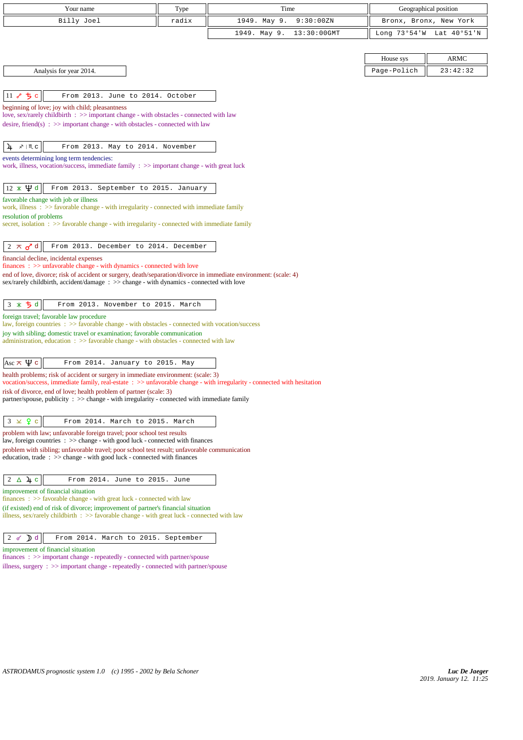| Your name | Type | Time | Geographical position |
|---|---|---|---|
| Billy Joel | radix | 1949. May 9. 9:30:00ZN | Bronx, Bronx, New York |
| | | 1949. May 9. 13:30:00GMT | Long 73°54'W Lat 40°51'N |

| House sys | ARMC |
|---|---|
| Page-Polich | 23:42:32 |

Analysis for year 2014.

**11 ☍ ♄ c** — From 2013. June to 2014. October

beginning of love; joy with child; pleasantness
love, sex/rarely childbirth : >> important change - with obstacles - connected with law
desire, friend(s) : >> important change - with obstacles - connected with law

**♃ ♐ | ♏ c** — From 2013. May to 2014. November

events determining long term tendencies:
work, illness, vocation/success, immediate family : >> important change - with great luck

**12 ⚹ ♆ d** — From 2013. September to 2015. January

favorable change with job or illness
work, illness : >> favorable change - with irregularity - connected with immediate family
resolution of problems
secret, isolation : >> favorable change - with irregularity - connected with immediate family

**2 ⚻ ♂ d** — From 2013. December to 2014. December

financial decline, incidental expenses
finances : >> unfavorable change - with dynamics - connected with love
end of love, divorce; risk of accident or surgery, death/separation/divorce in immediate environment: (scale: 4)
sex/rarely childbirth, accident/damage : >> change - with dynamics - connected with love

**3 ⚹ ♄ d** — From 2013. November to 2015. March

foreign travel; favorable law procedure
law, foreign countries : >> favorable change - with obstacles - connected with vocation/success
joy with sibling; domestic travel or examination; favorable communication
administration, education : >> favorable change - with obstacles - connected with law

**Asc ⚻ ♆ c** — From 2014. January to 2015. May

health problems; risk of accident or surgery in immediate environment: (scale: 3)
vocation/success, immediate family, real-estate : >> unfavorable change - with irregularity - connected with hesitation
risk of divorce, end of love; health problem of partner (scale: 3)
partner/spouse, publicity : >> change - with irregularity - connected with immediate family

**3 ⚺ ♀ c** — From 2014. March to 2015. March

problem with law; unfavorable foreign travel; poor school test results
law, foreign countries : >> change - with good luck - connected with finances
problem with sibling; unfavorable travel; poor school test result; unfavorable communication
education, trade : >> change - with good luck - connected with finances

**2 △ ♃ c** — From 2014. June to 2015. June

improvement of financial situation
finances : >> favorable change - with great luck - connected with law
(if existed) end of risk of divorce; improvement of partner's financial situation
illness, sex/rarely childbirth : >> favorable change - with great luck - connected with law

**2 ☌ ☽ d** — From 2014. March to 2015. September

improvement of financial situation
finances : >> important change - repeatedly - connected with partner/spouse
illness, surgery : >> important change - repeatedly - connected with partner/spouse

ASTRODAMUS prognostic system 1.0 (c) 1995 - 2002 by Bela Schoner

*Luc De Jaeger*
2019. January 12. 11:25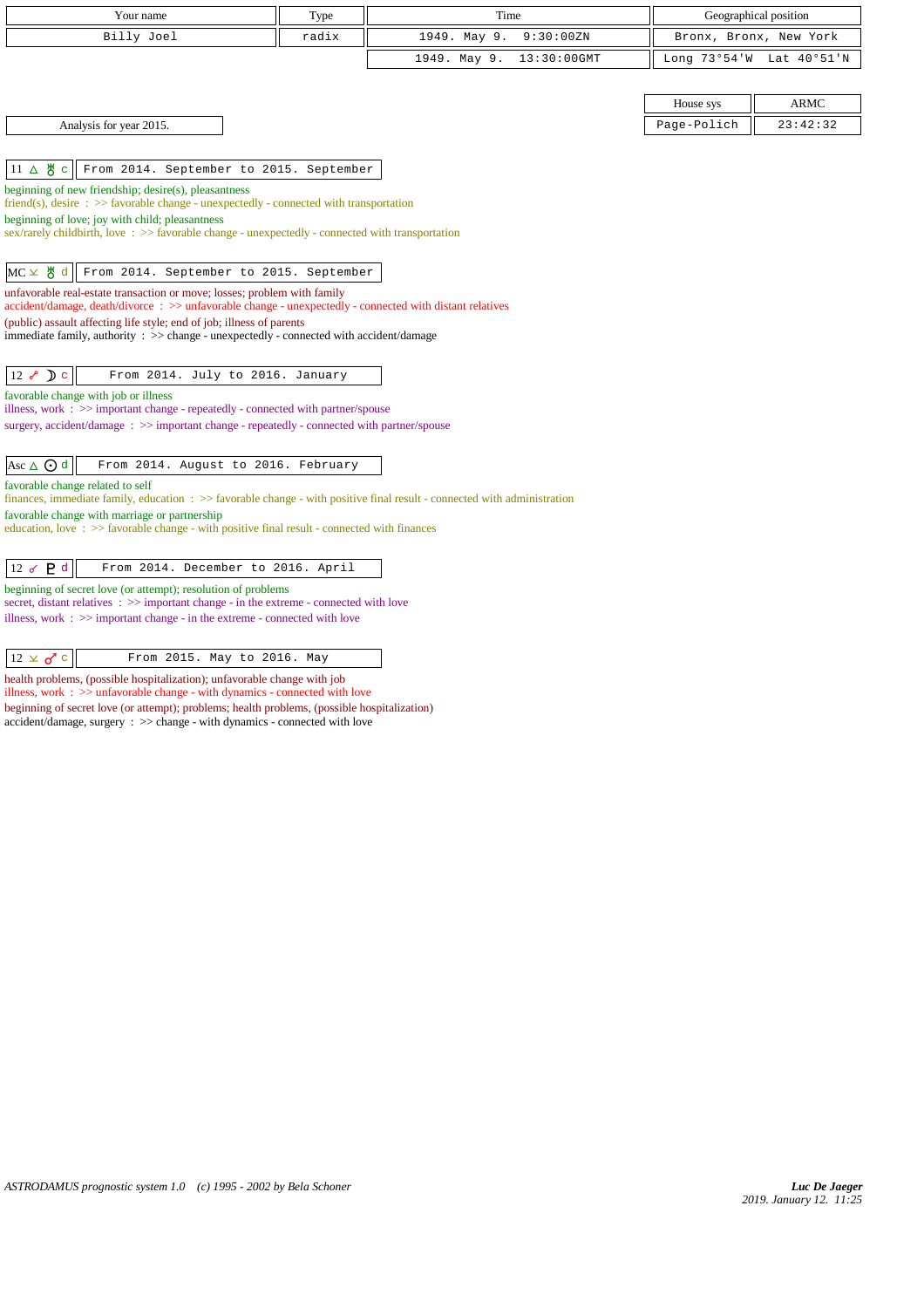| Your name | Type | Time | Geographical position |
| --- | --- | --- | --- |
| Billy Joel | radix | 1949. May 9.  9:30:00ZN | Bronx, Bronx, New York |
| | | 1949. May 9.  13:30:00GMT | Long 73°54'W  Lat 40°51'N |

| House sys | ARMC |
| --- | --- |
| Page-Polich | 23:42:32 |

Analysis for year 2015.

**11 △ ♅ c** — From 2014. September to 2015. September

beginning of new friendship; desire(s), pleasantness
friend(s), desire : >> favorable change - unexpectedly - connected with transportation
beginning of love; joy with child; pleasantness
sex/rarely childbirth, love : >> favorable change - unexpectedly - connected with transportation

**MC ⊻ ♅ d** — From 2014. September to 2015. September

unfavorable real-estate transaction or move; losses; problem with family
accident/damage, death/divorce : >> unfavorable change - unexpectedly - connected with distant relatives
(public) assault affecting life style; end of job; illness of parents
immediate family, authority : >> change - unexpectedly - connected with accident/damage

**12 ☍ ☽ c** — From 2014. July to 2016. January

favorable change with job or illness
illness, work : >> important change - repeatedly - connected with partner/spouse
surgery, accident/damage : >> important change - repeatedly - connected with partner/spouse

**Asc △ ☉ d** — From 2014. August to 2016. February

favorable change related to self
finances, immediate family, education : >> favorable change - with positive final result - connected with administration
favorable change with marriage or partnership
education, love : >> favorable change - with positive final result - connected with finances

**12 ☌ ♇ d** — From 2014. December to 2016. April

beginning of secret love (or attempt); resolution of problems
secret, distant relatives : >> important change - in the extreme - connected with love
illness, work : >> important change - in the extreme - connected with love

**12 ⊻ ♂ c** — From 2015. May to 2016. May

health problems, (possible hospitalization); unfavorable change with job
illness, work : >> unfavorable change - with dynamics - connected with love
beginning of secret love (or attempt); problems; health problems, (possible hospitalization)
accident/damage, surgery : >> change - with dynamics - connected with love

*ASTRODAMUS prognostic system 1.0 (c) 1995 - 2002 by Bela Schoner*

***Luc De Jaeger***
*2019. January 12. 11:25*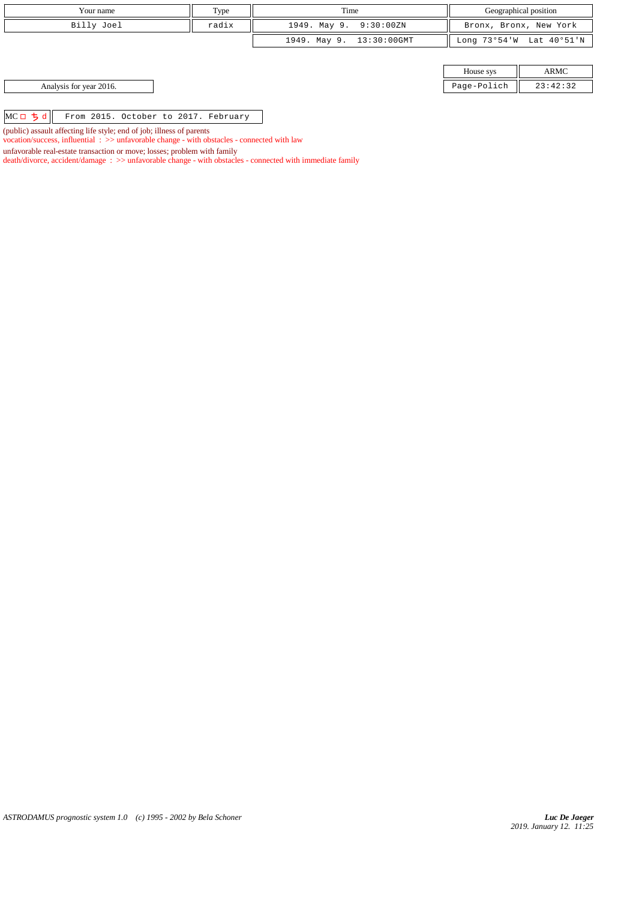| Your name | Type | Time | Geographical position |
| --- | --- | --- | --- |
| Billy Joel | radix | 1949. May 9. 9:30:00ZN | Bronx, Bronx, New York |
| | | 1949. May 9. 13:30:00GMT | Long 73°54'W Lat 40°51'N |

| House sys | ARMC |
| --- | --- |
| Page-Polich | 23:42:32 |

Analysis for year 2016.

MC □ ♄ d — From 2015. October to 2017. February

(public) assault affecting life style; end of job; illness of parents
vocation/success, influential : >> unfavorable change - with obstacles - connected with law

unfavorable real-estate transaction or move; losses; problem with family
death/divorce, accident/damage : >> unfavorable change - with obstacles - connected with immediate family

*ASTRODAMUS prognostic system 1.0 (c) 1995 - 2002 by Bela Schoner*

***Luc De Jaeger***
*2019. January 12. 11:25*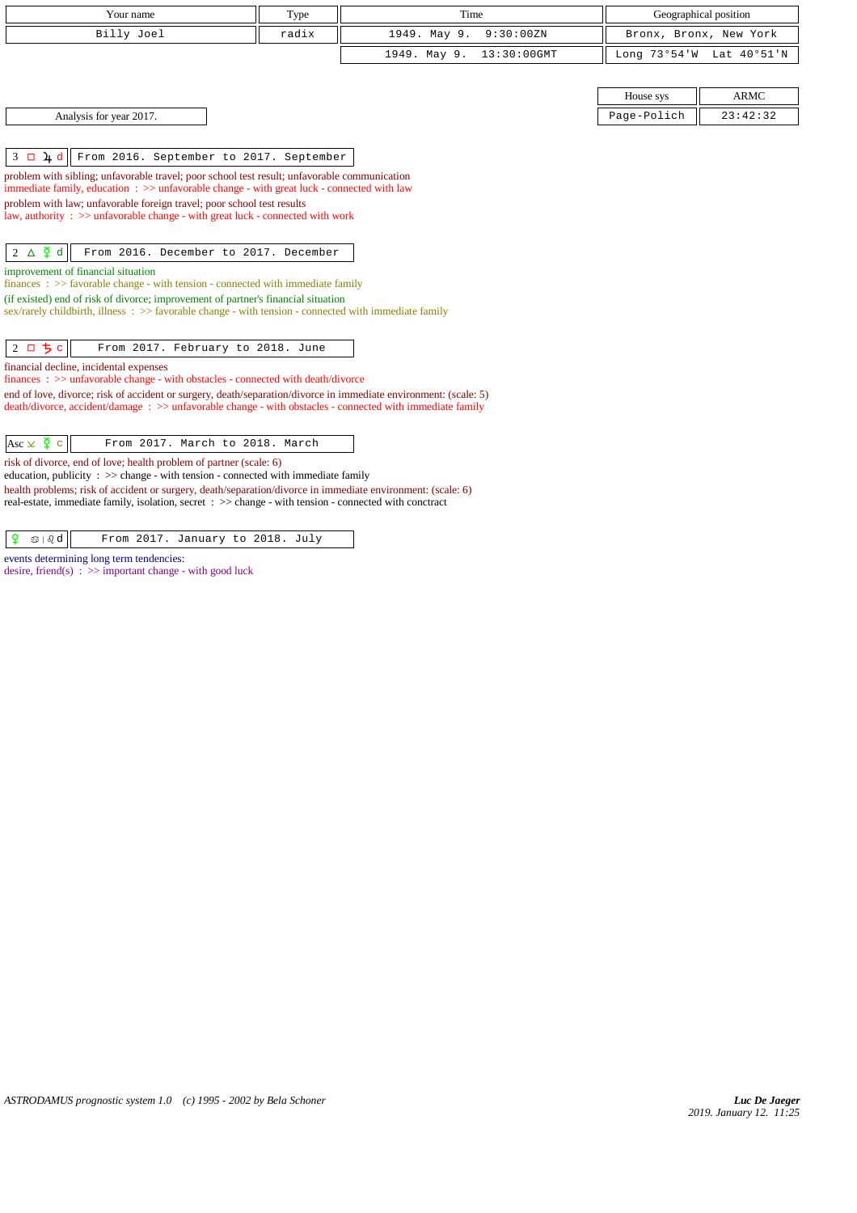| Your name | Type | Time | Geographical position |
| --- | --- | --- | --- |
| Billy Joel | radix | 1949. May 9.  9:30:00ZN | Bronx, Bronx, New York |
| | | 1949. May 9.  13:30:00GMT | Long 73°54'W  Lat 40°51'N |

| House sys | ARMC |
| --- | --- |
| Page-Polich | 23:42:32 |

Analysis for year 2017.

**3 □ ♃ d** — From 2016. September to 2017. September

problem with sibling; unfavorable travel; poor school test result; unfavorable communication
immediate family, education : >> unfavorable change - with great luck - connected with law
problem with law; unfavorable foreign travel; poor school test results
law, authority : >> unfavorable change - with great luck - connected with work

**2 △ ☿ d** — From 2016. December to 2017. December

improvement of financial situation
finances : >> favorable change - with tension - connected with immediate family
(if existed) end of risk of divorce; improvement of partner's financial situation
sex/rarely childbirth, illness : >> favorable change - with tension - connected with immediate family

**2 □ ♄ c** — From 2017. February to 2018. June

financial decline, incidental expenses
finances : >> unfavorable change - with obstacles - connected with death/divorce
end of love, divorce; risk of accident or surgery, death/separation/divorce in immediate environment: (scale: 5)
death/divorce, accident/damage : >> unfavorable change - with obstacles - connected with immediate family

**Asc ⊻ ☿ c** — From 2017. March to 2018. March

risk of divorce, end of love; health problem of partner (scale: 6)
education, publicity : >> change - with tension - connected with immediate family
health problems; risk of accident or surgery, death/separation/divorce in immediate environment: (scale: 6)
real-estate, immediate family, isolation, secret : >> change - with tension - connected with conctract

**♀ ♋ | ♌ d** — From 2017. January to 2018. July

events determining long term tendencies:
desire, friend(s) : >> important change - with good luck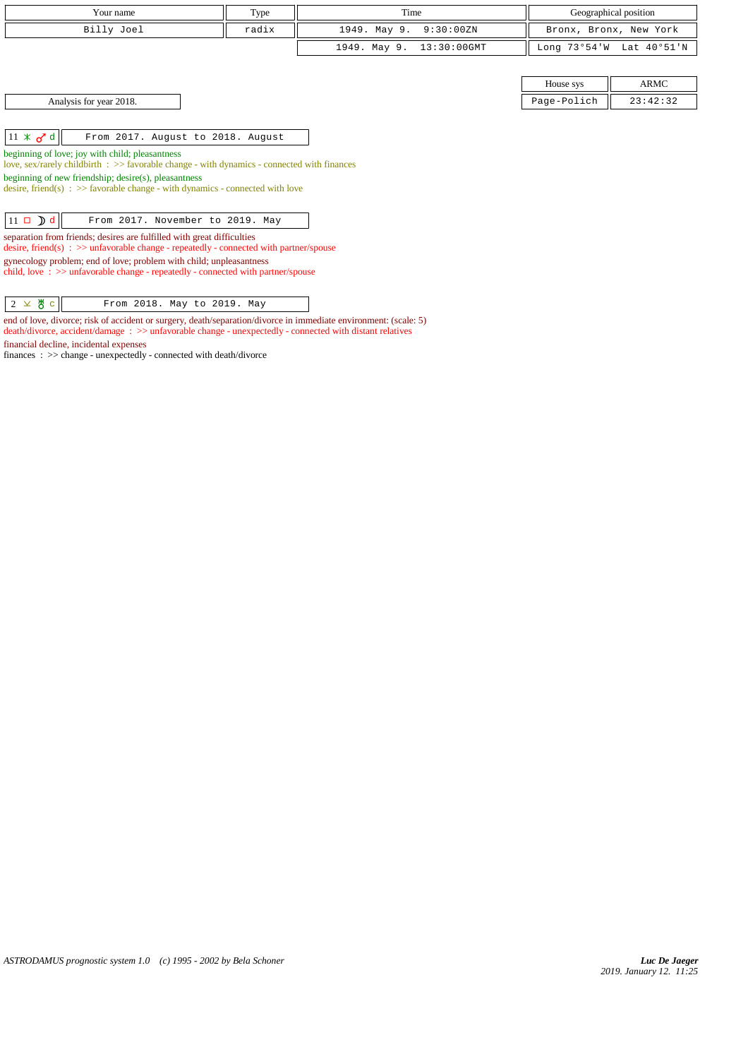| Your name | Type | Time | Geographical position |
|---|---|---|---|
| Billy Joel | radix | 1949. May 9. 9:30:00ZN | Bronx, Bronx, New York |
| | | 1949. May 9. 13:30:00GMT | Long 73°54'W Lat 40°51'N |

| House sys | ARMC |
|---|---|
| Page-Polich | 23:42:32 |

Analysis for year 2018.

| 11 ⚹ ♂ d | From 2017. August to 2018. August |
|---|---|

beginning of love; joy with child; pleasantness
love, sex/rarely childbirth : >> favorable change - with dynamics - connected with finances

beginning of new friendship; desire(s), pleasantness
desire, friend(s) : >> favorable change - with dynamics - connected with love

| 11 □ ☽ d | From 2017. November to 2019. May |
|---|---|

separation from friends; desires are fulfilled with great difficulties
desire, friend(s) : >> unfavorable change - repeatedly - connected with partner/spouse

gynecology problem; end of love; problem with child; unpleasantness
child, love : >> unfavorable change - repeatedly - connected with partner/spouse

| 2 ⚺ ♅ c | From 2018. May to 2019. May |
|---|---|

end of love, divorce; risk of accident or surgery, death/separation/divorce in immediate environment: (scale: 5)
death/divorce, accident/damage : >> unfavorable change - unexpectedly - connected with distant relatives

financial decline, incidental expenses
finances : >> change - unexpectedly - connected with death/divorce

*ASTRODAMUS prognostic system 1.0 (c) 1995 - 2002 by Bela Schoner*

***Luc De Jaeger***
*2019. January 12. 11:25*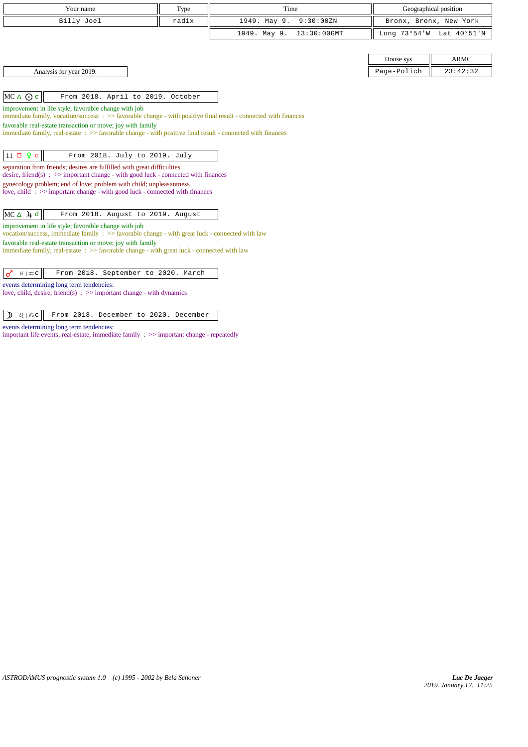| Your name | Type | Time | Geographical position |
|---|---|---|---|
| Billy Joel | radix | 1949. May 9. 9:30:00ZN | Bronx, Bronx, New York |
| | | 1949. May 9. 13:30:00GMT | Long 73°54'W Lat 40°51'N |

| House sys | ARMC |
|---|---|
| Page-Polich | 23:42:32 |

Analysis for year 2019.

**MC △ ☉ c** — From 2018. April to 2019. October

improvement in life style; favorable change with job
immediate family, vocation/success : >> favorable change - with positive final result - connected with finances
favorable real-estate transaction or move; joy with family
immediate family, real-estate : >> favorable change - with positive final result - connected with finances

**11 □ ♀ c** — From 2018. July to 2019. July

separation from friends; desires are fulfilled with great difficulties
desire, friend(s) : >> important change - with good luck - connected with finances
gynecology problem; end of love; problem with child; unpleasantness
love, child : >> important change - with good luck - connected with finances

**MC △ ♃ d** — From 2018. August to 2019. August

improvement in life style; favorable change with job
vocation/success, immediate family : >> favorable change - with great luck - connected with law
favorable real-estate transaction or move; joy with family
immediate family, real-estate : >> favorable change - with great luck - connected with law

**♂ ♓ | ♒ c** — From 2018. September to 2020. March

events determining long term tendencies:
love, child, desire, friend(s) : >> important change - with dynamics

**☽ ♌ | ♋ c** — From 2018. December to 2020. December

events determining long term tendencies:
important life events, real-estate, immediate family : >> important change - repeatedly

ASTRODAMUS prognostic system 1.0 (c) 1995 - 2002 by Bela Schoner

*Luc De Jaeger*
*2019. January 12. 11:25*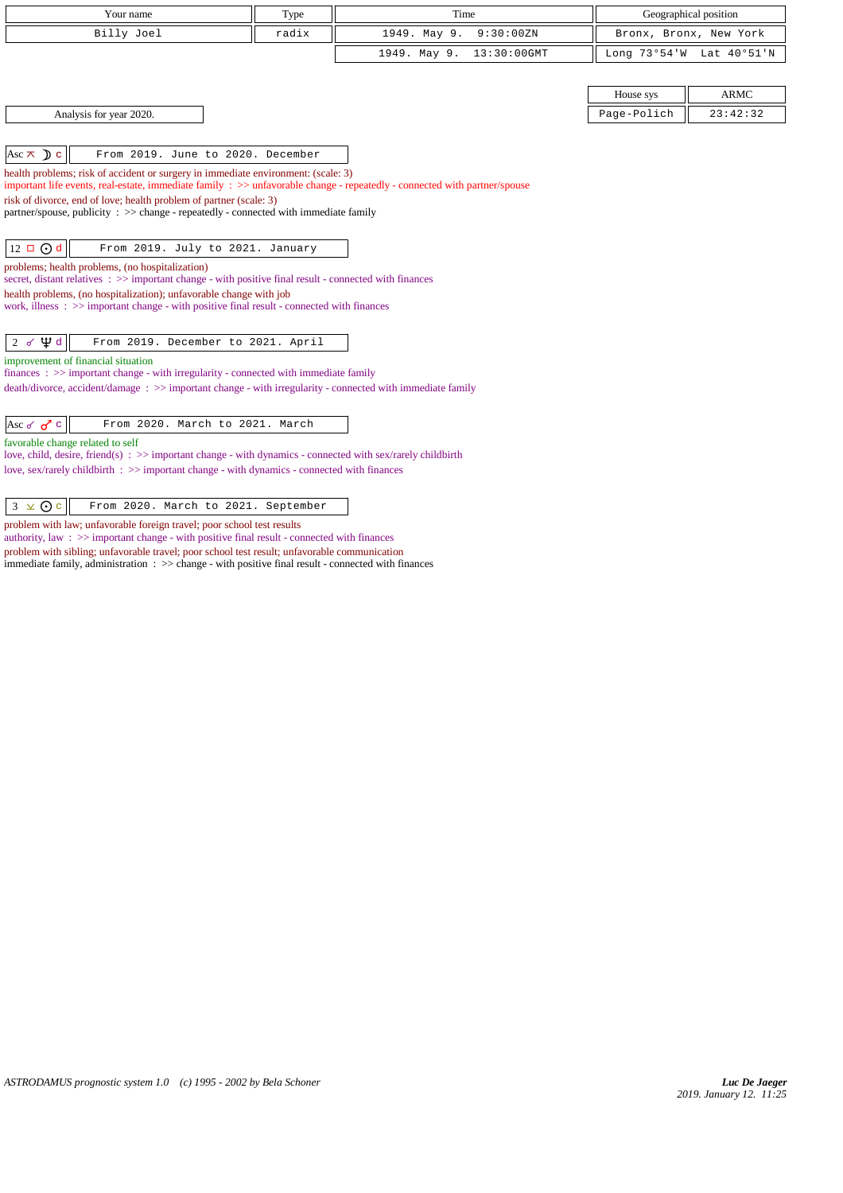| Your name | Type | Time | Geographical position |
|---|---|---|---|
| Billy Joel | radix | 1949. May 9. 9:30:00ZN | Bronx, Bronx, New York |
| | | 1949. May 9. 13:30:00GMT | Long 73°54'W Lat 40°51'N |

| House sys | ARMC |
|---|---|
| Page-Polich | 23:42:32 |

Analysis for year 2020.

**Asc ⚻ ☽ c** — From 2019. June to 2020. December

health problems; risk of accident or surgery in immediate environment: (scale: 3)
important life events, real-estate, immediate family : >> unfavorable change - repeatedly - connected with partner/spouse
risk of divorce, end of love; health problem of partner (scale: 3)
partner/spouse, publicity : >> change - repeatedly - connected with immediate family

**12 □ ☉ d** — From 2019. July to 2021. January

problems; health problems, (no hospitalization)
secret, distant relatives : >> important change - with positive final result - connected with finances
health problems, (no hospitalization); unfavorable change with job
work, illness : >> important change - with positive final result - connected with finances

**2 ☍ ♆ d** — From 2019. December to 2021. April

improvement of financial situation
finances : >> important change - with irregularity - connected with immediate family
death/divorce, accident/damage : >> important change - with irregularity - connected with immediate family

**Asc ☍ ♂ c** — From 2020. March to 2021. March

favorable change related to self
love, child, desire, friend(s) : >> important change - with dynamics - connected with sex/rarely childbirth
love, sex/rarely childbirth : >> important change - with dynamics - connected with finances

**3 ⚺ ☉ c** — From 2020. March to 2021. September

problem with law; unfavorable foreign travel; poor school test results
authority, law : >> important change - with positive final result - connected with finances
problem with sibling; unfavorable travel; poor school test result; unfavorable communication
immediate family, administration : >> change - with positive final result - connected with finances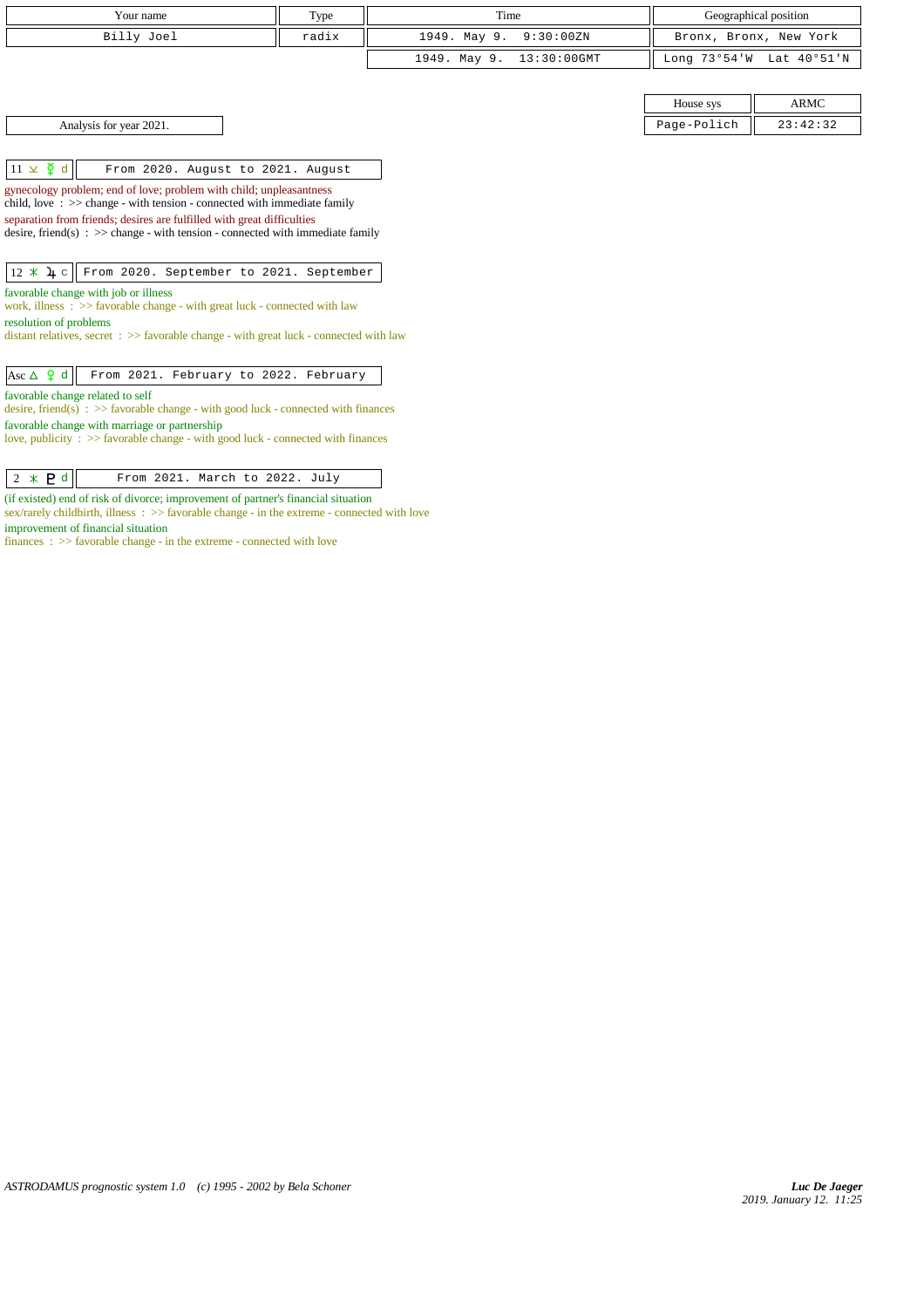| Your name | Type | Time | Geographical position |
|---|---|---|---|
| Billy Joel | radix | 1949. May 9. 9:30:00ZN | Bronx, Bronx, New York |
| | | 1949. May 9. 13:30:00GMT | Long 73°54'W Lat 40°51'N |

| House sys | ARMC |
|---|---|
| Page-Polich | 23:42:32 |

Analysis for year 2021.

**11 ⊻ ☿ d** From 2020. August to 2021. August

gynecology problem; end of love; problem with child; unpleasantness
child, love : >> change - with tension - connected with immediate family
separation from friends; desires are fulfilled with great difficulties
desire, friend(s) : >> change - with tension - connected with immediate family

**12 ⚹ ♃ c** From 2020. September to 2021. September

favorable change with job or illness
work, illness : >> favorable change - with great luck - connected with law
resolution of problems
distant relatives, secret : >> favorable change - with great luck - connected with law

**Asc △ ♀ d** From 2021. February to 2022. February

favorable change related to self
desire, friend(s) : >> favorable change - with good luck - connected with finances
favorable change with marriage or partnership
love, publicity : >> favorable change - with good luck - connected with finances

**2 ⚹ ♇ d** From 2021. March to 2022. July

(if existed) end of risk of divorce; improvement of partner's financial situation
sex/rarely childbirth, illness : >> favorable change - in the extreme - connected with love
improvement of financial situation
finances : >> favorable change - in the extreme - connected with love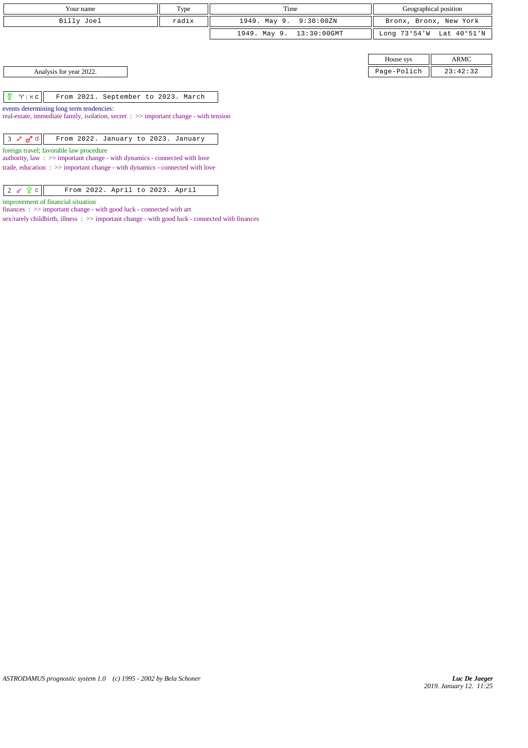| Your name | Type | Time | Geographical position |
|---|---|---|---|
| Billy Joel | radix | 1949. May 9. 9:30:00ZN | Bronx, Bronx, New York |
| | | 1949. May 9. 13:30:00GMT | Long 73°54'W Lat 40°51'N |

| House sys | ARMC |
|---|---|
| Page-Polich | 23:42:32 |

Analysis for year 2022.

| ☿ ♈ \| ♓ c | From 2021. September to 2023. March |
|---|---|

events determining long term tendencies:
real-estate, immediate family, isolation, secret : >> important change - with tension

| 3 ☍ ♂ d | From 2022. January to 2023. January |
|---|---|

foreign travel; favorable law procedure
authority, law : >> important change - with dynamics - connected with love
trade, education : >> important change - with dynamics - connected with love

| 2 ☌ ♀ c | From 2022. April to 2023. April |
|---|---|

improvement of financial situation
finances : >> important change - with good luck - connected with art
sex/rarely childbirth, illness : >> important change - with good luck - connected with finances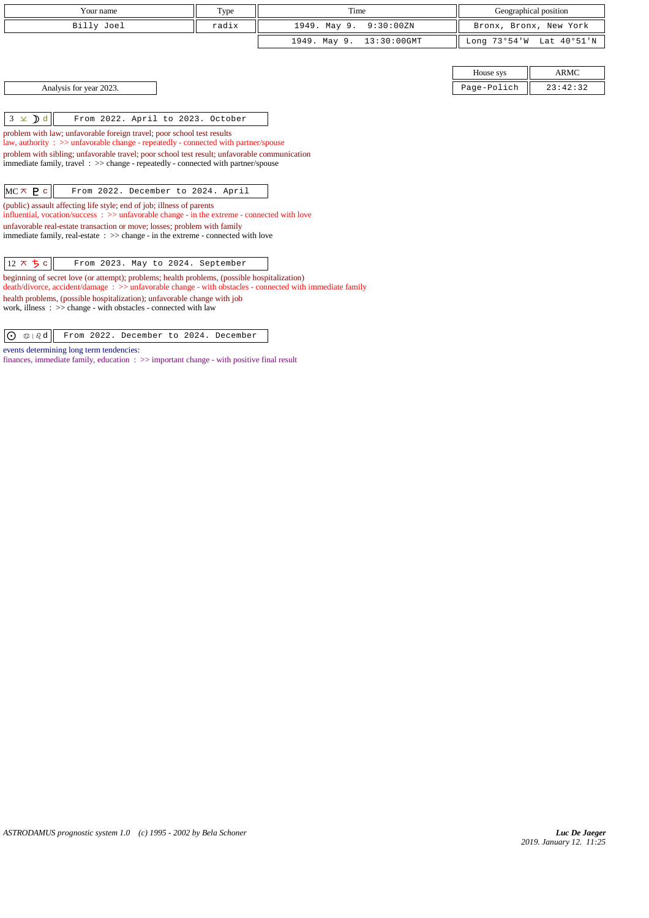| Your name | Type | Time | Geographical position |
|---|---|---|---|
| Billy Joel | radix | 1949. May 9. 9:30:00ZN | Bronx, Bronx, New York |
| | | 1949. May 9. 13:30:00GMT | Long 73°54'W Lat 40°51'N |

| House sys | ARMC |
|---|---|
| Page-Polich | 23:42:32 |

Analysis for year 2023.

| 3 ⚺ ☽ d | From 2022. April to 2023. October |
|---|---|

problem with law; unfavorable foreign travel; poor school test results
law, authority : >> unfavorable change - repeatedly - connected with partner/spouse

problem with sibling; unfavorable travel; poor school test result; unfavorable communication
immediate family, travel : >> change - repeatedly - connected with partner/spouse

| MC ⚻ ♇ c | From 2022. December to 2024. April |
|---|---|

(public) assault affecting life style; end of job; illness of parents
influential, vocation/success : >> unfavorable change - in the extreme - connected with love

unfavorable real-estate transaction or move; losses; problem with family
immediate family, real-estate : >> change - in the extreme - connected with love

| 12 ⚻ ♄ c | From 2023. May to 2024. September |
|---|---|

beginning of secret love (or attempt); problems; health problems, (possible hospitalization)
death/divorce, accident/damage : >> unfavorable change - with obstacles - connected with immediate family

health problems, (possible hospitalization); unfavorable change with job
work, illness : >> change - with obstacles - connected with law

| ☉ ♋ \| ♌ d | From 2022. December to 2024. December |
|---|---|

events determining long term tendencies:
finances, immediate family, education : >> important change - with positive final result

*ASTRODAMUS prognostic system 1.0 (c) 1995 - 2002 by Bela Schoner*

*Luc De Jaeger*
2019. January 12. 11:25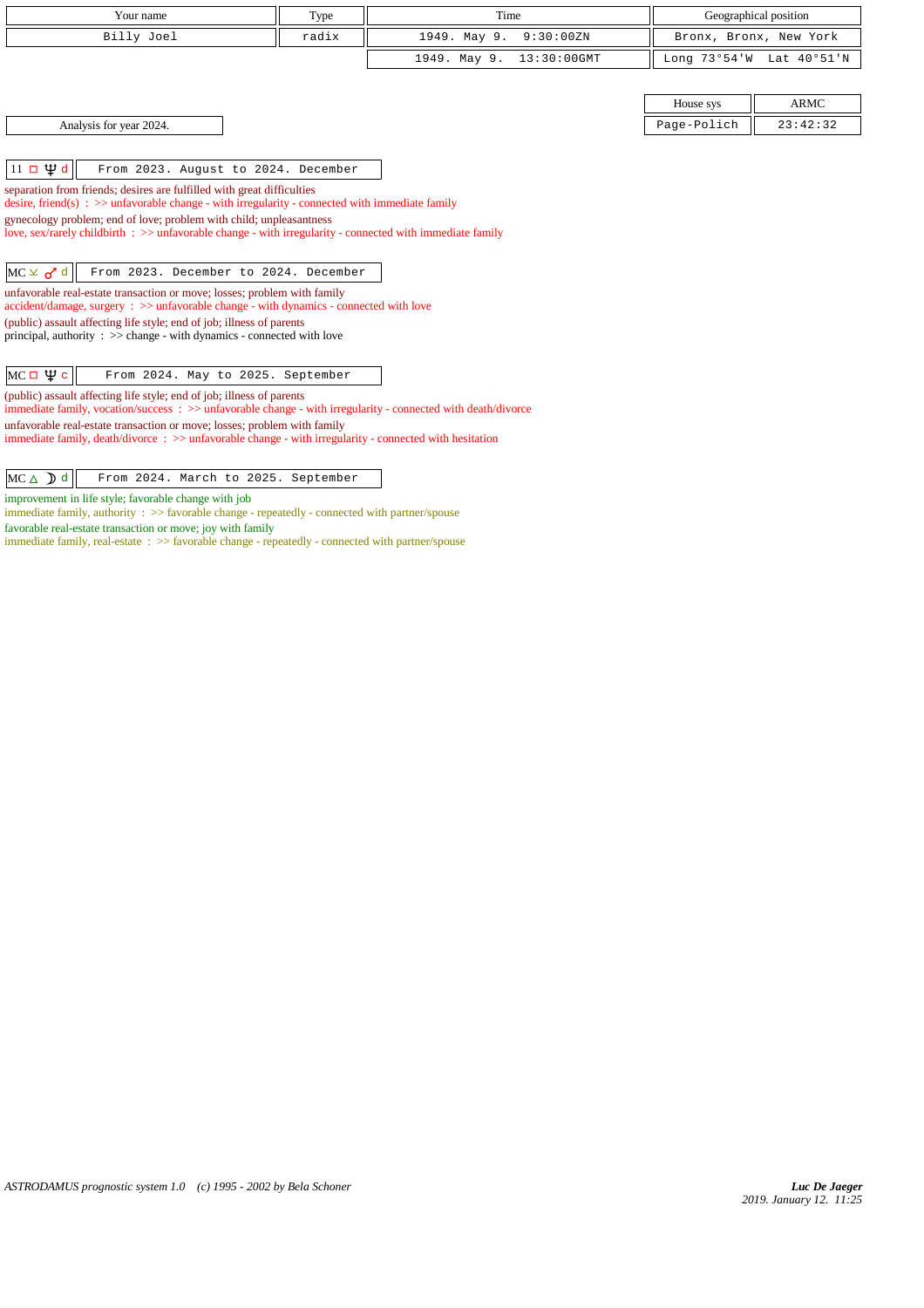| Your name | Type | Time | Geographical position |
|---|---|---|---|
| Billy Joel | radix | 1949. May 9. 9:30:00ZN | Bronx, Bronx, New York |
| | | 1949. May 9. 13:30:00GMT | Long 73°54'W Lat 40°51'N |

| House sys | ARMC |
|---|---|
| Page-Polich | 23:42:32 |

Analysis for year 2024.

**11 □ ♆ d** — From 2023. August to 2024. December

separation from friends; desires are fulfilled with great difficulties
desire, friend(s) : >> unfavorable change - with irregularity - connected with immediate family
gynecology problem; end of love; problem with child; unpleasantness
love, sex/rarely childbirth : >> unfavorable change - with irregularity - connected with immediate family

**MC ⚼ ♂ d** — From 2023. December to 2024. December

unfavorable real-estate transaction or move; losses; problem with family
accident/damage, surgery : >> unfavorable change - with dynamics - connected with love
(public) assault affecting life style; end of job; illness of parents
principal, authority : >> change - with dynamics - connected with love

**MC □ ♆ c** — From 2024. May to 2025. September

(public) assault affecting life style; end of job; illness of parents
immediate family, vocation/success : >> unfavorable change - with irregularity - connected with death/divorce
unfavorable real-estate transaction or move; losses; problem with family
immediate family, death/divorce : >> unfavorable change - with irregularity - connected with hesitation

**MC △ ☽ d** — From 2024. March to 2025. September

improvement in life style; favorable change with job
immediate family, authority : >> favorable change - repeatedly - connected with partner/spouse
favorable real-estate transaction or move; joy with family
immediate family, real-estate : >> favorable change - repeatedly - connected with partner/spouse

*ASTRODAMUS prognostic system 1.0 (c) 1995 - 2002 by Bela Schoner*

*Luc De Jaeger*
2019. January 12. 11:25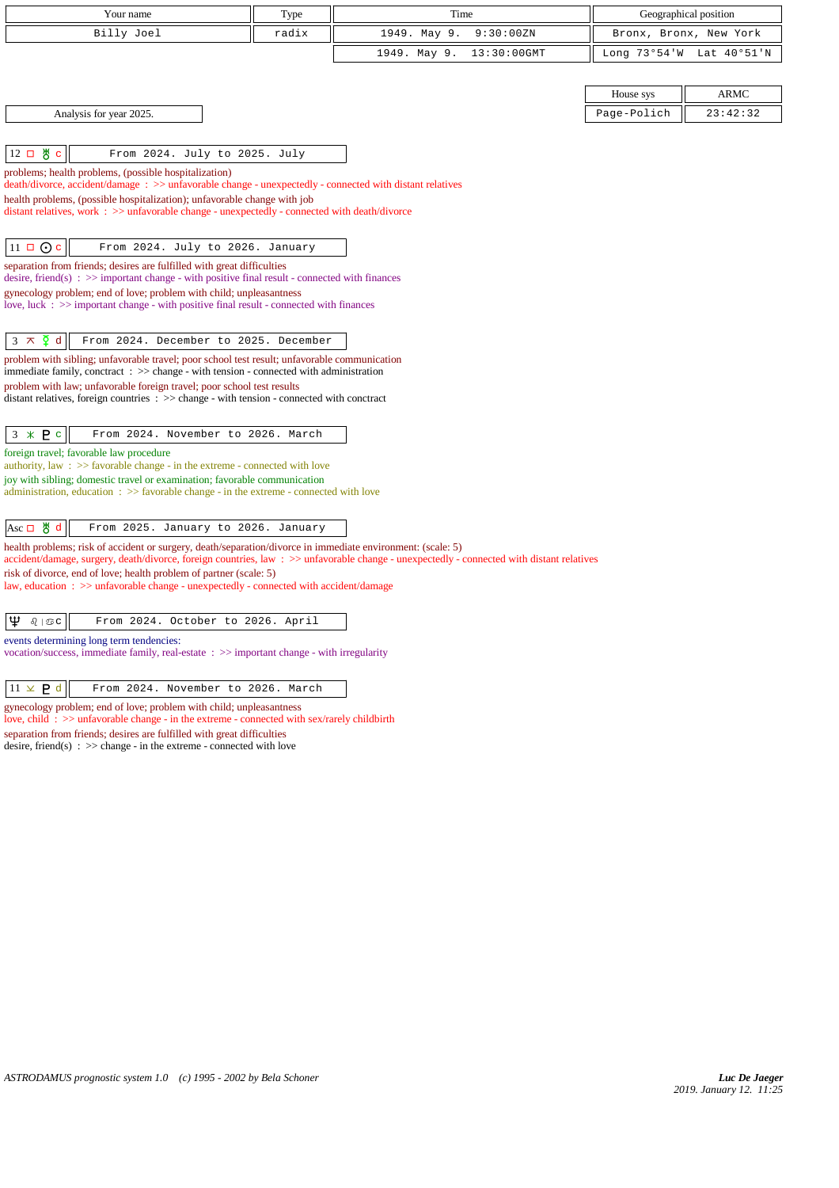| Your name | Type | Time | Geographical position |
|---|---|---|---|
| Billy Joel | radix | 1949. May 9. 9:30:00ZN | Bronx, Bronx, New York |
| | | 1949. May 9. 13:30:00GMT | Long 73°54'W Lat 40°51'N |

| House sys | ARMC |
|---|---|
| Page-Polich | 23:42:32 |

Analysis for year 2025.

**12 □ ♅ c** — From 2024. July to 2025. July

problems; health problems, (possible hospitalization)
death/divorce, accident/damage : >> unfavorable change - unexpectedly - connected with distant relatives
health problems, (possible hospitalization); unfavorable change with job
distant relatives, work : >> unfavorable change - unexpectedly - connected with death/divorce

**11 □ ☉ c** — From 2024. July to 2026. January

separation from friends; desires are fulfilled with great difficulties
desire, friend(s) : >> important change - with positive final result - connected with finances
gynecology problem; end of love; problem with child; unpleasantness
love, luck : >> important change - with positive final result - connected with finances

**3 ⚻ ☿ d** — From 2024. December to 2025. December

problem with sibling; unfavorable travel; poor school test result; unfavorable communication
immediate family, conctract : >> change - with tension - connected with administration
problem with law; unfavorable foreign travel; poor school test results
distant relatives, foreign countries : >> change - with tension - connected with conctract

**3 ⚹ ♇ c** — From 2024. November to 2026. March

foreign travel; favorable law procedure
authority, law : >> favorable change - in the extreme - connected with love
joy with sibling; domestic travel or examination; favorable communication
administration, education : >> favorable change - in the extreme - connected with love

**Asc □ ♅ d** — From 2025. January to 2026. January

health problems; risk of accident or surgery, death/separation/divorce in immediate environment: (scale: 5)
accident/damage, surgery, death/divorce, foreign countries, law : >> unfavorable change - unexpectedly - connected with distant relatives
risk of divorce, end of love; health problem of partner (scale: 5)
law, education : >> unfavorable change - unexpectedly - connected with accident/damage

**♆ ♌ | ♋ c** — From 2024. October to 2026. April

events determining long term tendencies:
vocation/success, immediate family, real-estate : >> important change - with irregularity

**11 ⚺ ♇ d** — From 2024. November to 2026. March

gynecology problem; end of love; problem with child; unpleasantness
love, child : >> unfavorable change - in the extreme - connected with sex/rarely childbirth
separation from friends; desires are fulfilled with great difficulties
desire, friend(s) : >> change - in the extreme - connected with love

*ASTRODAMUS prognostic system 1.0 (c) 1995 - 2002 by Bela Schoner*

*Luc De Jaeger*
2019. January 12. 11:25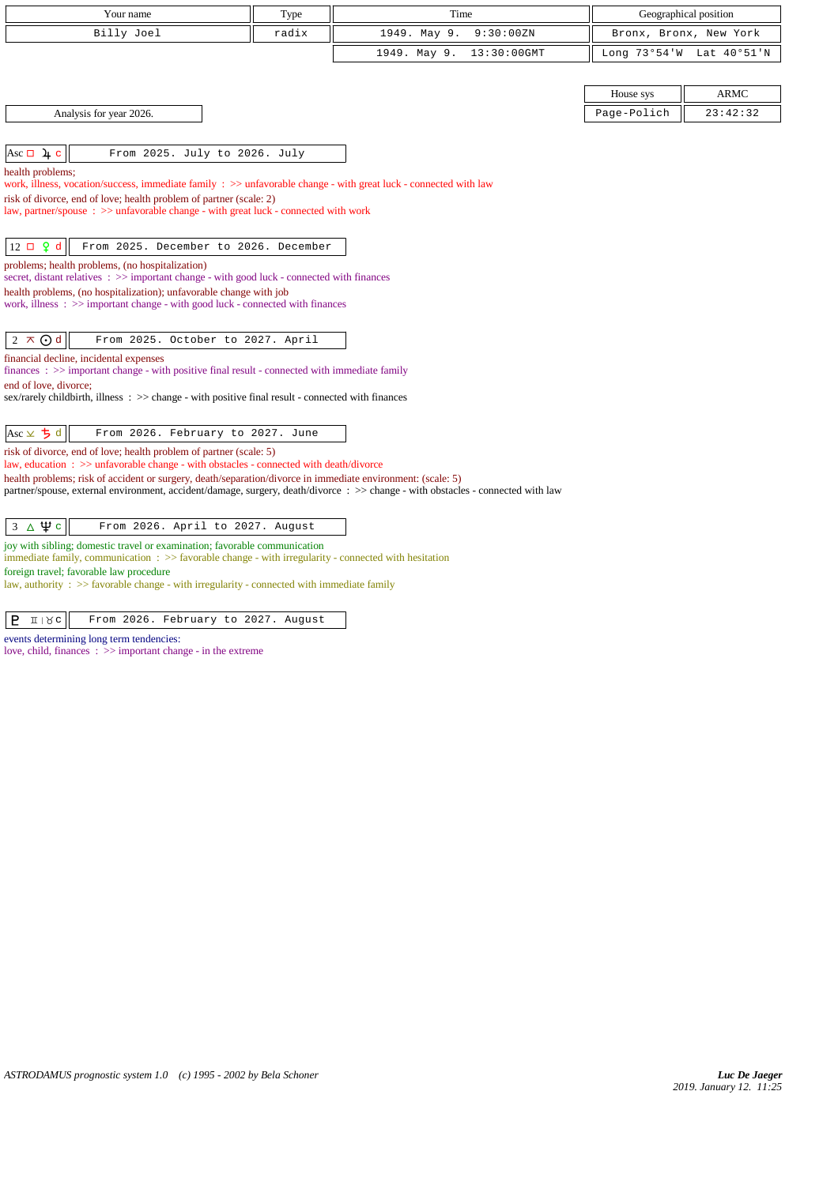| Your name | Type | Time | Geographical position |
| --- | --- | --- | --- |
| Billy Joel | radix | 1949. May 9. 9:30:00ZN | Bronx, Bronx, New York |
| | | 1949. May 9. 13:30:00GMT | Long 73°54'W Lat 40°51'N |

| House sys | ARMC |
| --- | --- |
| Page-Polich | 23:42:32 |

Analysis for year 2026.

**Asc □ ♃ c** — From 2025. July to 2026. July

health problems;
work, illness, vocation/success, immediate family : >> unfavorable change - with great luck - connected with law
risk of divorce, end of love; health problem of partner (scale: 2)
law, partner/spouse : >> unfavorable change - with great luck - connected with work

**12 □ ♀ d** — From 2025. December to 2026. December

problems; health problems, (no hospitalization)
secret, distant relatives : >> important change - with good luck - connected with finances
health problems, (no hospitalization); unfavorable change with job
work, illness : >> important change - with good luck - connected with finances

**2 ⊼ ☉ d** — From 2025. October to 2027. April

financial decline, incidental expenses
finances : >> important change - with positive final result - connected with immediate family
end of love, divorce;
sex/rarely childbirth, illness : >> change - with positive final result - connected with finances

**Asc ⊻ ♄ d** — From 2026. February to 2027. June

risk of divorce, end of love; health problem of partner (scale: 5)
law, education : >> unfavorable change - with obstacles - connected with death/divorce
health problems; risk of accident or surgery, death/separation/divorce in immediate environment: (scale: 5)
partner/spouse, external environment, accident/damage, surgery, death/divorce : >> change - with obstacles - connected with law

**3 △ ♆ c** — From 2026. April to 2027. August

joy with sibling; domestic travel or examination; favorable communication
immediate family, communication : >> favorable change - with irregularity - connected with hesitation
foreign travel; favorable law procedure
law, authority : >> favorable change - with irregularity - connected with immediate family

**♇ ♊ | ♉ c** — From 2026. February to 2027. August

events determining long term tendencies:
love, child, finances : >> important change - in the extreme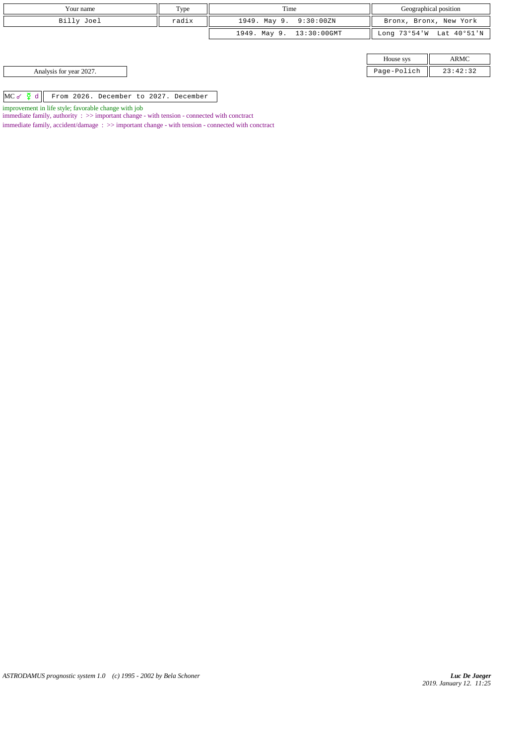| Your name | Type | Time | Geographical position |
| --- | --- | --- | --- |
| Billy Joel | radix | 1949. May 9. 9:30:00ZN | Bronx, Bronx, New York |
| | | 1949. May 9. 13:30:00GMT | Long 73°54'W Lat 40°51'N |

| House sys | ARMC |
| --- | --- |
| Page-Polich | 23:42:32 |

Analysis for year 2027.

| MC ☌ ☿ d | From 2026. December to 2027. December |
| --- | --- |

improvement in life style; favorable change with job

immediate family, authority : >> important change - with tension - connected with conctract

immediate family, accident/damage : >> important change - with tension - connected with conctract

*ASTRODAMUS prognostic system 1.0 (c) 1995 - 2002 by Bela Schoner*

***Luc De Jaeger***
*2019. January 12. 11:25*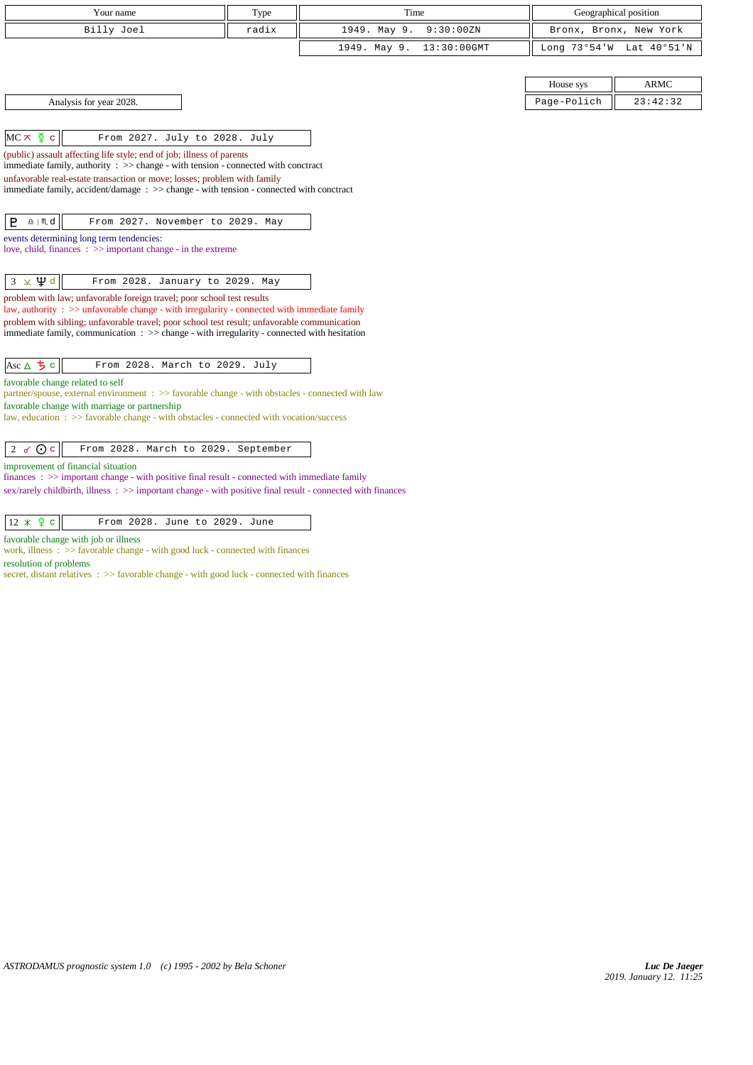| Your name | Type | Time | Geographical position |
|---|---|---|---|
| Billy Joel | radix | 1949. May 9. 9:30:00ZN | Bronx, Bronx, New York |
| | | 1949. May 9. 13:30:00GMT | Long 73°54'W Lat 40°51'N |

| House sys | ARMC |
|---|---|
| Page-Polich | 23:42:32 |

Analysis for year 2028.

**MC ⚻ ☿ c** — From 2027. July to 2028. July

(public) assault affecting life style; end of job; illness of parents
immediate family, authority : >> change - with tension - connected with conctract
unfavorable real-estate transaction or move; losses; problem with family
immediate family, accident/damage : >> change - with tension - connected with conctract

**♇ ♎|♏ d** — From 2027. November to 2029. May

events determining long term tendencies:
love, child, finances : >> important change - in the extreme

**3 ⚺ ♆ d** — From 2028. January to 2029. May

problem with law; unfavorable foreign travel; poor school test results
law, authority : >> unfavorable change - with irregularity - connected with immediate family
problem with sibling; unfavorable travel; poor school test result; unfavorable communication
immediate family, communication : >> change - with irregularity - connected with hesitation

**Asc △ ♄ c** — From 2028. March to 2029. July

favorable change related to self
partner/spouse, external environment : >> favorable change - with obstacles - connected with law
favorable change with marriage or partnership
law, education : >> favorable change - with obstacles - connected with vocation/success

**2 ☍ ☉ c** — From 2028. March to 2029. September

improvement of financial situation
finances : >> important change - with positive final result - connected with immediate family
sex/rarely childbirth, illness : >> important change - with positive final result - connected with finances

**12 ⚹ ♀ c** — From 2028. June to 2029. June

favorable change with job or illness
work, illness : >> favorable change - with good luck - connected with finances
resolution of problems
secret, distant relatives : >> favorable change - with good luck - connected with finances

*ASTRODAMUS prognostic system 1.0 (c) 1995 - 2002 by Bela Schoner*

*Luc De Jaeger*
2019. January 12. 11:25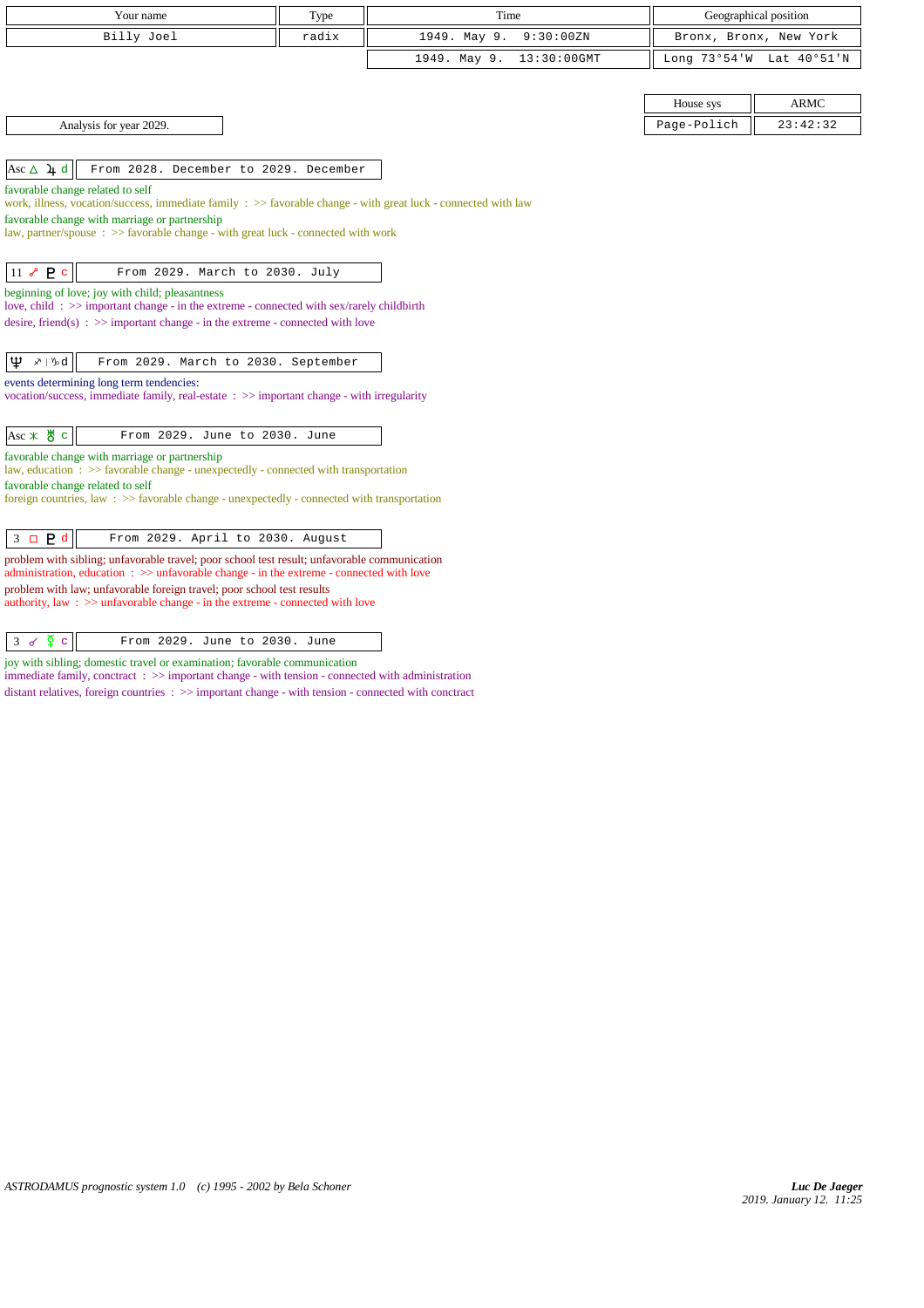| Your name | Type | Time | Geographical position |
|---|---|---|---|
| Billy Joel | radix | 1949. May 9. 9:30:00ZN | Bronx, Bronx, New York |
| | | 1949. May 9. 13:30:00GMT | Long 73°54'W Lat 40°51'N |

| House sys | ARMC |
|---|---|
| Page-Polich | 23:42:32 |

Analysis for year 2029.

**Asc △ ♃ d** — From 2028. December to 2029. December

favorable change related to self
work, illness, vocation/success, immediate family : >> favorable change - with great luck - connected with law
favorable change with marriage or partnership
law, partner/spouse : >> favorable change - with great luck - connected with work

**11 ☍ ♇ c** — From 2029. March to 2030. July

beginning of love; joy with child; pleasantness
love, child : >> important change - in the extreme - connected with sex/rarely childbirth
desire, friend(s) : >> important change - in the extreme - connected with love

**♆ ♐ | ♑ d** — From 2029. March to 2030. September

events determining long term tendencies:
vocation/success, immediate family, real-estate : >> important change - with irregularity

**Asc ⚹ ♅ c** — From 2029. June to 2030. June

favorable change with marriage or partnership
law, education : >> favorable change - unexpectedly - connected with transportation
favorable change related to self
foreign countries, law : >> favorable change - unexpectedly - connected with transportation

**3 □ ♇ d** — From 2029. April to 2030. August

problem with sibling; unfavorable travel; poor school test result; unfavorable communication
administration, education : >> unfavorable change - in the extreme - connected with love
problem with law; unfavorable foreign travel; poor school test results
authority, law : >> unfavorable change - in the extreme - connected with love

**3 ☌ ☿ c** — From 2029. June to 2030. June

joy with sibling; domestic travel or examination; favorable communication
immediate family, conctract : >> important change - with tension - connected with administration
distant relatives, foreign countries : >> important change - with tension - connected with conctract

ASTRODAMUS prognostic system 1.0 (c) 1995 - 2002 by Bela Schoner

*Luc De Jaeger*
2019. January 12. 11:25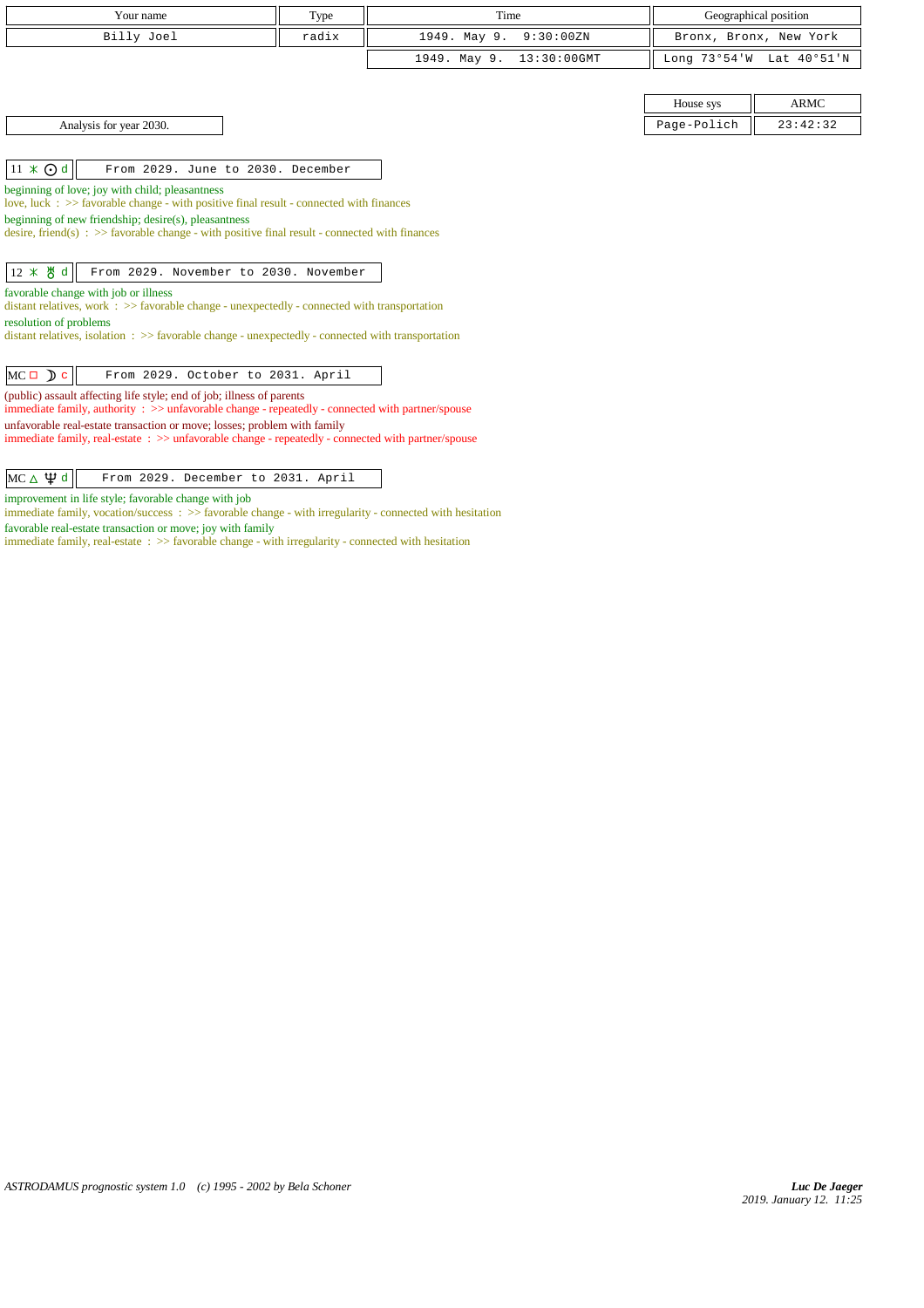| Your name | Type | Time | Geographical position |
|---|---|---|---|
| Billy Joel | radix | 1949. May 9. 9:30:00ZN | Bronx, Bronx, New York |
| | | 1949. May 9. 13:30:00GMT | Long 73°54'W Lat 40°51'N |

| House sys | ARMC |
|---|---|
| Page-Polich | 23:42:32 |

Analysis for year 2030.

| 11 ⚹ ☉ d | From 2029. June to 2030. December |
|---|---|

beginning of love; joy with child; pleasantness
love, luck : >> favorable change - with positive final result - connected with finances
beginning of new friendship; desire(s), pleasantness
desire, friend(s) : >> favorable change - with positive final result - connected with finances

| 12 ⚹ ♅ d | From 2029. November to 2030. November |
|---|---|

favorable change with job or illness
distant relatives, work : >> favorable change - unexpectedly - connected with transportation
resolution of problems
distant relatives, isolation : >> favorable change - unexpectedly - connected with transportation

| MC □ ☽ c | From 2029. October to 2031. April |
|---|---|

(public) assault affecting life style; end of job; illness of parents
immediate family, authority : >> unfavorable change - repeatedly - connected with partner/spouse
unfavorable real-estate transaction or move; losses; problem with family
immediate family, real-estate : >> unfavorable change - repeatedly - connected with partner/spouse

| MC △ ♆ d | From 2029. December to 2031. April |
|---|---|

improvement in life style; favorable change with job
immediate family, vocation/success : >> favorable change - with irregularity - connected with hesitation
favorable real-estate transaction or move; joy with family
immediate family, real-estate : >> favorable change - with irregularity - connected with hesitation

*ASTRODAMUS prognostic system 1.0 (c) 1995 - 2002 by Bela Schoner*

*Luc De Jaeger*
2019. January 12. 11:25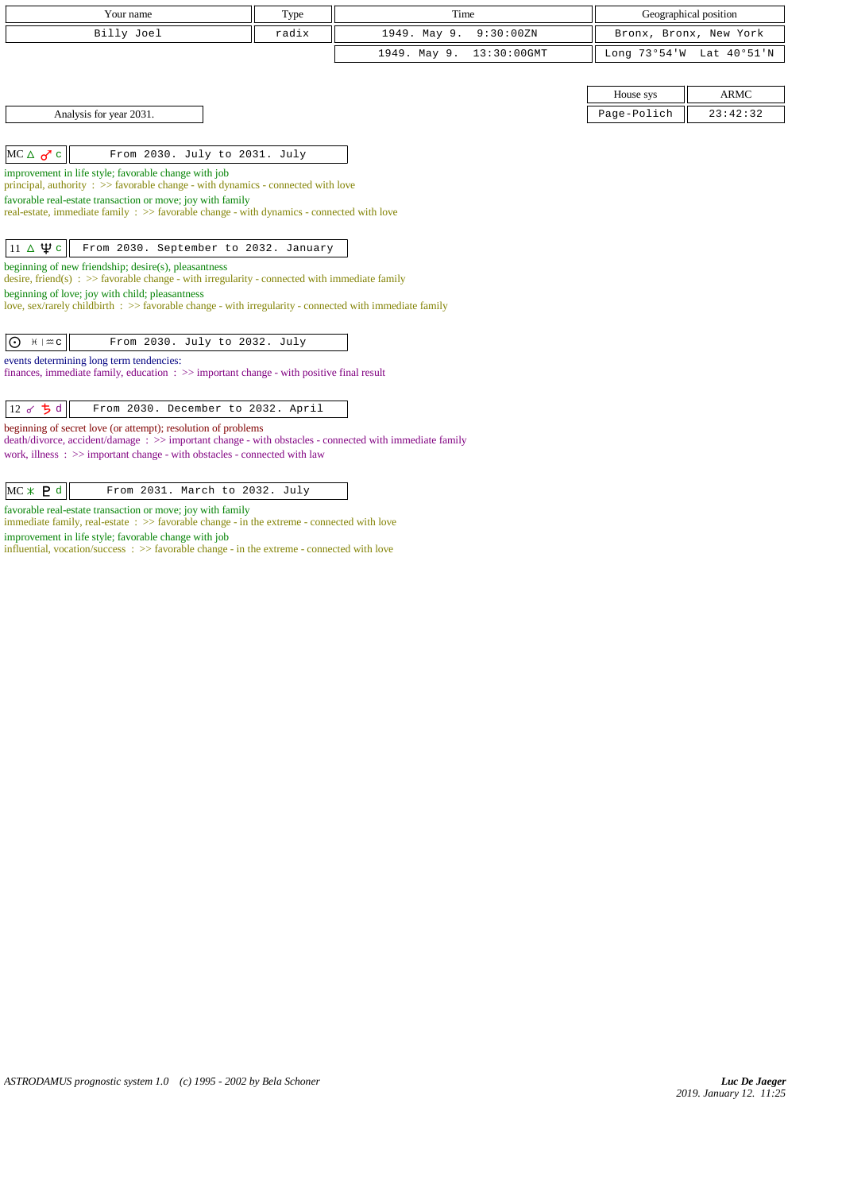| Your name | Type | Time | Geographical position |
|---|---|---|---|
| Billy Joel | radix | 1949. May 9.  9:30:00ZN | Bronx, Bronx, New York |
| | | 1949. May 9.  13:30:00GMT | Long 73°54'W  Lat 40°51'N |

| House sys | ARMC |
|---|---|
| Page-Polich | 23:42:32 |

Analysis for year 2031.

**MC △ ♂ c** — From 2030. July to 2031. July

improvement in life style; favorable change with job
principal, authority : >> favorable change - with dynamics - connected with love
favorable real-estate transaction or move; joy with family
real-estate, immediate family : >> favorable change - with dynamics - connected with love

**11 △ ♆ c** — From 2030. September to 2032. January

beginning of new friendship; desire(s), pleasantness
desire, friend(s) : >> favorable change - with irregularity - connected with immediate family
beginning of love; joy with child; pleasantness
love, sex/rarely childbirth : >> favorable change - with irregularity - connected with immediate family

**☉ ♓ | ♒ c** — From 2030. July to 2032. July

events determining long term tendencies:
finances, immediate family, education : >> important change - with positive final result

**12 ☍ ♄ d** — From 2030. December to 2032. April

beginning of secret love (or attempt); resolution of problems
death/divorce, accident/damage : >> important change - with obstacles - connected with immediate family
work, illness : >> important change - with obstacles - connected with law

**MC ⚹ ♇ d** — From 2031. March to 2032. July

favorable real-estate transaction or move; joy with family
immediate family, real-estate : >> favorable change - in the extreme - connected with love
improvement in life style; favorable change with job
influential, vocation/success : >> favorable change - in the extreme - connected with love

*ASTRODAMUS prognostic system 1.0 (c) 1995 - 2002 by Bela Schoner*

*Luc De Jaeger*
*2019. January 12. 11:25*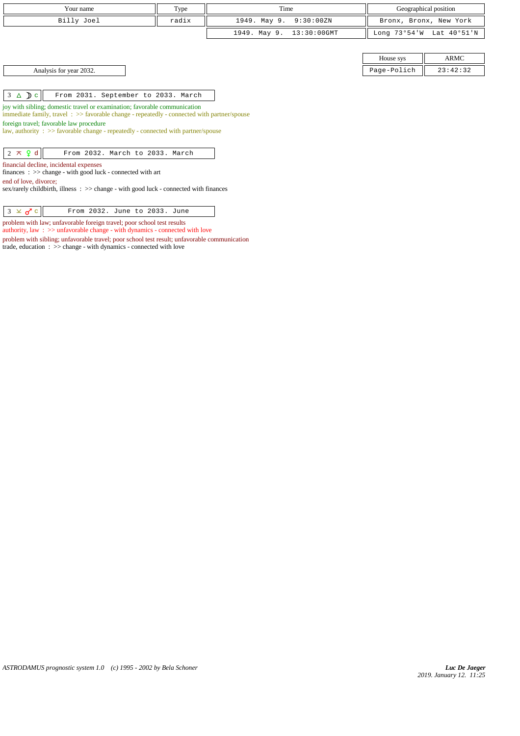| Your name | Type | Time | Geographical position |
| --- | --- | --- | --- |
| Billy Joel | radix | 1949. May 9. 9:30:00ZN | Bronx, Bronx, New York |
| | | 1949. May 9. 13:30:00GMT | Long 73°54'W Lat 40°51'N |

| House sys | ARMC |
| --- | --- |
| Page-Polich | 23:42:32 |

Analysis for year 2032.

**3 △ ☽ c** — From 2031. September to 2033. March

joy with sibling; domestic travel or examination; favorable communication
immediate family, travel : >> favorable change - repeatedly - connected with partner/spouse

foreign travel; favorable law procedure
law, authority : >> favorable change - repeatedly - connected with partner/spouse

**2 ⊼ ♀ d** — From 2032. March to 2033. March

financial decline, incidental expenses
finances : >> change - with good luck - connected with art

end of love, divorce;
sex/rarely childbirth, illness : >> change - with good luck - connected with finances

**3 ⊻ ♂ c** — From 2032. June to 2033. June

problem with law; unfavorable foreign travel; poor school test results
authority, law : >> unfavorable change - with dynamics - connected with love

problem with sibling; unfavorable travel; poor school test result; unfavorable communication
trade, education : >> change - with dynamics - connected with love

ASTRODAMUS prognostic system 1.0 (c) 1995 - 2002 by Bela Schoner

Luc De Jaeger
2019. January 12. 11:25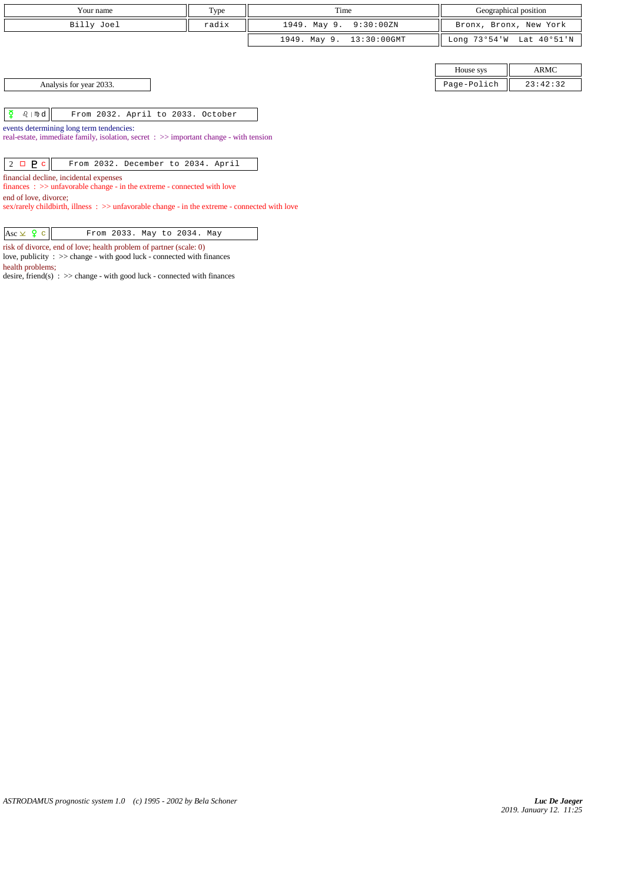| Your name | Type | Time | Geographical position |
|---|---|---|---|
| Billy Joel | radix | 1949. May 9. 9:30:00ZN | Bronx, Bronx, New York |
| | | 1949. May 9. 13:30:00GMT | Long 73°54'W Lat 40°51'N |

| House sys | ARMC |
|---|---|
| Page-Polich | 23:42:32 |

Analysis for year 2033.

| ☿ ♌ \| ♍ d | From 2032. April to 2033. October |
|---|---|

events determining long term tendencies:
real-estate, immediate family, isolation, secret : >> important change - with tension

| 2 □ ♇ c | From 2032. December to 2034. April |
|---|---|

financial decline, incidental expenses
finances : >> unfavorable change - in the extreme - connected with love
end of love, divorce;
sex/rarely childbirth, illness : >> unfavorable change - in the extreme - connected with love

| Asc ⚻ ♀ c | From 2033. May to 2034. May |
|---|---|

risk of divorce, end of love; health problem of partner (scale: 0)
love, publicity : >> change - with good luck - connected with finances
health problems;
desire, friend(s) : >> change - with good luck - connected with finances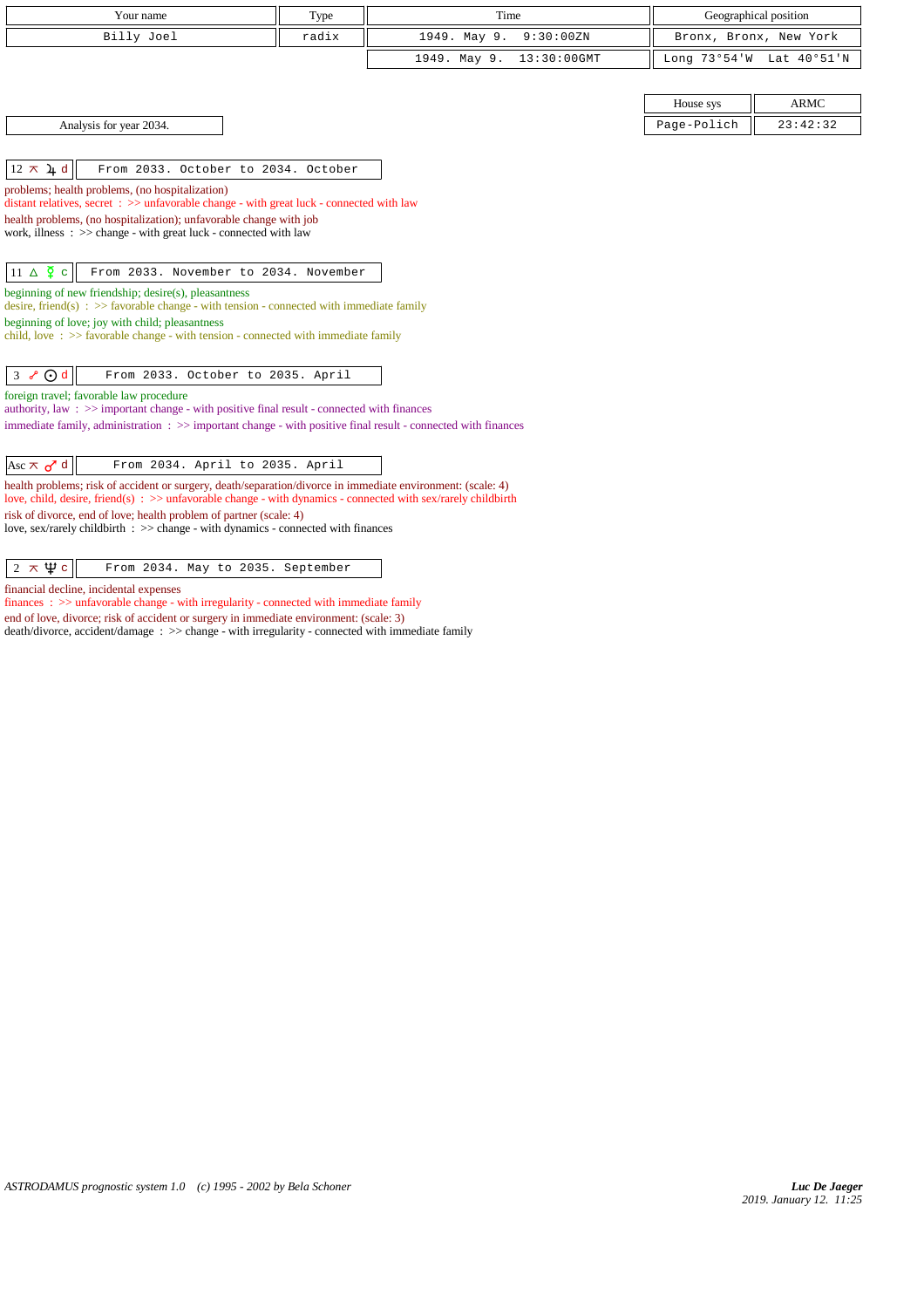| Your name | Type | Time | Geographical position |
|---|---|---|---|
| Billy Joel | radix | 1949. May 9. 9:30:00ZN | Bronx, Bronx, New York |
| | | 1949. May 9. 13:30:00GMT | Long 73°54'W Lat 40°51'N |

| House sys | ARMC |
|---|---|
| Page-Polich | 23:42:32 |

Analysis for year 2034.

| 12 ⚻ ♃ d | From 2033. October to 2034. October |
|---|---|

problems; health problems, (no hospitalization)
distant relatives, secret : >> unfavorable change - with great luck - connected with law
health problems, (no hospitalization); unfavorable change with job
work, illness : >> change - with great luck - connected with law

| 11 △ ☿ c | From 2033. November to 2034. November |
|---|---|

beginning of new friendship; desire(s), pleasantness
desire, friend(s) : >> favorable change - with tension - connected with immediate family
beginning of love; joy with child; pleasantness
child, love : >> favorable change - with tension - connected with immediate family

| 3 ☍ ☉ d | From 2033. October to 2035. April |
|---|---|

foreign travel; favorable law procedure
authority, law : >> important change - with positive final result - connected with finances
immediate family, administration : >> important change - with positive final result - connected with finances

| Asc ⚻ ♂ d | From 2034. April to 2035. April |
|---|---|

health problems; risk of accident or surgery, death/separation/divorce in immediate environment: (scale: 4)
love, child, desire, friend(s) : >> unfavorable change - with dynamics - connected with sex/rarely childbirth
risk of divorce, end of love; health problem of partner (scale: 4)
love, sex/rarely childbirth : >> change - with dynamics - connected with finances

| 2 ⚻ ♆ c | From 2034. May to 2035. September |
|---|---|

financial decline, incidental expenses
finances : >> unfavorable change - with irregularity - connected with immediate family
end of love, divorce; risk of accident or surgery in immediate environment: (scale: 3)
death/divorce, accident/damage : >> change - with irregularity - connected with immediate family

ASTRODAMUS prognostic system 1.0 (c) 1995 - 2002 by Bela Schoner

*Luc De Jaeger*
2019. January 12. 11:25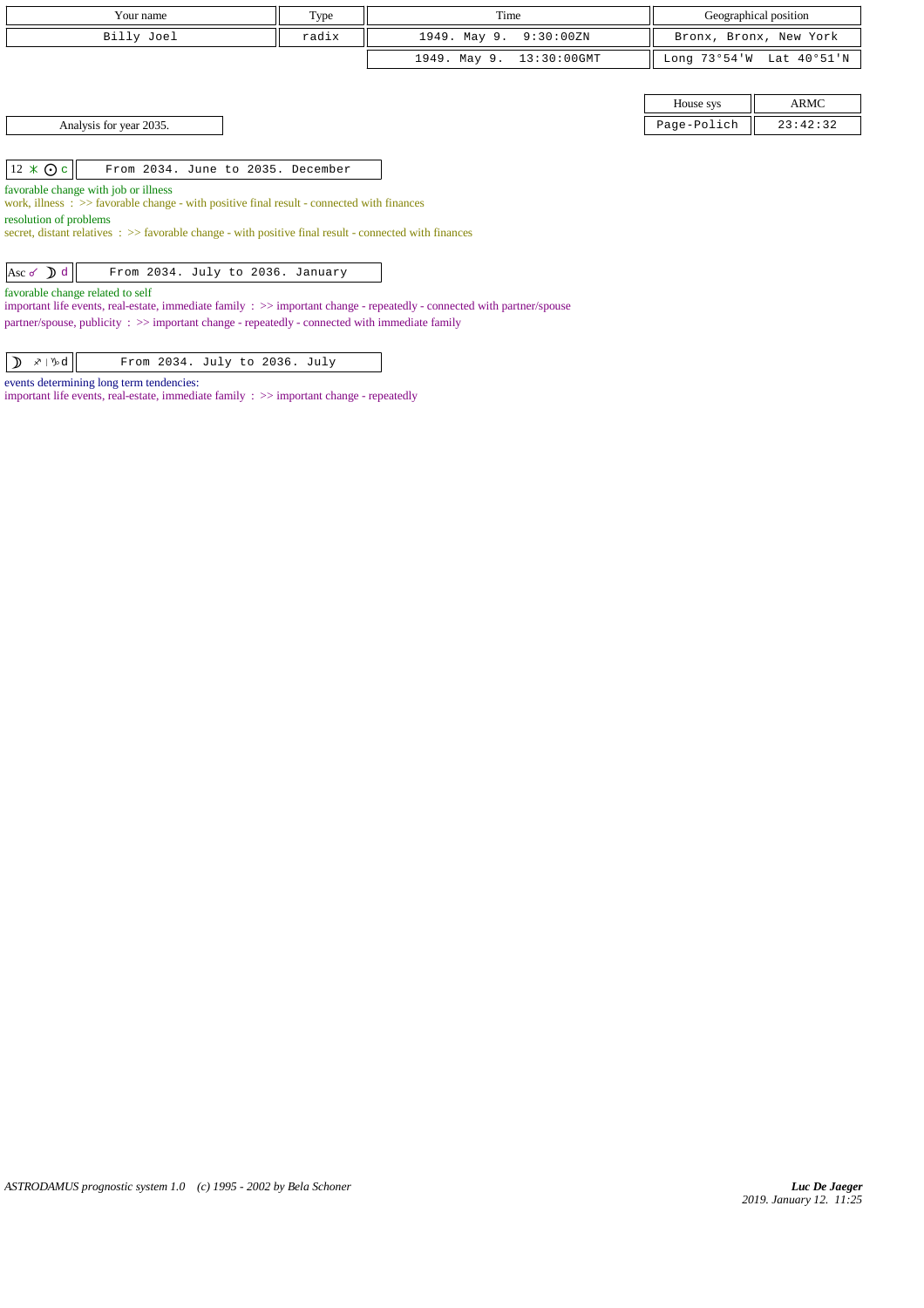| Your name | Type | Time | Geographical position |
|---|---|---|---|
| Billy Joel | radix | 1949. May 9. 9:30:00ZN | Bronx, Bronx, New York |
| | | 1949. May 9. 13:30:00GMT | Long 73°54'W Lat 40°51'N |

| House sys | ARMC |
|---|---|
| Page-Polich | 23:42:32 |

Analysis for year 2035.

| 12 ⚹ ☉ c | From 2034. June to 2035. December |
|---|---|

favorable change with job or illness
work, illness : >> favorable change - with positive final result - connected with finances
resolution of problems
secret, distant relatives : >> favorable change - with positive final result - connected with finances

| Asc ☍ ☽ d | From 2034. July to 2036. January |
|---|---|

favorable change related to self
important life events, real-estate, immediate family : >> important change - repeatedly - connected with partner/spouse
partner/spouse, publicity : >> important change - repeatedly - connected with immediate family

| ☽ ♐ \| ♑ d | From 2034. July to 2036. July |
|---|---|

events determining long term tendencies:
important life events, real-estate, immediate family : >> important change - repeatedly

*ASTRODAMUS prognostic system 1.0 (c) 1995 - 2002 by Bela Schoner*

*Luc De Jaeger*
*2019. January 12. 11:25*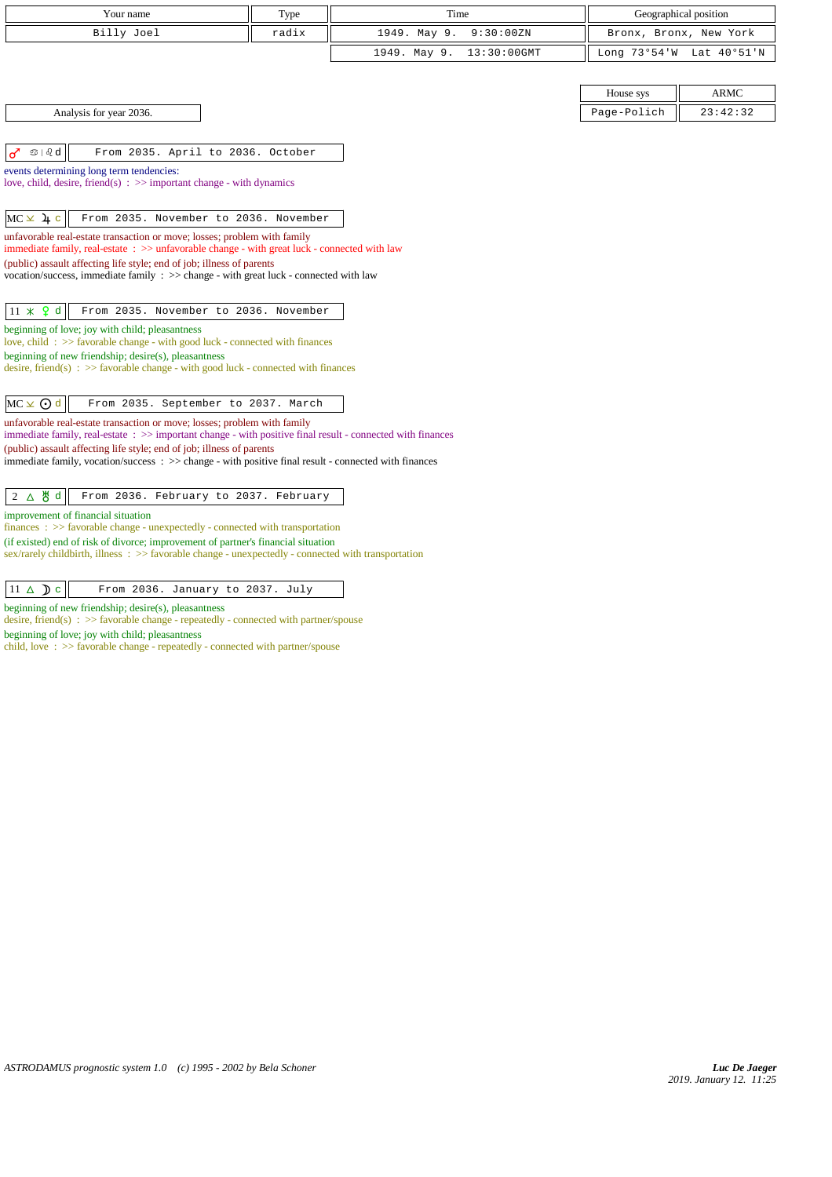| Your name | Type | Time | Geographical position |
|---|---|---|---|
| Billy Joel | radix | 1949. May 9. 9:30:00ZN | Bronx, Bronx, New York |
| | | 1949. May 9. 13:30:00GMT | Long 73°54'W Lat 40°51'N |

| House sys | ARMC |
|---|---|
| Page-Polich | 23:42:32 |

Analysis for year 2036.

**♂ ♋ | ♌ d** — From 2035. April to 2036. October

events determining long term tendencies:
love, child, desire, friend(s) : >> important change - with dynamics

**MC ⊻ ♃ c** — From 2035. November to 2036. November

unfavorable real-estate transaction or move; losses; problem with family
immediate family, real-estate : >> unfavorable change - with great luck - connected with law
(public) assault affecting life style; end of job; illness of parents
vocation/success, immediate family : >> change - with great luck - connected with law

**11 ⚹ ♀ d** — From 2035. November to 2036. November

beginning of love; joy with child; pleasantness
love, child : >> favorable change - with good luck - connected with finances
beginning of new friendship; desire(s), pleasantness
desire, friend(s) : >> favorable change - with good luck - connected with finances

**MC ⊻ ☉ d** — From 2035. September to 2037. March

unfavorable real-estate transaction or move; losses; problem with family
immediate family, real-estate : >> important change - with positive final result - connected with finances
(public) assault affecting life style; end of job; illness of parents
immediate family, vocation/success : >> change - with positive final result - connected with finances

**2 △ ♅ d** — From 2036. February to 2037. February

improvement of financial situation
finances : >> favorable change - unexpectedly - connected with transportation
(if existed) end of risk of divorce; improvement of partner's financial situation
sex/rarely childbirth, illness : >> favorable change - unexpectedly - connected with transportation

**11 △ ☽ c** — From 2036. January to 2037. July

beginning of new friendship; desire(s), pleasantness
desire, friend(s) : >> favorable change - repeatedly - connected with partner/spouse
beginning of love; joy with child; pleasantness
child, love : >> favorable change - repeatedly - connected with partner/spouse

*ASTRODAMUS prognostic system 1.0 (c) 1995 - 2002 by Bela Schoner*

*Luc De Jaeger*
*2019. January 12. 11:25*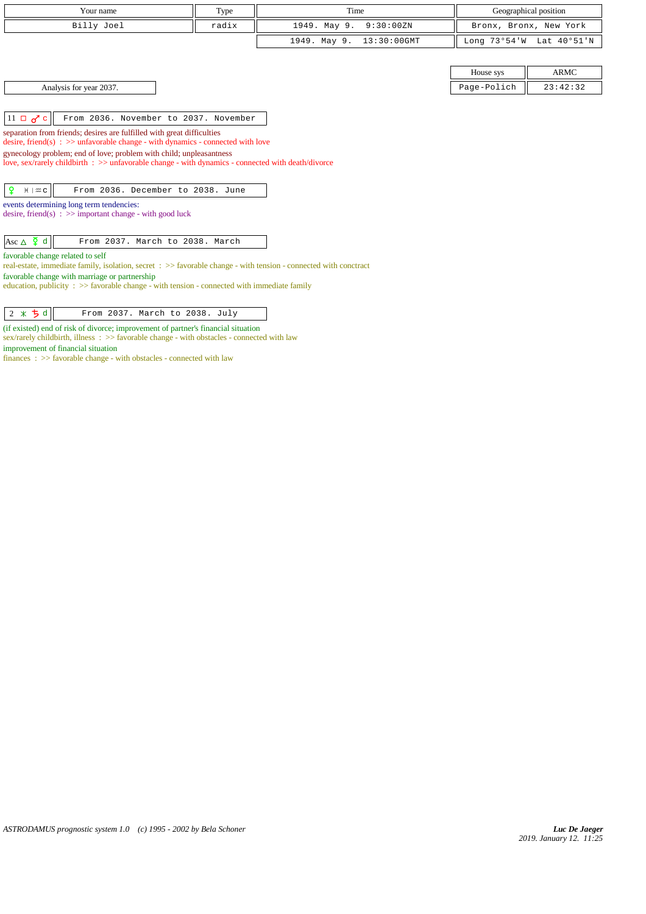| Your name | Type | Time | Geographical position |
|---|---|---|---|
| Billy Joel | radix | 1949. May 9. 9:30:00ZN | Bronx, Bronx, New York |
| | | 1949. May 9. 13:30:00GMT | Long 73°54'W Lat 40°51'N |

| House sys | ARMC |
|---|---|
| Page-Polich | 23:42:32 |

Analysis for year 2037.

| 11 □ ♂ c | From 2036. November to 2037. November |
|---|---|

separation from friends; desires are fulfilled with great difficulties
desire, friend(s) : >> unfavorable change - with dynamics - connected with love
gynecology problem; end of love; problem with child; unpleasantness
love, sex/rarely childbirth : >> unfavorable change - with dynamics - connected with death/divorce

| ♀ ♓ \| ♒ c | From 2036. December to 2038. June |
|---|---|

events determining long term tendencies:
desire, friend(s) : >> important change - with good luck

| Asc △ ☿ d | From 2037. March to 2038. March |
|---|---|

favorable change related to self
real-estate, immediate family, isolation, secret : >> favorable change - with tension - connected with conctract
favorable change with marriage or partnership
education, publicity : >> favorable change - with tension - connected with immediate family

| 2 ⚹ ♄ d | From 2037. March to 2038. July |
|---|---|

(if existed) end of risk of divorce; improvement of partner's financial situation
sex/rarely childbirth, illness : >> favorable change - with obstacles - connected with law
improvement of financial situation
finances : >> favorable change - with obstacles - connected with law

ASTRODAMUS prognostic system 1.0 (c) 1995 - 2002 by Bela Schoner

*Luc De Jaeger*
*2019. January 12. 11:25*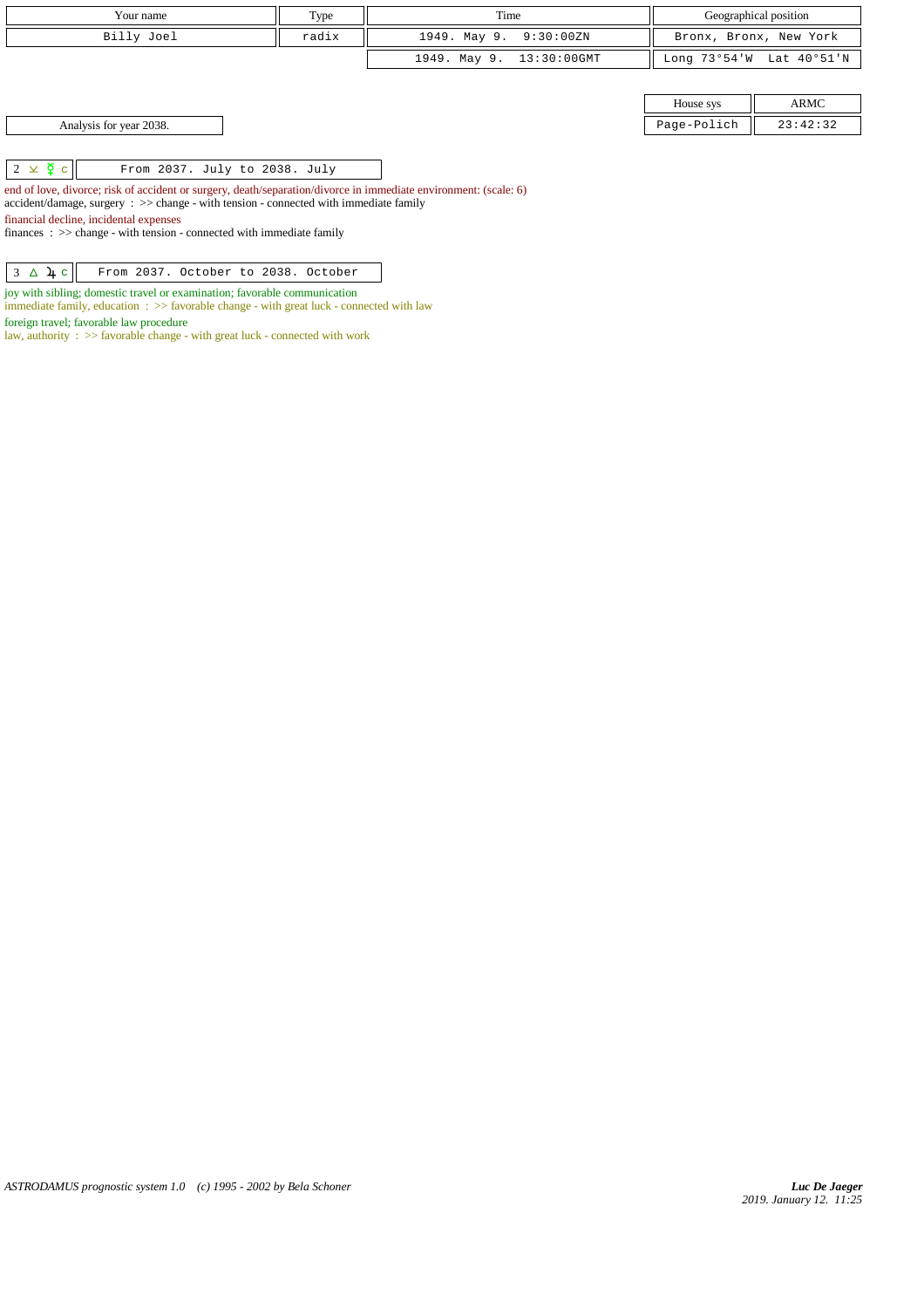| Your name | Type | Time | Geographical position |
| --- | --- | --- | --- |
| Billy Joel | radix | 1949. May 9. 9:30:00ZN | Bronx, Bronx, New York |
| | | 1949. May 9. 13:30:00GMT | Long 73°54'W Lat 40°51'N |

| House sys | ARMC |
| --- | --- |
| Page-Polich | 23:42:32 |

Analysis for year 2038.

2 ⚻ ☿ c — From 2037. July to 2038. July

end of love, divorce; risk of accident or surgery, death/separation/divorce in immediate environment: (scale: 6)
accident/damage, surgery : >> change - with tension - connected with immediate family

financial decline, incidental expenses
finances : >> change - with tension - connected with immediate family

3 △ ♃ c — From 2037. October to 2038. October

joy with sibling; domestic travel or examination; favorable communication
immediate family, education : >> favorable change - with great luck - connected with law

foreign travel; favorable law procedure
law, authority : >> favorable change - with great luck - connected with work

ASTRODAMUS prognostic system 1.0 (c) 1995 - 2002 by Bela Schoner

Luc De Jaeger
2019. January 12. 11:25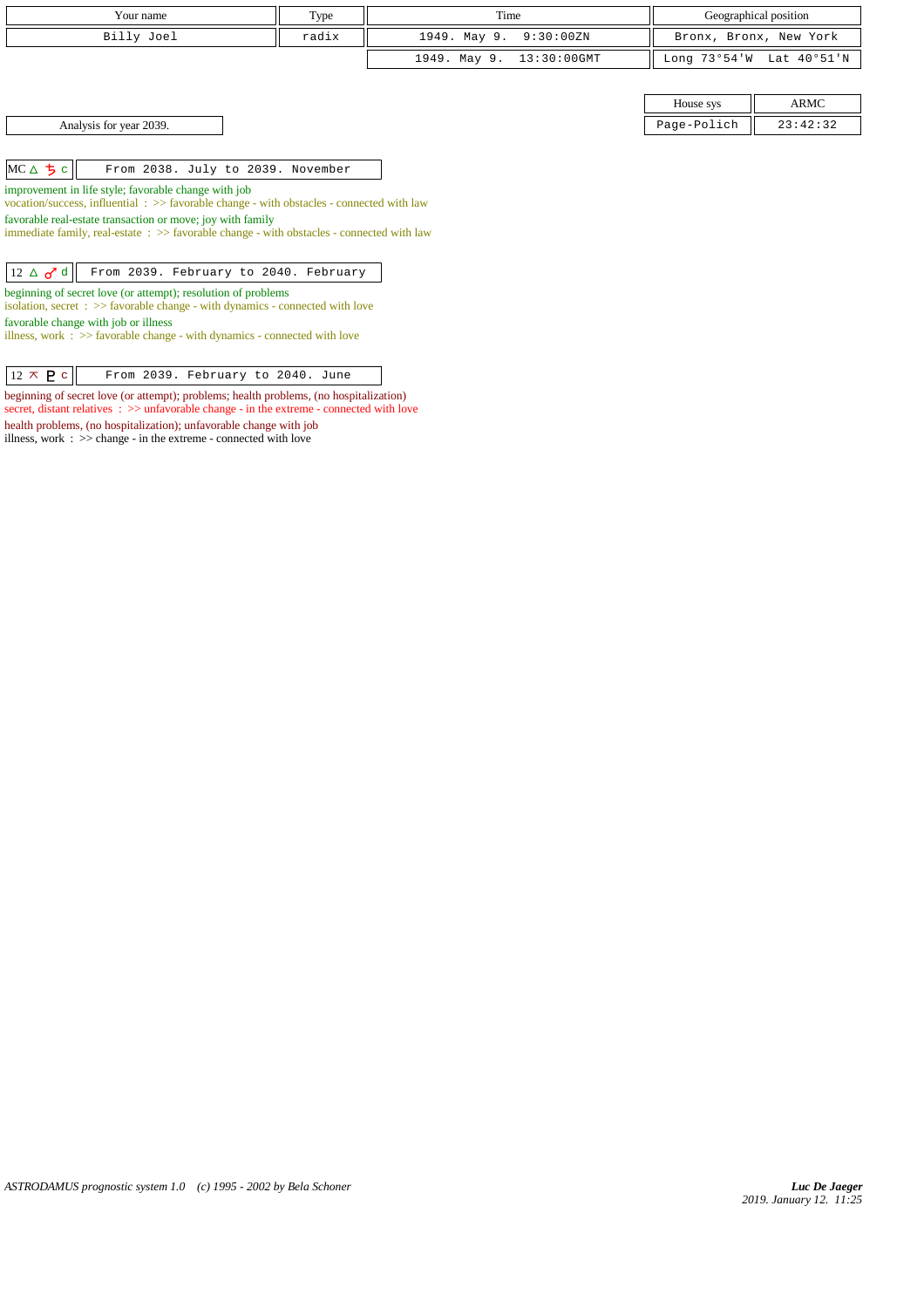| Your name | Type | Time | Geographical position |
| --- | --- | --- | --- |
| Billy Joel | radix | 1949. May 9. 9:30:00ZN | Bronx, Bronx, New York |
| | | 1949. May 9. 13:30:00GMT | Long 73°54'W Lat 40°51'N |

| House sys | ARMC |
| --- | --- |
| Page-Polich | 23:42:32 |

Analysis for year 2039.

| MC △ ♄ c | From 2038. July to 2039. November |
| --- | --- |

improvement in life style; favorable change with job
vocation/success, influential : >> favorable change - with obstacles - connected with law
favorable real-estate transaction or move; joy with family
immediate family, real-estate : >> favorable change - with obstacles - connected with law

| 12 △ ♂ d | From 2039. February to 2040. February |
| --- | --- |

beginning of secret love (or attempt); resolution of problems
isolation, secret : >> favorable change - with dynamics - connected with love
favorable change with job or illness
illness, work : >> favorable change - with dynamics - connected with love

| 12 ⚻ ♇ c | From 2039. February to 2040. June |
| --- | --- |

beginning of secret love (or attempt); problems; health problems, (no hospitalization)
secret, distant relatives : >> unfavorable change - in the extreme - connected with love
health problems, (no hospitalization); unfavorable change with job
illness, work : >> change - in the extreme - connected with love

ASTRODAMUS prognostic system 1.0 (c) 1995 - 2002 by Bela Schoner

*Luc De Jaeger*
*2019. January 12. 11:25*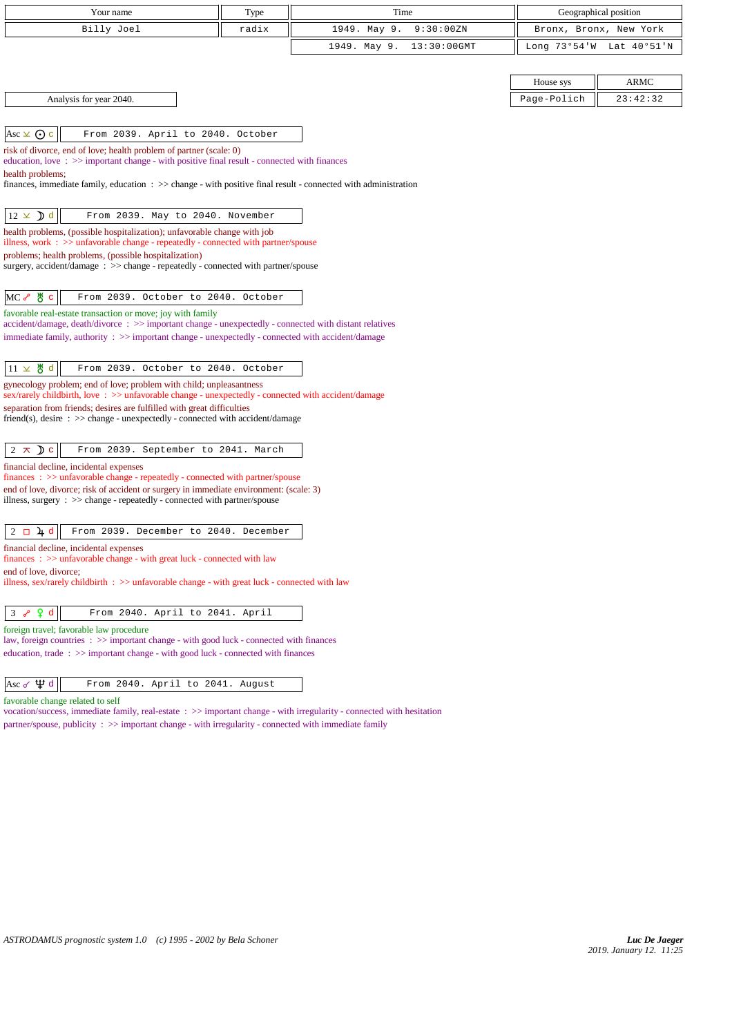| Your name | Type | Time | Geographical position |
|---|---|---|---|
| Billy Joel | radix | 1949. May 9. 9:30:00ZN | Bronx, Bronx, New York |
| | | 1949. May 9. 13:30:00GMT | Long 73°54'W Lat 40°51'N |

| House sys | ARMC |
|---|---|
| Page-Polich | 23:42:32 |

Analysis for year 2040.

**Asc ⚺ ☉ c** — From 2039. April to 2040. October

risk of divorce, end of love; health problem of partner (scale: 0)
education, love : >> important change - with positive final result - connected with finances
health problems;
finances, immediate family, education : >> change - with positive final result - connected with administration

**12 ⚺ ☽ d** — From 2039. May to 2040. November

health problems, (possible hospitalization); unfavorable change with job
illness, work : >> unfavorable change - repeatedly - connected with partner/spouse
problems; health problems, (possible hospitalization)
surgery, accident/damage : >> change - repeatedly - connected with partner/spouse

**MC ☍ ♅ c** — From 2039. October to 2040. October

favorable real-estate transaction or move; joy with family
accident/damage, death/divorce : >> important change - unexpectedly - connected with distant relatives
immediate family, authority : >> important change - unexpectedly - connected with accident/damage

**11 ⚺ ♅ d** — From 2039. October to 2040. October

gynecology problem; end of love; problem with child; unpleasantness
sex/rarely childbirth, love : >> unfavorable change - unexpectedly - connected with accident/damage
separation from friends; desires are fulfilled with great difficulties
friend(s), desire : >> change - unexpectedly - connected with accident/damage

**2 ⚻ ☽ c** — From 2039. September to 2041. March

financial decline, incidental expenses
finances : >> unfavorable change - repeatedly - connected with partner/spouse
end of love, divorce; risk of accident or surgery in immediate environment: (scale: 3)
illness, surgery : >> change - repeatedly - connected with partner/spouse

**2 □ ♃ d** — From 2039. December to 2040. December

financial decline, incidental expenses
finances : >> unfavorable change - with great luck - connected with law
end of love, divorce;
illness, sex/rarely childbirth : >> unfavorable change - with great luck - connected with law

**3 ☍ ♀ d** — From 2040. April to 2041. April

foreign travel; favorable law procedure
law, foreign countries : >> important change - with good luck - connected with finances
education, trade : >> important change - with good luck - connected with finances

**Asc ☌ ♆ d** — From 2040. April to 2041. August

favorable change related to self
vocation/success, immediate family, real-estate : >> important change - with irregularity - connected with hesitation
partner/spouse, publicity : >> important change - with irregularity - connected with immediate family

ASTRODAMUS prognostic system 1.0 (c) 1995 - 2002 by Bela Schoner

Luc De Jaeger
2019. January 12. 11:25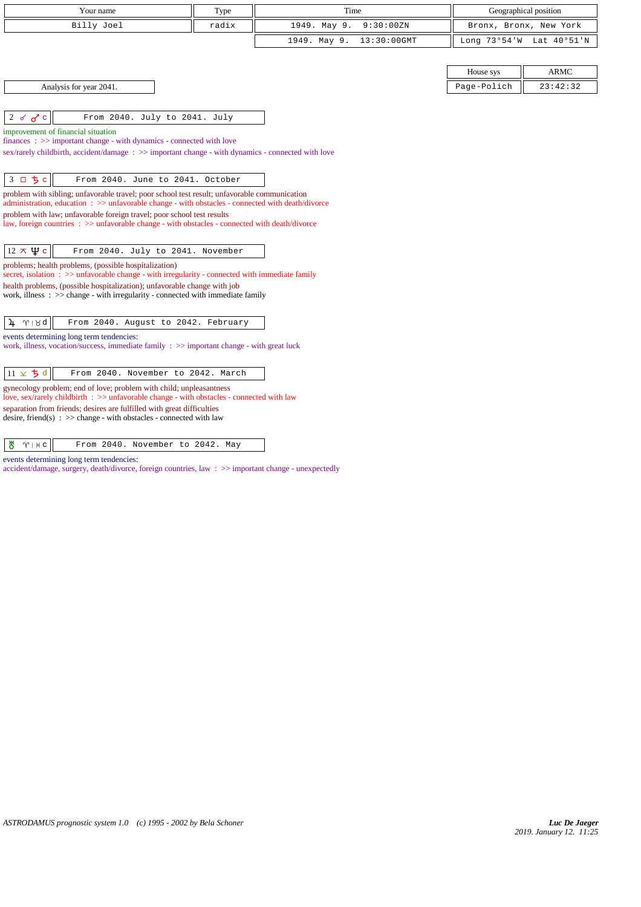| Your name | Type | Time | Geographical position |
|---|---|---|---|
| Billy Joel | radix | 1949. May 9. 9:30:00ZN | Bronx, Bronx, New York |
| | | 1949. May 9. 13:30:00GMT | Long 73°54'W Lat 40°51'N |

| House sys | ARMC |
|---|---|
| Page-Polich | 23:42:32 |

Analysis for year 2041.

**2 ☌ ♂ c** — From 2040. July to 2041. July

improvement of financial situation
finances : >> important change - with dynamics - connected with love
sex/rarely childbirth, accident/damage : >> important change - with dynamics - connected with love

**3 □ ♄ c** — From 2040. June to 2041. October

problem with sibling; unfavorable travel; poor school test result; unfavorable communication
administration, education : >> unfavorable change - with obstacles - connected with death/divorce
problem with law; unfavorable foreign travel; poor school test results
law, foreign countries : >> unfavorable change - with obstacles - connected with death/divorce

**12 ⚻ ♆ c** — From 2040. July to 2041. November

problems; health problems, (possible hospitalization)
secret, isolation : >> unfavorable change - with irregularity - connected with immediate family
health problems, (possible hospitalization); unfavorable change with job
work, illness : >> change - with irregularity - connected with immediate family

**♃ ♈ | ♉ d** — From 2040. August to 2042. February

events determining long term tendencies:
work, illness, vocation/success, immediate family : >> important change - with great luck

**11 ⚺ ♄ d** — From 2040. November to 2042. March

gynecology problem; end of love; problem with child; unpleasantness
love, sex/rarely childbirth : >> unfavorable change - with obstacles - connected with law
separation from friends; desires are fulfilled with great difficulties
desire, friend(s) : >> change - with obstacles - connected with law

**♅ ♈ | ♓ c** — From 2040. November to 2042. May

events determining long term tendencies:
accident/damage, surgery, death/divorce, foreign countries, law : >> important change - unexpectedly

ASTRODAMUS prognostic system 1.0 (c) 1995 - 2002 by Bela Schoner

*Luc De Jaeger*
*2019. January 12. 11:25*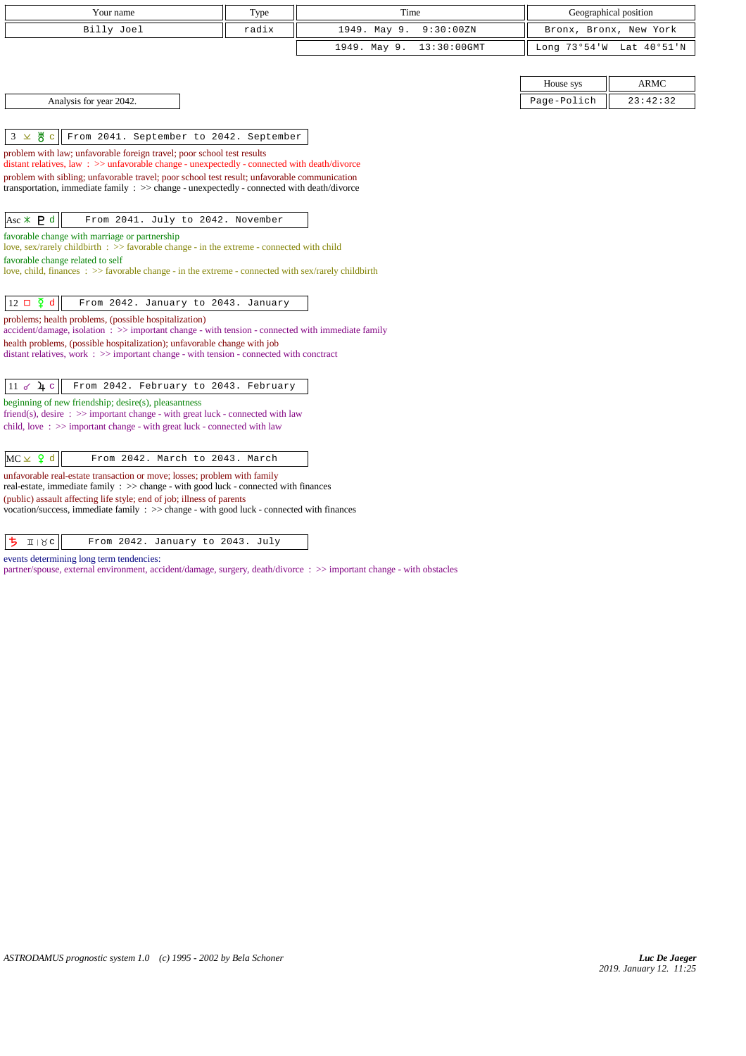| Your name | Type | Time | Geographical position |
|---|---|---|---|
| Billy Joel | radix | 1949. May 9. 9:30:00ZN | Bronx, Bronx, New York |
| | | 1949. May 9. 13:30:00GMT | Long 73°54'W Lat 40°51'N |

| House sys | ARMC |
|---|---|
| Page-Polich | 23:42:32 |

Analysis for year 2042.

**3 ⚺ ♅ c** — From 2041. September to 2042. September

problem with law; unfavorable foreign travel; poor school test results
distant relatives, law : >> unfavorable change - unexpectedly - connected with death/divorce
problem with sibling; unfavorable travel; poor school test result; unfavorable communication
transportation, immediate family : >> change - unexpectedly - connected with death/divorce

**Asc ⚹ ♇ d** — From 2041. July to 2042. November

favorable change with marriage or partnership
love, sex/rarely childbirth : >> favorable change - in the extreme - connected with child
favorable change related to self
love, child, finances : >> favorable change - in the extreme - connected with sex/rarely childbirth

**12 □ ☿ d** — From 2042. January to 2043. January

problems; health problems, (possible hospitalization)
accident/damage, isolation : >> important change - with tension - connected with immediate family
health problems, (possible hospitalization); unfavorable change with job
distant relatives, work : >> important change - with tension - connected with conctract

**11 ☍ ♃ c** — From 2042. February to 2043. February

beginning of new friendship; desire(s), pleasantness
friend(s), desire : >> important change - with great luck - connected with law
child, love : >> important change - with great luck - connected with law

**MC ⚺ ♀ d** — From 2042. March to 2043. March

unfavorable real-estate transaction or move; losses; problem with family
real-estate, immediate family : >> change - with good luck - connected with finances
(public) assault affecting life style; end of job; illness of parents
vocation/success, immediate family : >> change - with good luck - connected with finances

**♄ ♊ | ♉ c** — From 2042. January to 2043. July

events determining long term tendencies:
partner/spouse, external environment, accident/damage, surgery, death/divorce : >> important change - with obstacles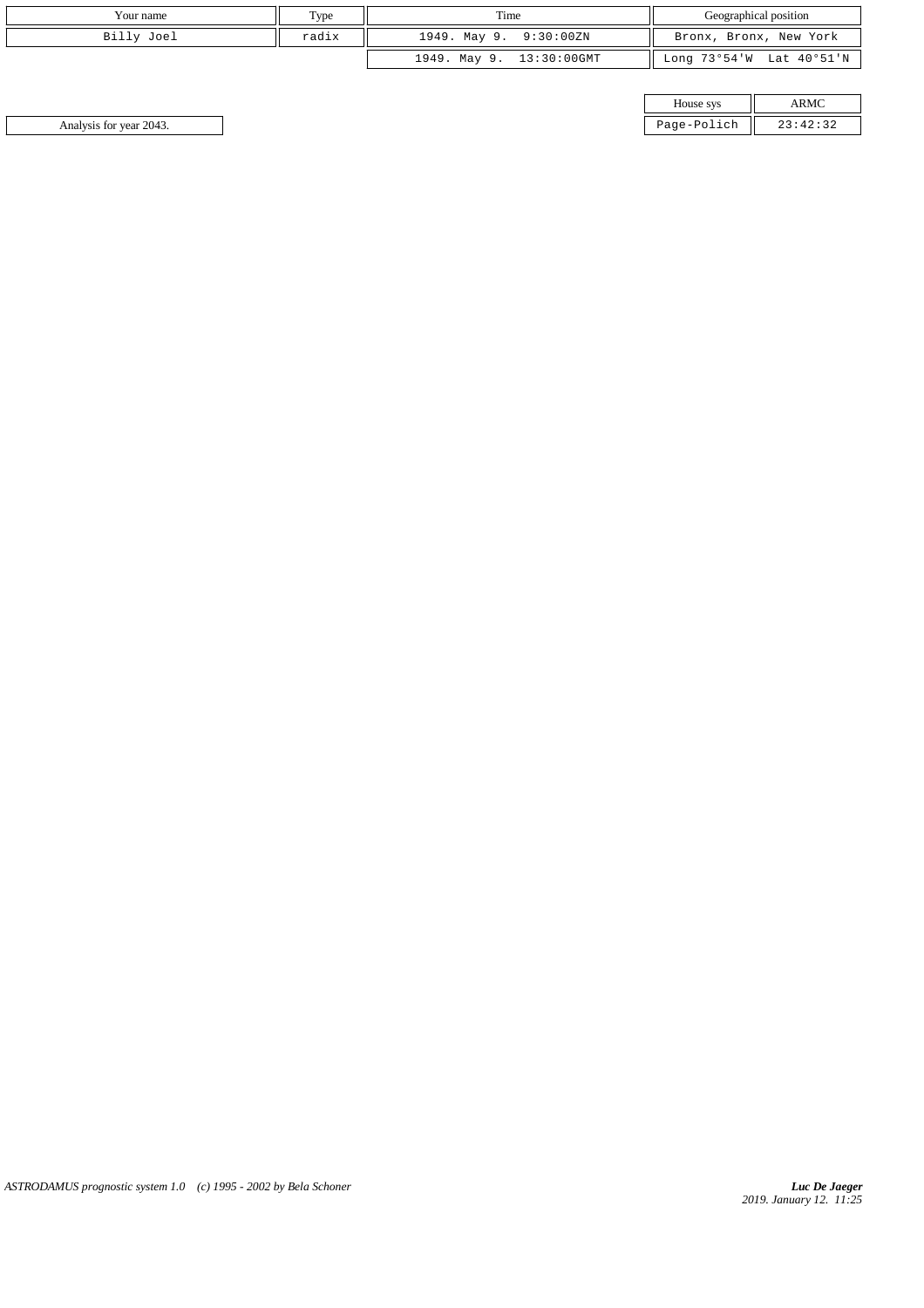| Your name | Type | Time | Geographical position |
|---|---|---|---|
| Billy Joel | radix | 1949. May 9. 9:30:00ZN | Bronx, Bronx, New York |
| | | 1949. May 9. 13:30:00GMT | Long 73°54'W Lat 40°51'N |

| House sys | ARMC |
|---|---|
| Page-Polich | 23:42:32 |

Analysis for year 2043.

*ASTRODAMUS prognostic system 1.0 (c) 1995 - 2002 by Bela Schoner*

***Luc De Jaeger***
*2019. January 12. 11:25*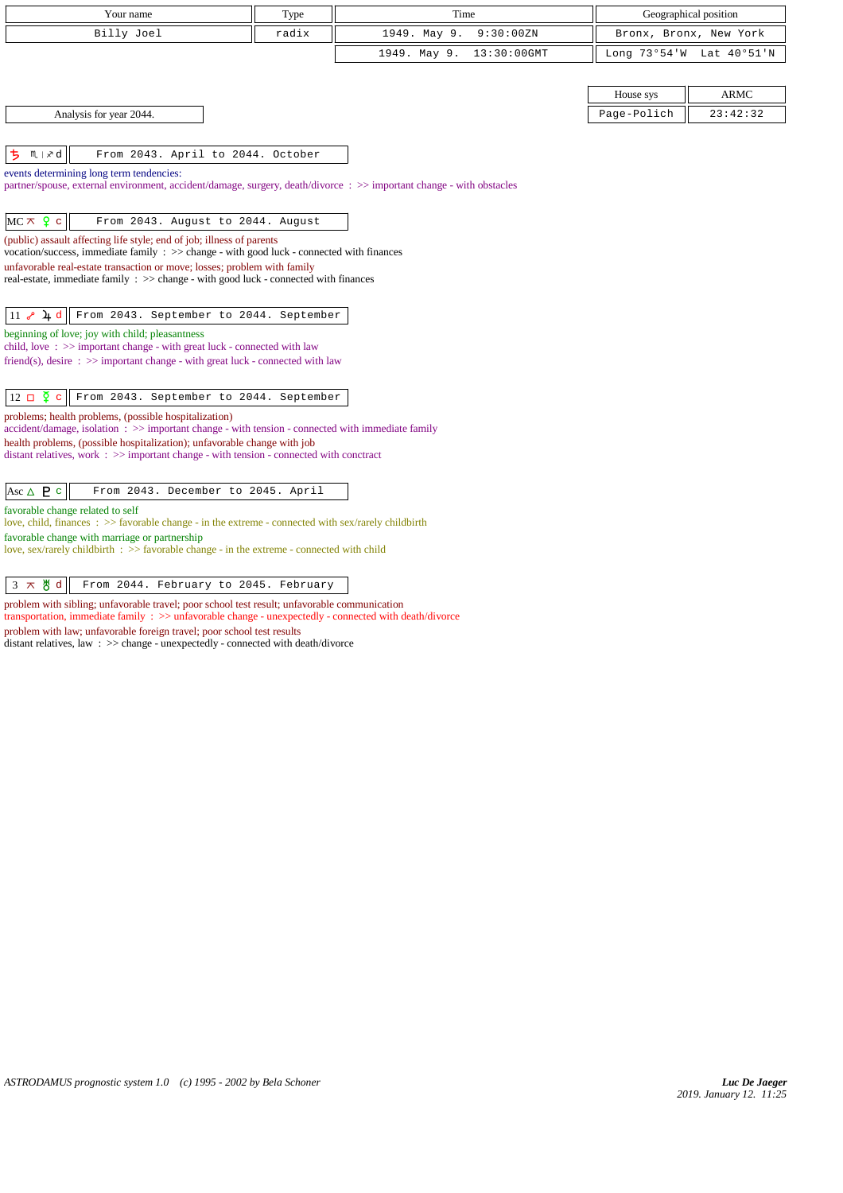| Your name | Type | Time | Geographical position |
|---|---|---|---|
| Billy Joel | radix | 1949. May 9. 9:30:00ZN | Bronx, Bronx, New York |
| | | 1949. May 9. 13:30:00GMT | Long 73°54'W Lat 40°51'N |

| House sys | ARMC |
|---|---|
| Page-Polich | 23:42:32 |

Analysis for year 2044.

**♄ ♏ | ♐ d** — From 2043. April to 2044. October

events determining long term tendencies:
partner/spouse, external environment, accident/damage, surgery, death/divorce : >> important change - with obstacles

**MC ⚻ ♀ c** — From 2043. August to 2044. August

(public) assault affecting life style; end of job; illness of parents
vocation/success, immediate family : >> change - with good luck - connected with finances
unfavorable real-estate transaction or move; losses; problem with family
real-estate, immediate family : >> change - with good luck - connected with finances

**11 ☍ ♃ d** — From 2043. September to 2044. September

beginning of love; joy with child; pleasantness
child, love : >> important change - with great luck - connected with law
friend(s), desire : >> important change - with great luck - connected with law

**12 □ ☿ c** — From 2043. September to 2044. September

problems; health problems, (possible hospitalization)
accident/damage, isolation : >> important change - with tension - connected with immediate family
health problems, (possible hospitalization); unfavorable change with job
distant relatives, work : >> important change - with tension - connected with conctract

**Asc △ ♇ c** — From 2043. December to 2045. April

favorable change related to self
love, child, finances : >> favorable change - in the extreme - connected with sex/rarely childbirth
favorable change with marriage or partnership
love, sex/rarely childbirth : >> favorable change - in the extreme - connected with child

**3 ⚻ ♅ d** — From 2044. February to 2045. February

problem with sibling; unfavorable travel; poor school test result; unfavorable communication
transportation, immediate family : >> unfavorable change - unexpectedly - connected with death/divorce
problem with law; unfavorable foreign travel; poor school test results
distant relatives, law : >> change - unexpectedly - connected with death/divorce

*ASTRODAMUS prognostic system 1.0 (c) 1995 - 2002 by Bela Schoner*

***Luc De Jaeger***
*2019. January 12. 11:25*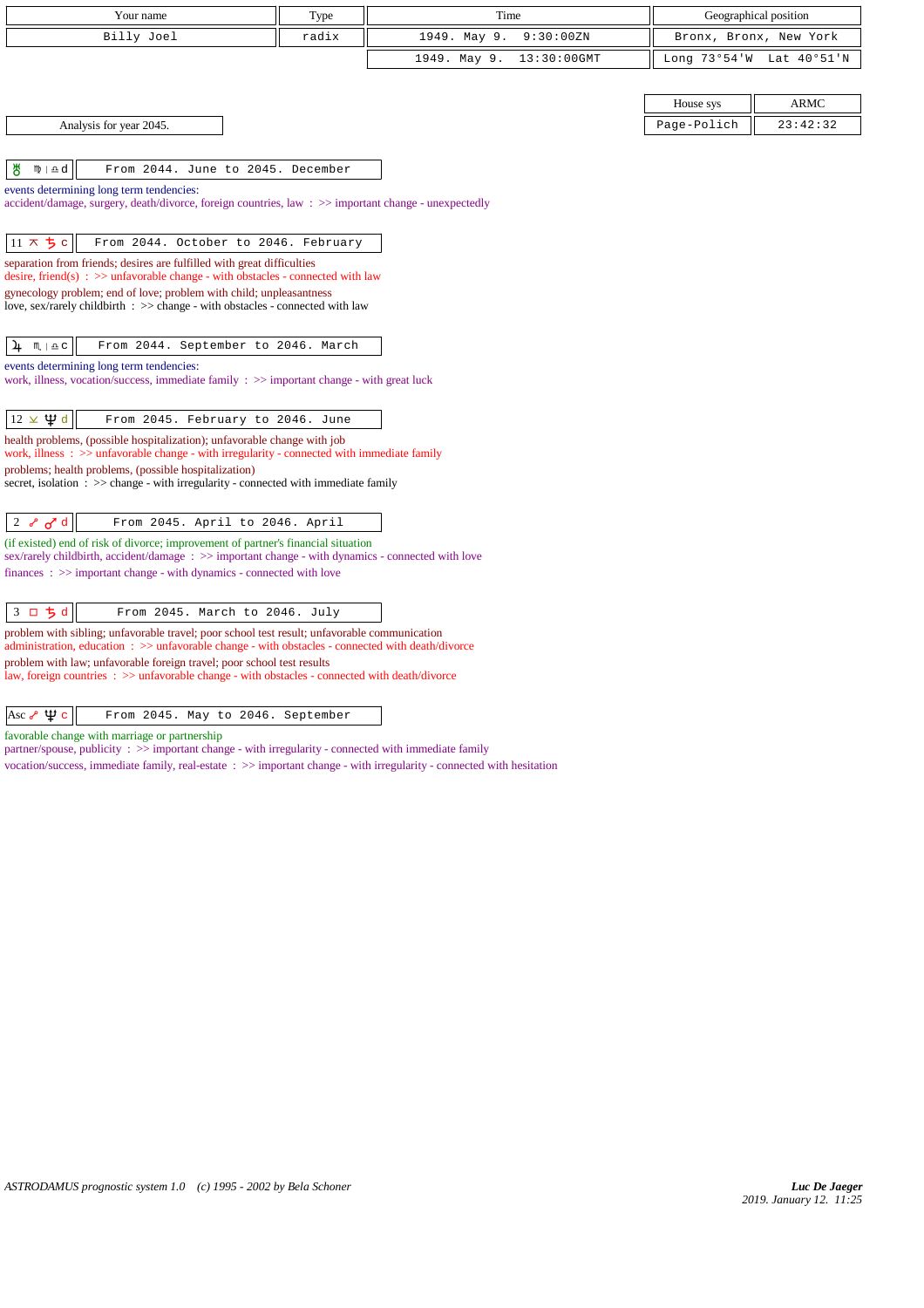| Your name | Type | Time | Geographical position |
|---|---|---|---|
| Billy Joel | radix | 1949. May 9. 9:30:00ZN | Bronx, Bronx, New York |
| | | 1949. May 9. 13:30:00GMT | Long 73°54'W Lat 40°51'N |

| House sys | ARMC |
|---|---|
| Page-Polich | 23:42:32 |

Analysis for year 2045.

**♅ ♍ | ♎ d** — From 2044. June to 2045. December

events determining long term tendencies:
accident/damage, surgery, death/divorce, foreign countries, law : >> important change - unexpectedly

**11 ⊼ ♄ c** — From 2044. October to 2046. February

separation from friends; desires are fulfilled with great difficulties
desire, friend(s) : >> unfavorable change - with obstacles - connected with law
gynecology problem; end of love; problem with child; unpleasantness
love, sex/rarely childbirth : >> change - with obstacles - connected with law

**♃ ♏ | ♎ c** — From 2044. September to 2046. March

events determining long term tendencies:
work, illness, vocation/success, immediate family : >> important change - with great luck

**12 ⊻ ♆ d** — From 2045. February to 2046. June

health problems, (possible hospitalization); unfavorable change with job
work, illness : >> unfavorable change - with irregularity - connected with immediate family
problems; health problems, (possible hospitalization)
secret, isolation : >> change - with irregularity - connected with immediate family

**2 ☍ ♂ d** — From 2045. April to 2046. April

(if existed) end of risk of divorce; improvement of partner's financial situation
sex/rarely childbirth, accident/damage : >> important change - with dynamics - connected with love
finances : >> important change - with dynamics - connected with love

**3 □ ♄ d** — From 2045. March to 2046. July

problem with sibling; unfavorable travel; poor school test result; unfavorable communication
administration, education : >> unfavorable change - with obstacles - connected with death/divorce
problem with law; unfavorable foreign travel; poor school test results
law, foreign countries : >> unfavorable change - with obstacles - connected with death/divorce

**Asc ☍ ♆ c** — From 2045. May to 2046. September

favorable change with marriage or partnership
partner/spouse, publicity : >> important change - with irregularity - connected with immediate family
vocation/success, immediate family, real-estate : >> important change - with irregularity - connected with hesitation

*ASTRODAMUS prognostic system 1.0 (c) 1995 - 2002 by Bela Schoner*

*Luc De Jaeger*
*2019. January 12. 11:25*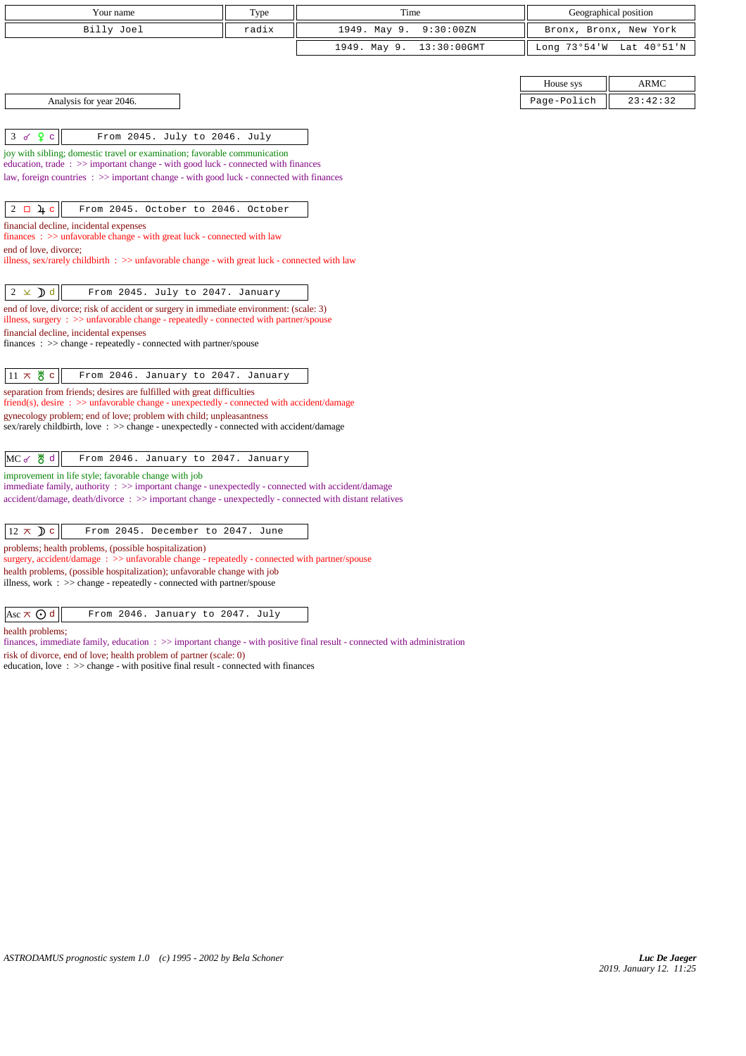| Your name | Type | Time | Geographical position |
|---|---|---|---|
| Billy Joel | radix | 1949. May 9. 9:30:00ZN | Bronx, Bronx, New York |
| | | 1949. May 9. 13:30:00GMT | Long 73°54'W Lat 40°51'N |

| House sys | ARMC |
|---|---|
| Page-Polich | 23:42:32 |

Analysis for year 2046.

**3 ☌ ♀ c** — From 2045. July to 2046. July

joy with sibling; domestic travel or examination; favorable communication
education, trade : >> important change - with good luck - connected with finances
law, foreign countries : >> important change - with good luck - connected with finances

**2 □ ♃ c** — From 2045. October to 2046. October

financial decline, incidental expenses
finances : >> unfavorable change - with great luck - connected with law
end of love, divorce;
illness, sex/rarely childbirth : >> unfavorable change - with great luck - connected with law

**2 ⊻ ☽ d** — From 2045. July to 2047. January

end of love, divorce; risk of accident or surgery in immediate environment: (scale: 3)
illness, surgery : >> unfavorable change - repeatedly - connected with partner/spouse
financial decline, incidental expenses
finances : >> change - repeatedly - connected with partner/spouse

**11 ⊼ ♅ c** — From 2046. January to 2047. January

separation from friends; desires are fulfilled with great difficulties
friend(s), desire : >> unfavorable change - unexpectedly - connected with accident/damage
gynecology problem; end of love; problem with child; unpleasantness
sex/rarely childbirth, love : >> change - unexpectedly - connected with accident/damage

**MC ☌ ♅ d** — From 2046. January to 2047. January

improvement in life style; favorable change with job
immediate family, authority : >> important change - unexpectedly - connected with accident/damage
accident/damage, death/divorce : >> important change - unexpectedly - connected with distant relatives

**12 ⊼ ☽ c** — From 2045. December to 2047. June

problems; health problems, (possible hospitalization)
surgery, accident/damage : >> unfavorable change - repeatedly - connected with partner/spouse
health problems, (possible hospitalization); unfavorable change with job
illness, work : >> change - repeatedly - connected with partner/spouse

**Asc ⊼ ☉ d** — From 2046. January to 2047. July

health problems;
finances, immediate family, education : >> important change - with positive final result - connected with administration
risk of divorce, end of love; health problem of partner (scale: 0)
education, love : >> change - with positive final result - connected with finances

ASTRODAMUS prognostic system 1.0 (c) 1995 - 2002 by Bela Schoner

*Luc De Jaeger*
2019. January 12. 11:25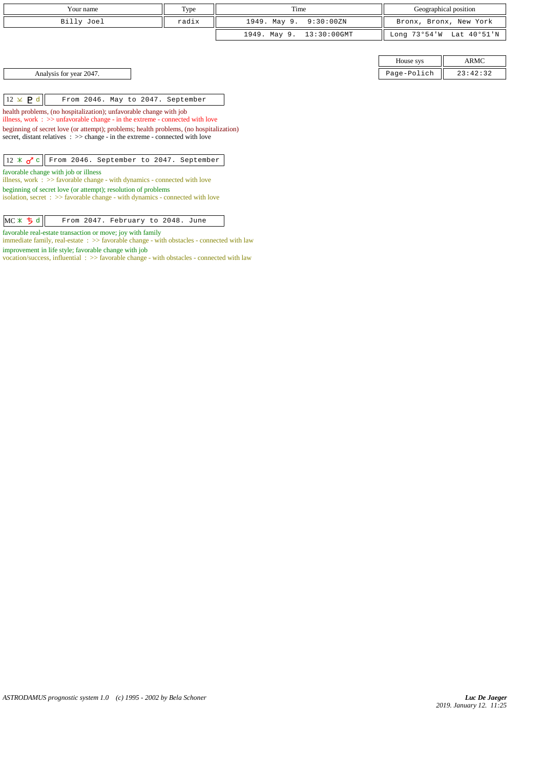| Your name | Type | Time | Geographical position |
|---|---|---|---|
| Billy Joel | radix | 1949. May 9. 9:30:00ZN | Bronx, Bronx, New York |
| | | 1949. May 9. 13:30:00GMT | Long 73°54'W Lat 40°51'N |

| House sys | ARMC |
|---|---|
| Page-Polich | 23:42:32 |

Analysis for year 2047.

| 12 ⚻ ♇ d | From 2046. May to 2047. September |
|---|---|

health problems, (no hospitalization); unfavorable change with job
illness, work : >> unfavorable change - in the extreme - connected with love

beginning of secret love (or attempt); problems; health problems, (no hospitalization)
secret, distant relatives : >> change - in the extreme - connected with love

| 12 ⚹ ♂ c | From 2046. September to 2047. September |
|---|---|

favorable change with job or illness
illness, work : >> favorable change - with dynamics - connected with love

beginning of secret love (or attempt); resolution of problems
isolation, secret : >> favorable change - with dynamics - connected with love

| MC ⚹ ♄ d | From 2047. February to 2048. June |
|---|---|

favorable real-estate transaction or move; joy with family
immediate family, real-estate : >> favorable change - with obstacles - connected with law

improvement in life style; favorable change with job
vocation/success, influential : >> favorable change - with obstacles - connected with law

*ASTRODAMUS prognostic system 1.0 (c) 1995 - 2002 by Bela Schoner*

***Luc De Jaeger***
*2019. January 12. 11:25*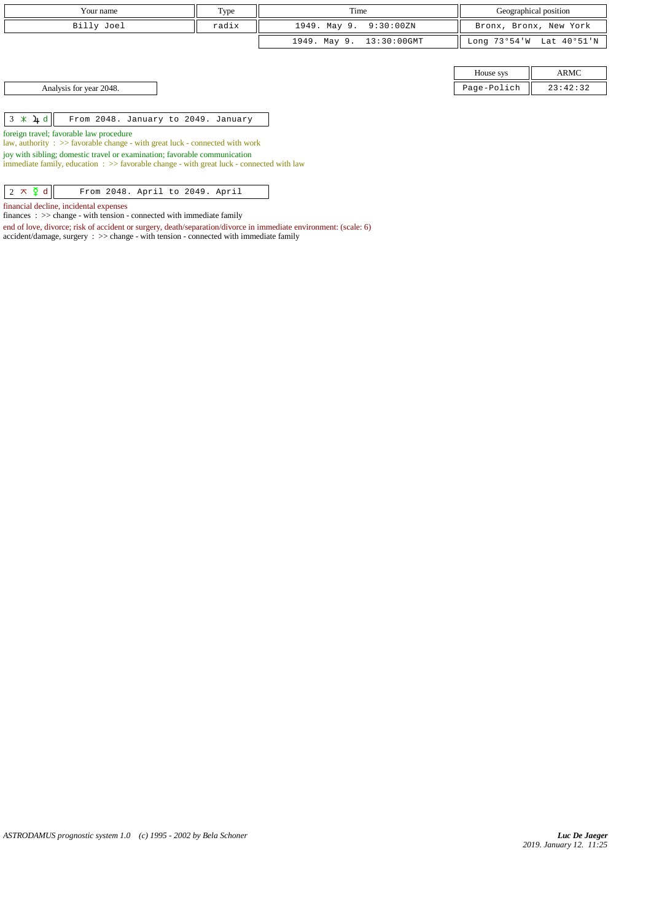| Your name | Type | Time | Geographical position |
| --- | --- | --- | --- |
| Billy Joel | radix | 1949. May 9. 9:30:00ZN | Bronx, Bronx, New York |
| | | 1949. May 9. 13:30:00GMT | Long 73°54'W Lat 40°51'N |

| House sys | ARMC |
| --- | --- |
| Page-Polich | 23:42:32 |

Analysis for year 2048.

| 3 ⚹ ♃ d | From 2048. January to 2049. January |
| --- | --- |

foreign travel; favorable law procedure
law, authority : >> favorable change - with great luck - connected with work

joy with sibling; domestic travel or examination; favorable communication
immediate family, education : >> favorable change - with great luck - connected with law

| 2 ⚻ ☿ d | From 2048. April to 2049. April |
| --- | --- |

financial decline, incidental expenses
finances : >> change - with tension - connected with immediate family

end of love, divorce; risk of accident or surgery, death/separation/divorce in immediate environment: (scale: 6)
accident/damage, surgery : >> change - with tension - connected with immediate family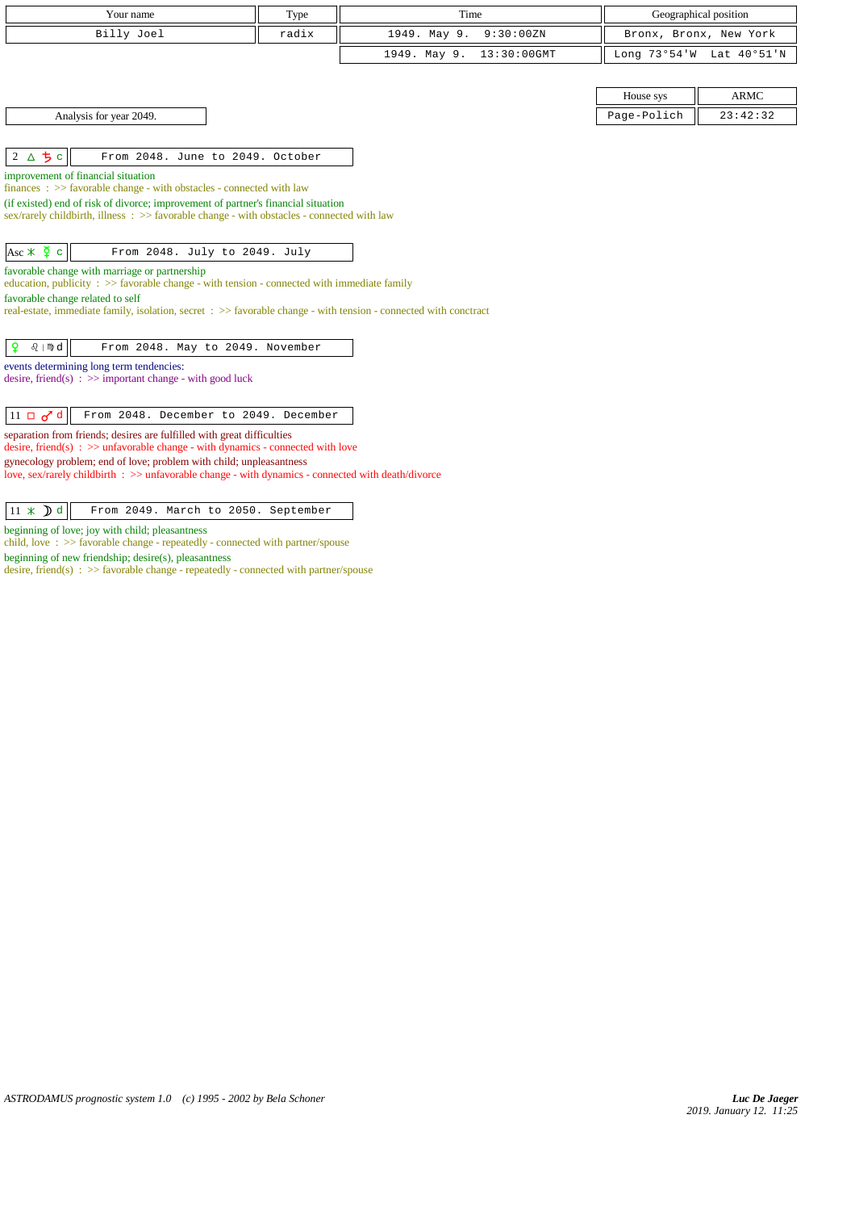| Your name | Type | Time | Geographical position |
|---|---|---|---|
| Billy Joel | radix | 1949. May 9.  9:30:00ZN | Bronx, Bronx, New York |
| | | 1949. May 9.  13:30:00GMT | Long 73°54'W  Lat 40°51'N |

| House sys | ARMC |
|---|---|
| Page-Polich | 23:42:32 |

Analysis for year 2049.

**2 △ ♄ c** — From 2048. June to 2049. October

improvement of financial situation
finances : >> favorable change - with obstacles - connected with law

(if existed) end of risk of divorce; improvement of partner's financial situation
sex/rarely childbirth, illness : >> favorable change - with obstacles - connected with law

**Asc ⚹ ☿ c** — From 2048. July to 2049. July

favorable change with marriage or partnership
education, publicity : >> favorable change - with tension - connected with immediate family

favorable change related to self
real-estate, immediate family, isolation, secret : >> favorable change - with tension - connected with conctract

**♀ ♌ | ♍ d** — From 2048. May to 2049. November

events determining long term tendencies:
desire, friend(s) : >> important change - with good luck

**11 □ ♂ d** — From 2048. December to 2049. December

separation from friends; desires are fulfilled with great difficulties
desire, friend(s) : >> unfavorable change - with dynamics - connected with love

gynecology problem; end of love; problem with child; unpleasantness
love, sex/rarely childbirth : >> unfavorable change - with dynamics - connected with death/divorce

**11 ⚹ ☽ d** — From 2049. March to 2050. September

beginning of love; joy with child; pleasantness
child, love : >> favorable change - repeatedly - connected with partner/spouse

beginning of new friendship; desire(s), pleasantness
desire, friend(s) : >> favorable change - repeatedly - connected with partner/spouse

*ASTRODAMUS prognostic system 1.0 (c) 1995 - 2002 by Bela Schoner*

***Luc De Jaeger***
*2019. January 12. 11:25*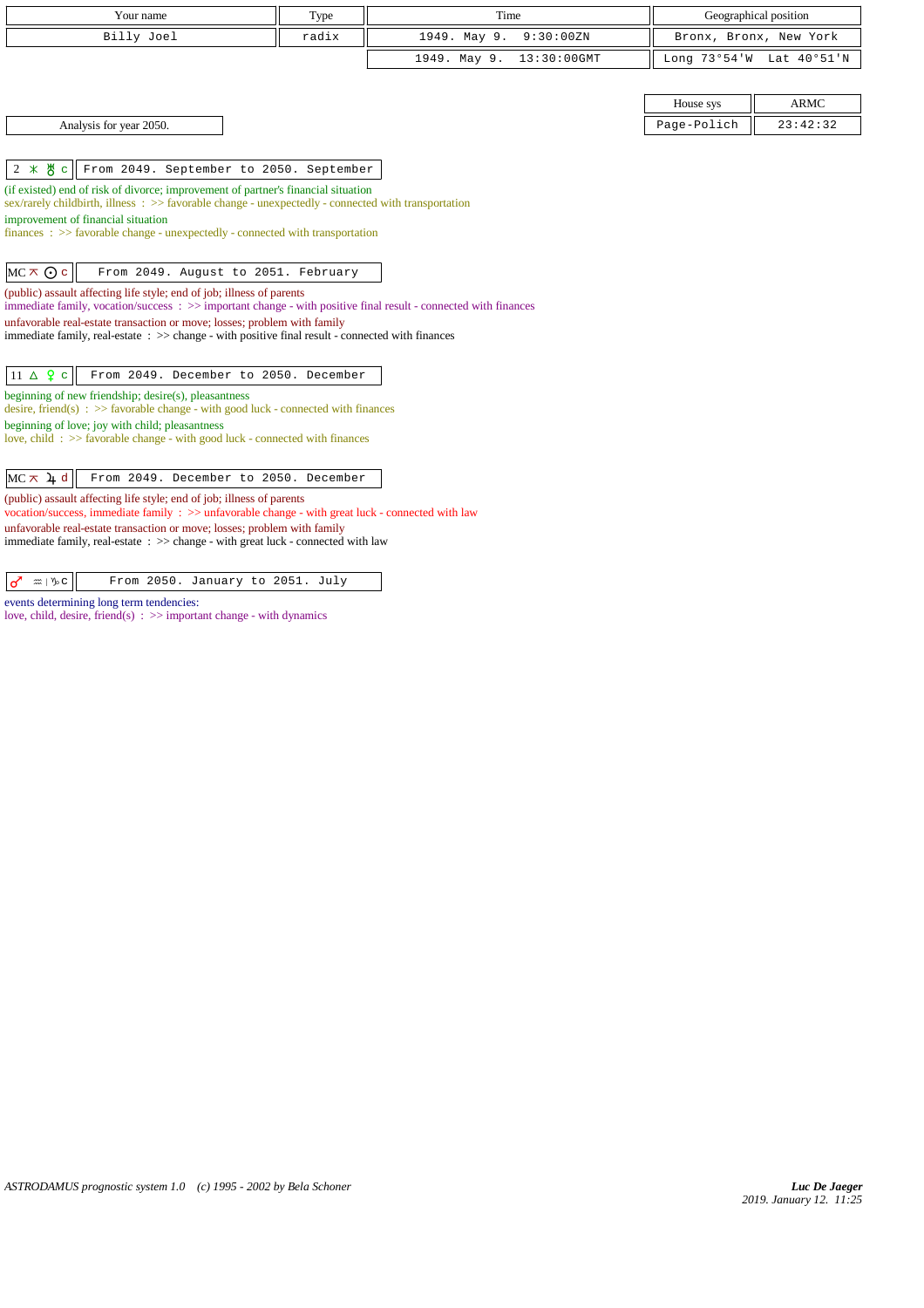| Your name | Type | Time | Geographical position |
|---|---|---|---|
| Billy Joel | radix | 1949. May 9. 9:30:00ZN | Bronx, Bronx, New York |
| | | 1949. May 9. 13:30:00GMT | Long 73°54'W Lat 40°51'N |

| House sys | ARMC |
|---|---|
| Page-Polich | 23:42:32 |

Analysis for year 2050.

**2 ⚹ ♅ c** — From 2049. September to 2050. September

(if existed) end of risk of divorce; improvement of partner's financial situation
sex/rarely childbirth, illness : >> favorable change - unexpectedly - connected with transportation

improvement of financial situation
finances : >> favorable change - unexpectedly - connected with transportation

**MC ⚻ ☉ c** — From 2049. August to 2051. February

(public) assault affecting life style; end of job; illness of parents
immediate family, vocation/success : >> important change - with positive final result - connected with finances

unfavorable real-estate transaction or move; losses; problem with family
immediate family, real-estate : >> change - with positive final result - connected with finances

**11 △ ♀ c** — From 2049. December to 2050. December

beginning of new friendship; desire(s), pleasantness
desire, friend(s) : >> favorable change - with good luck - connected with finances

beginning of love; joy with child; pleasantness
love, child : >> favorable change - with good luck - connected with finances

**MC ⚻ ♃ d** — From 2049. December to 2050. December

(public) assault affecting life style; end of job; illness of parents
vocation/success, immediate family : >> unfavorable change - with great luck - connected with law

unfavorable real-estate transaction or move; losses; problem with family
immediate family, real-estate : >> change - with great luck - connected with law

**♂ ♒ | ♑ c** — From 2050. January to 2051. July

events determining long term tendencies:
love, child, desire, friend(s) : >> important change - with dynamics

ASTRODAMUS prognostic system 1.0 (c) 1995 - 2002 by Bela Schoner

*Luc De Jaeger*
*2019. January 12. 11:25*